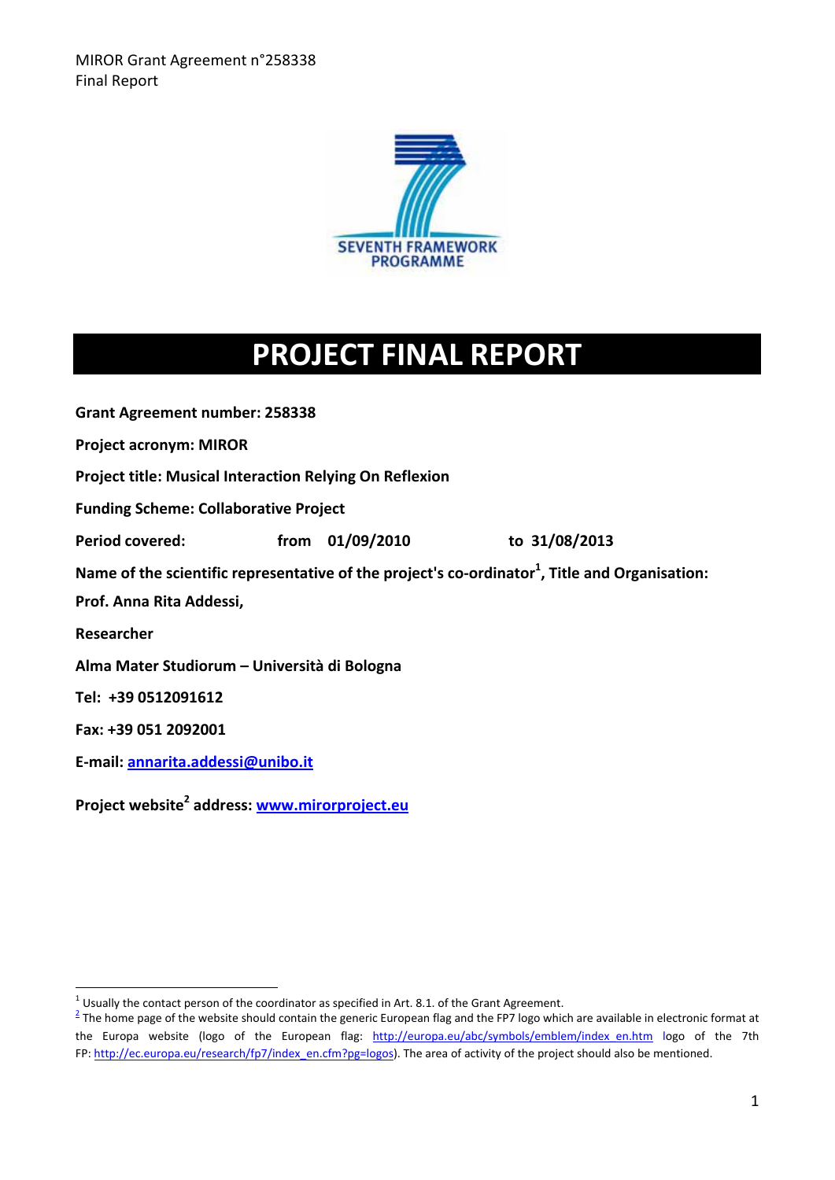MIROR Grant Agreement n°258338
Final Report

SEVENTH FRAMEWORK PROGRAMME

# PROJECT FINAL REPORT

**Grant Agreement number: 258338**

**Project acronym: MIROR**

**Project title: Musical Interaction Relying On Reflexion**

**Funding Scheme: Collaborative Project**

**Period covered: from 01/09/2010 to 31/08/2013**

**Name of the scientific representative of the project's co-ordinator[1], Title and Organisation:**

**Prof. Anna Rita Addessi,**

**Researcher**

**Alma Mater Studiorum – Università di Bologna**

**Tel: +39 0512091612**

**Fax: +39 051 2092001**

**E-mail: annarita.addessi@unibo.it**

**Project website[2] address: www.mirorproject.eu**

---

[1] Usually the contact person of the coordinator as specified in Art. 8.1. of the Grant Agreement.

[2] The home page of the website should contain the generic European flag and the FP7 logo which are available in electronic format at the Europa website (logo of the European flag: http://europa.eu/abc/symbols/emblem/index_en.htm logo of the 7th FP: http://ec.europa.eu/research/fp7/index_en.cfm?pg=logos). The area of activity of the project should also be mentioned.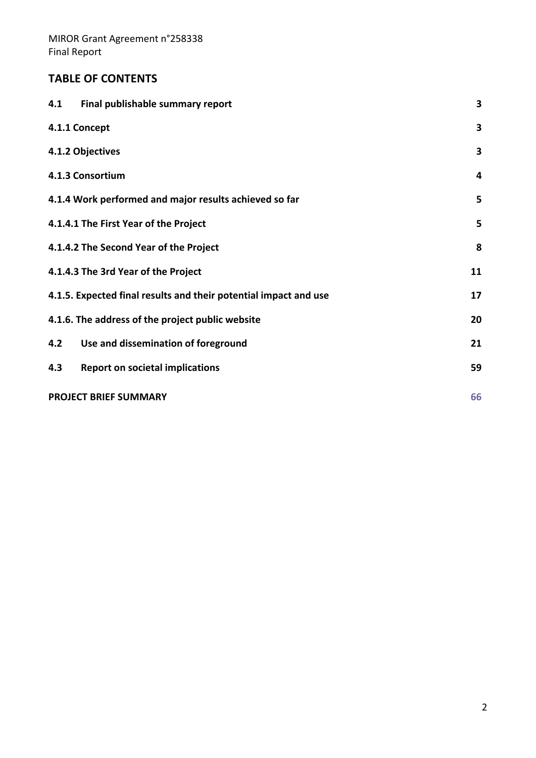## TABLE OF CONTENTS

| | | |
|---|---|---|
| **4.1** | **Final publishable summary report** | **3** |
| **4.1.1 Concept** | | **3** |
| **4.1.2 Objectives** | | **3** |
| **4.1.3 Consortium** | | **4** |
| **4.1.4 Work performed and major results achieved so far** | | **5** |
| **4.1.4.1 The First Year of the Project** | | **5** |
| **4.1.4.2 The Second Year of the Project** | | **8** |
| **4.1.4.3 The 3rd Year of the Project** | | **11** |
| **4.1.5. Expected final results and their potential impact and use** | | **17** |
| **4.1.6. The address of the project public website** | | **20** |
| **4.2** | **Use and dissemination of foreground** | **21** |
| **4.3** | **Report on societal implications** | **59** |
| **PROJECT BRIEF SUMMARY** | | **66** |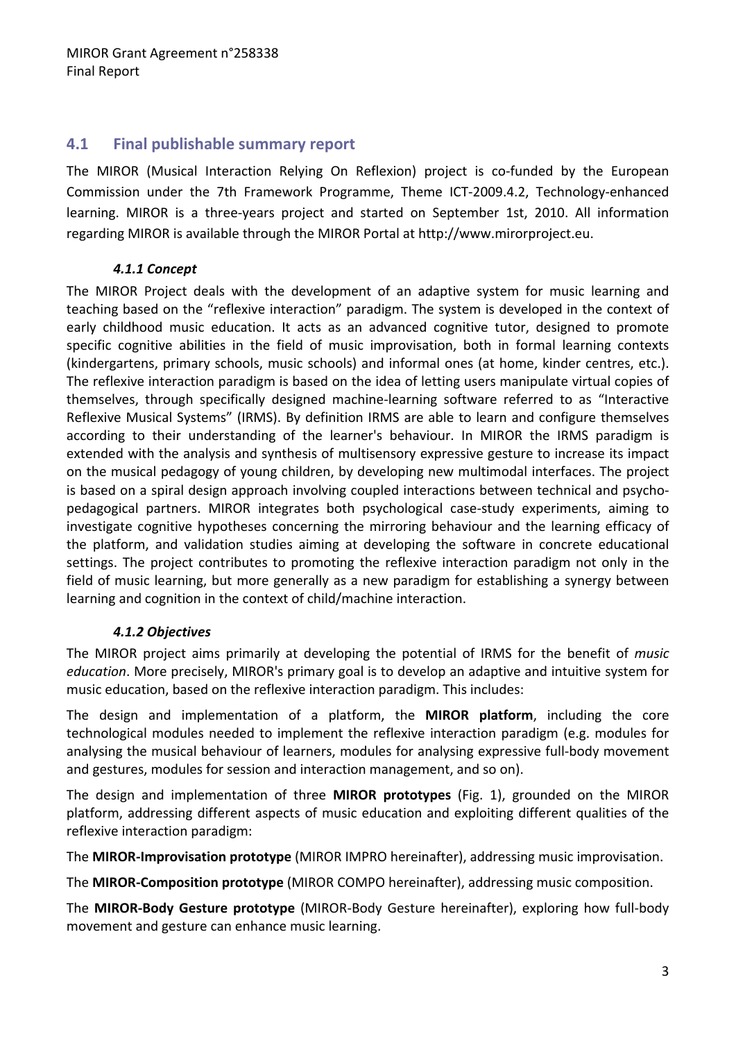## 4.1 Final publishable summary report

The MIROR (Musical Interaction Relying On Reflexion) project is co-funded by the European Commission under the 7th Framework Programme, Theme ICT-2009.4.2, Technology-enhanced learning. MIROR is a three-years project and started on September 1st, 2010. All information regarding MIROR is available through the MIROR Portal at http://www.mirorproject.eu.

### *4.1.1 Concept*

The MIROR Project deals with the development of an adaptive system for music learning and teaching based on the “reflexive interaction” paradigm. The system is developed in the context of early childhood music education. It acts as an advanced cognitive tutor, designed to promote specific cognitive abilities in the field of music improvisation, both in formal learning contexts (kindergartens, primary schools, music schools) and informal ones (at home, kinder centres, etc.). The reflexive interaction paradigm is based on the idea of letting users manipulate virtual copies of themselves, through specifically designed machine-learning software referred to as “Interactive Reflexive Musical Systems” (IRMS). By definition IRMS are able to learn and configure themselves according to their understanding of the learner's behaviour. In MIROR the IRMS paradigm is extended with the analysis and synthesis of multisensory expressive gesture to increase its impact on the musical pedagogy of young children, by developing new multimodal interfaces. The project is based on a spiral design approach involving coupled interactions between technical and psycho-pedagogical partners. MIROR integrates both psychological case-study experiments, aiming to investigate cognitive hypotheses concerning the mirroring behaviour and the learning efficacy of the platform, and validation studies aiming at developing the software in concrete educational settings. The project contributes to promoting the reflexive interaction paradigm not only in the field of music learning, but more generally as a new paradigm for establishing a synergy between learning and cognition in the context of child/machine interaction.

### *4.1.2 Objectives*

The MIROR project aims primarily at developing the potential of IRMS for the benefit of *music education*. More precisely, MIROR's primary goal is to develop an adaptive and intuitive system for music education, based on the reflexive interaction paradigm. This includes:

The design and implementation of a platform, the **MIROR platform**, including the core technological modules needed to implement the reflexive interaction paradigm (e.g. modules for analysing the musical behaviour of learners, modules for analysing expressive full-body movement and gestures, modules for session and interaction management, and so on).

The design and implementation of three **MIROR prototypes** (Fig. 1), grounded on the MIROR platform, addressing different aspects of music education and exploiting different qualities of the reflexive interaction paradigm:

The **MIROR-Improvisation prototype** (MIROR IMPRO hereinafter), addressing music improvisation.

The **MIROR-Composition prototype** (MIROR COMPO hereinafter), addressing music composition.

The **MIROR-Body Gesture prototype** (MIROR-Body Gesture hereinafter), exploring how full-body movement and gesture can enhance music learning.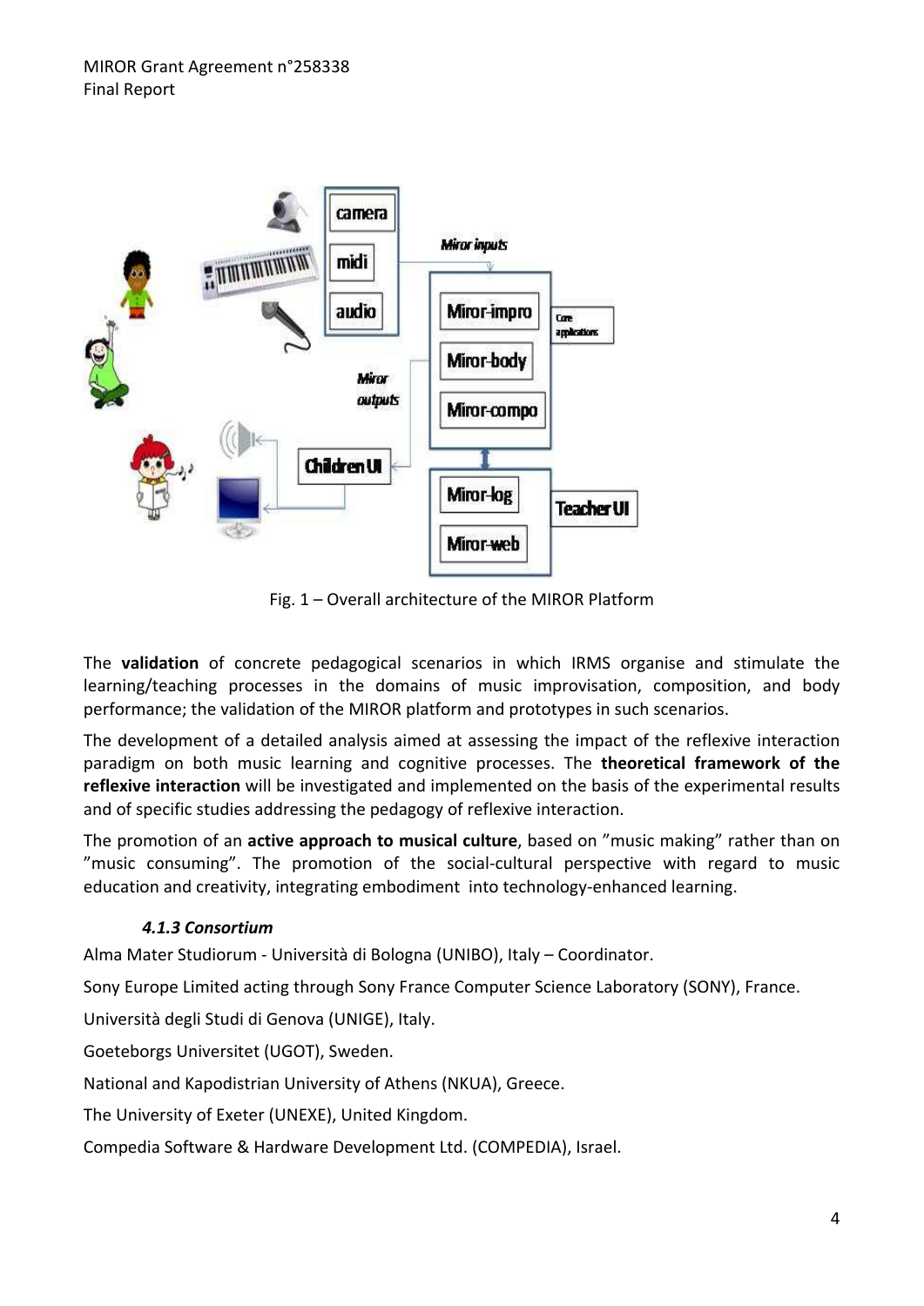Fig. 1 – Overall architecture of the MIROR Platform

The **validation** of concrete pedagogical scenarios in which IRMS organise and stimulate the learning/teaching processes in the domains of music improvisation, composition, and body performance; the validation of the MIROR platform and prototypes in such scenarios.

The development of a detailed analysis aimed at assessing the impact of the reflexive interaction paradigm on both music learning and cognitive processes. The **theoretical framework of the reflexive interaction** will be investigated and implemented on the basis of the experimental results and of specific studies addressing the pedagogy of reflexive interaction.

The promotion of an **active approach to musical culture**, based on ”music making” rather than on ”music consuming”. The promotion of the social-cultural perspective with regard to music education and creativity, integrating embodiment into technology-enhanced learning.

### *4.1.3 Consortium*

Alma Mater Studiorum - Università di Bologna (UNIBO), Italy – Coordinator.

Sony Europe Limited acting through Sony France Computer Science Laboratory (SONY), France.

Università degli Studi di Genova (UNIGE), Italy.

Goeteborgs Universitet (UGOT), Sweden.

National and Kapodistrian University of Athens (NKUA), Greece.

The University of Exeter (UNEXE), United Kingdom.

Compedia Software & Hardware Development Ltd. (COMPEDIA), Israel.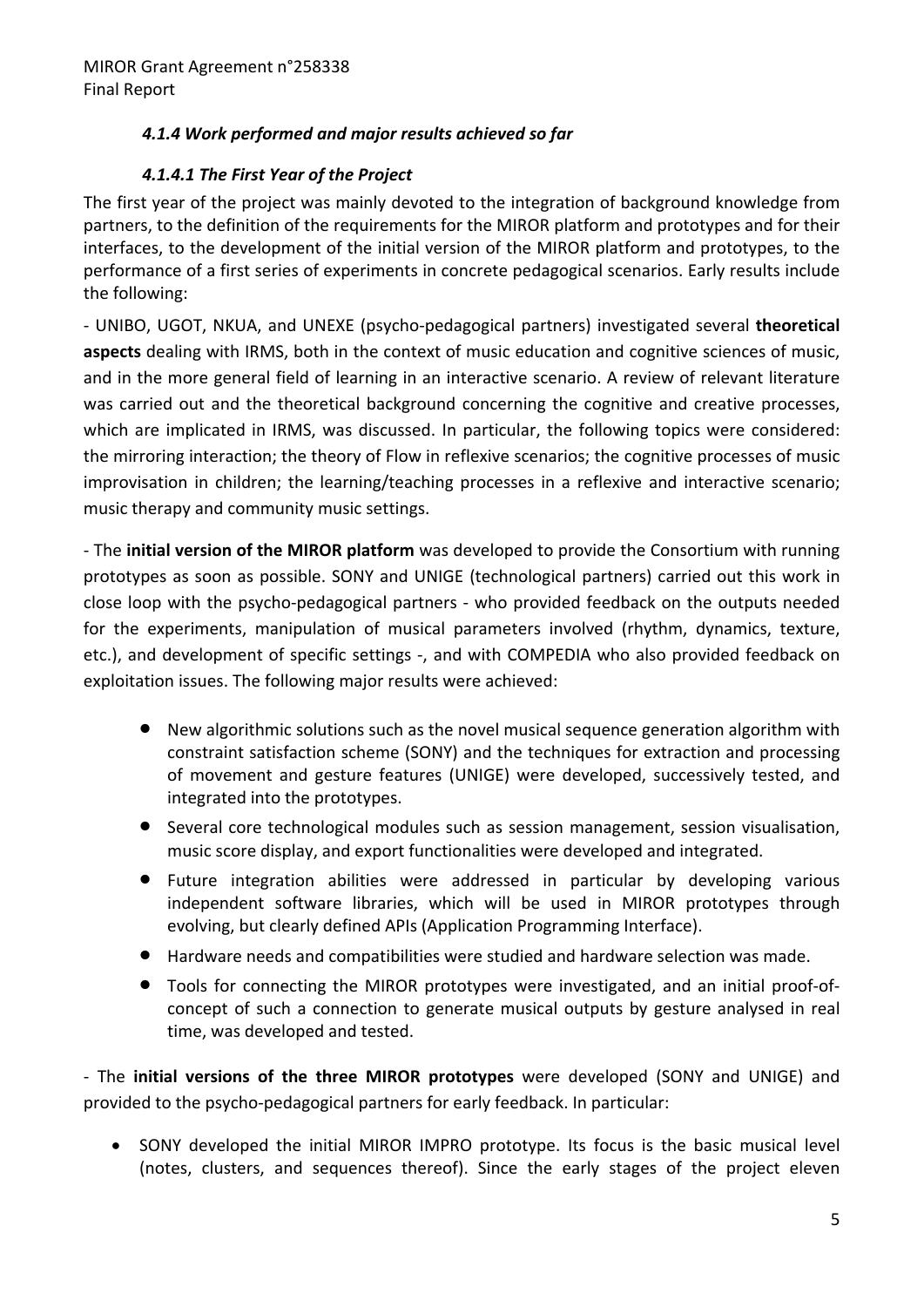#### *4.1.4 Work performed and major results achieved so far*

##### *4.1.4.1 The First Year of the Project*

The first year of the project was mainly devoted to the integration of background knowledge from partners, to the definition of the requirements for the MIROR platform and prototypes and for their interfaces, to the development of the initial version of the MIROR platform and prototypes, to the performance of a first series of experiments in concrete pedagogical scenarios. Early results include the following:

- UNIBO, UGOT, NKUA, and UNEXE (psycho-pedagogical partners) investigated several **theoretical aspects** dealing with IRMS, both in the context of music education and cognitive sciences of music, and in the more general field of learning in an interactive scenario. A review of relevant literature was carried out and the theoretical background concerning the cognitive and creative processes, which are implicated in IRMS, was discussed. In particular, the following topics were considered: the mirroring interaction; the theory of Flow in reflexive scenarios; the cognitive processes of music improvisation in children; the learning/teaching processes in a reflexive and interactive scenario; music therapy and community music settings.

- The **initial version of the MIROR platform** was developed to provide the Consortium with running prototypes as soon as possible. SONY and UNIGE (technological partners) carried out this work in close loop with the psycho-pedagogical partners - who provided feedback on the outputs needed for the experiments, manipulation of musical parameters involved (rhythm, dynamics, texture, etc.), and development of specific settings -, and with COMPEDIA who also provided feedback on exploitation issues. The following major results were achieved:

  - New algorithmic solutions such as the novel musical sequence generation algorithm with constraint satisfaction scheme (SONY) and the techniques for extraction and processing of movement and gesture features (UNIGE) were developed, successively tested, and integrated into the prototypes.
  - Several core technological modules such as session management, session visualisation, music score display, and export functionalities were developed and integrated.
  - Future integration abilities were addressed in particular by developing various independent software libraries, which will be used in MIROR prototypes through evolving, but clearly defined APIs (Application Programming Interface).
  - Hardware needs and compatibilities were studied and hardware selection was made.
  - Tools for connecting the MIROR prototypes were investigated, and an initial proof-of-concept of such a connection to generate musical outputs by gesture analysed in real time, was developed and tested.

- The **initial versions of the three MIROR prototypes** were developed (SONY and UNIGE) and provided to the psycho-pedagogical partners for early feedback. In particular:

  - SONY developed the initial MIROR IMPRO prototype. Its focus is the basic musical level (notes, clusters, and sequences thereof). Since the early stages of the project eleven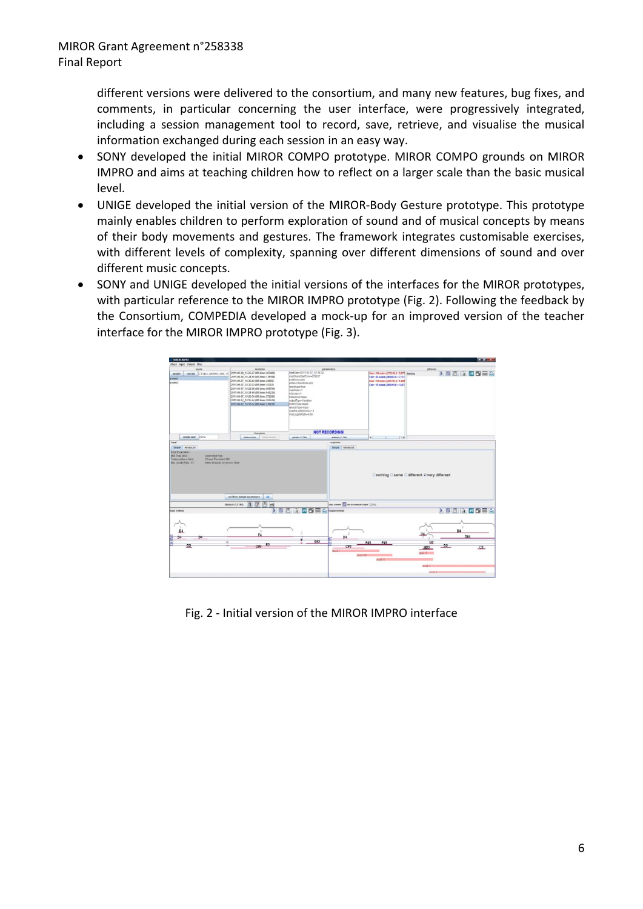different versions were delivered to the consortium, and many new features, bug fixes, and comments, in particular concerning the user interface, were progressively integrated, including a session management tool to record, save, retrieve, and visualise the musical information exchanged during each session in an easy way.

- SONY developed the initial MIROR COMPO prototype. MIROR COMPO grounds on MIROR IMPRO and aims at teaching children how to reflect on a larger scale than the basic musical level.
- UNIGE developed the initial version of the MIROR-Body Gesture prototype. This prototype mainly enables children to perform exploration of sound and of musical concepts by means of their body movements and gestures. The framework integrates customisable exercises, with different levels of complexity, spanning over different dimensions of sound and over different music concepts.
- SONY and UNIGE developed the initial versions of the interfaces for the MIROR prototypes, with particular reference to the MIROR IMPRO prototype (Fig. 2). Following the feedback by the Consortium, COMPEDIA developed a mock-up for an improved version of the teacher interface for the MIROR IMPRO prototype (Fig. 3).

Fig. 2 - Initial version of the MIROR IMPRO interface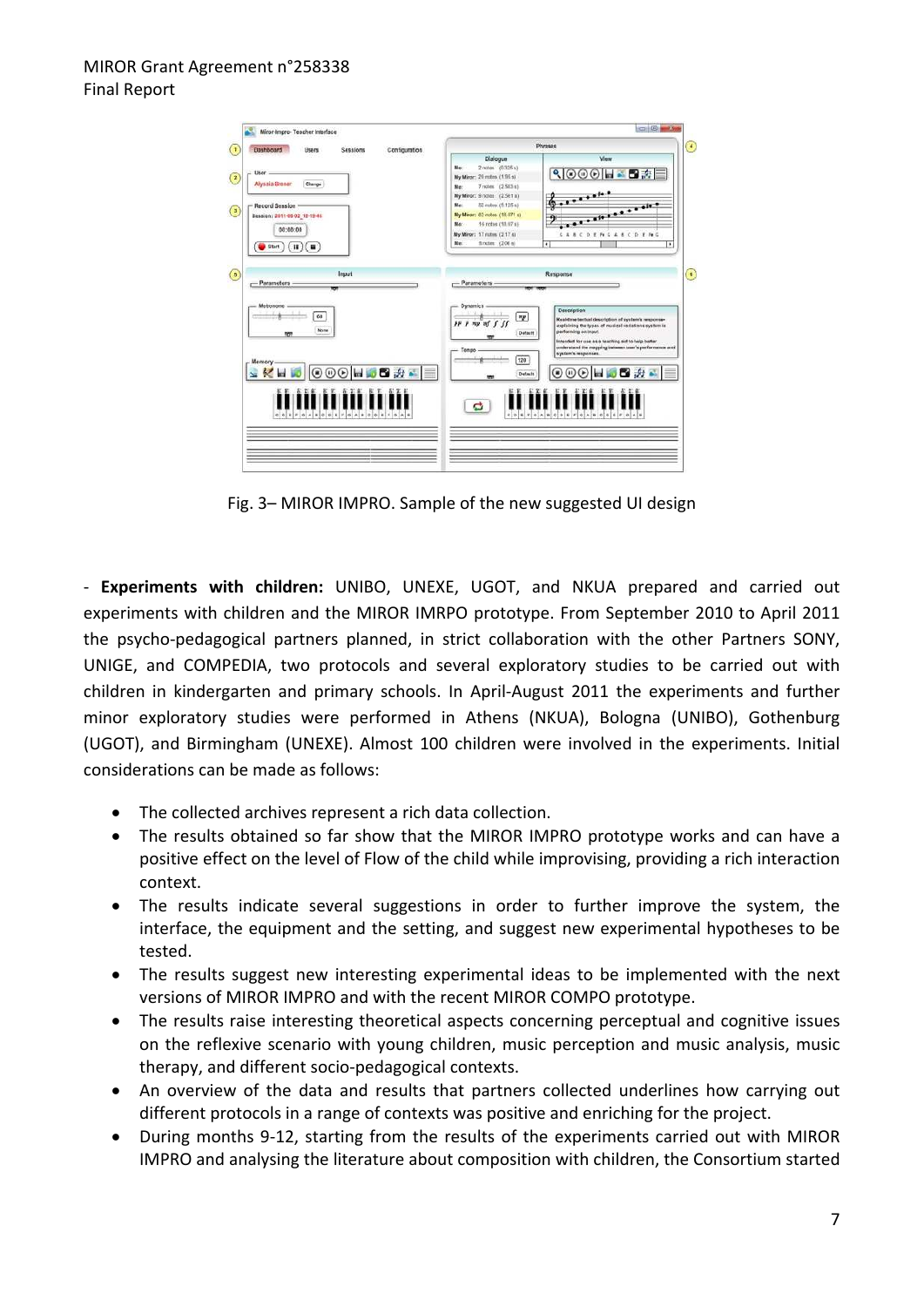Fig. 3– MIROR IMPRO. Sample of the new suggested UI design

- **Experiments with children:** UNIBO, UNEXE, UGOT, and NKUA prepared and carried out experiments with children and the MIROR IMRPO prototype. From September 2010 to April 2011 the psycho-pedagogical partners planned, in strict collaboration with the other Partners SONY, UNIGE, and COMPEDIA, two protocols and several exploratory studies to be carried out with children in kindergarten and primary schools. In April-August 2011 the experiments and further minor exploratory studies were performed in Athens (NKUA), Bologna (UNIBO), Gothenburg (UGOT), and Birmingham (UNEXE). Almost 100 children were involved in the experiments. Initial considerations can be made as follows:

- The collected archives represent a rich data collection.
- The results obtained so far show that the MIROR IMPRO prototype works and can have a positive effect on the level of Flow of the child while improvising, providing a rich interaction context.
- The results indicate several suggestions in order to further improve the system, the interface, the equipment and the setting, and suggest new experimental hypotheses to be tested.
- The results suggest new interesting experimental ideas to be implemented with the next versions of MIROR IMPRO and with the recent MIROR COMPO prototype.
- The results raise interesting theoretical aspects concerning perceptual and cognitive issues on the reflexive scenario with young children, music perception and music analysis, music therapy, and different socio-pedagogical contexts.
- An overview of the data and results that partners collected underlines how carrying out different protocols in a range of contexts was positive and enriching for the project.
- During months 9-12, starting from the results of the experiments carried out with MIROR IMPRO and analysing the literature about composition with children, the Consortium started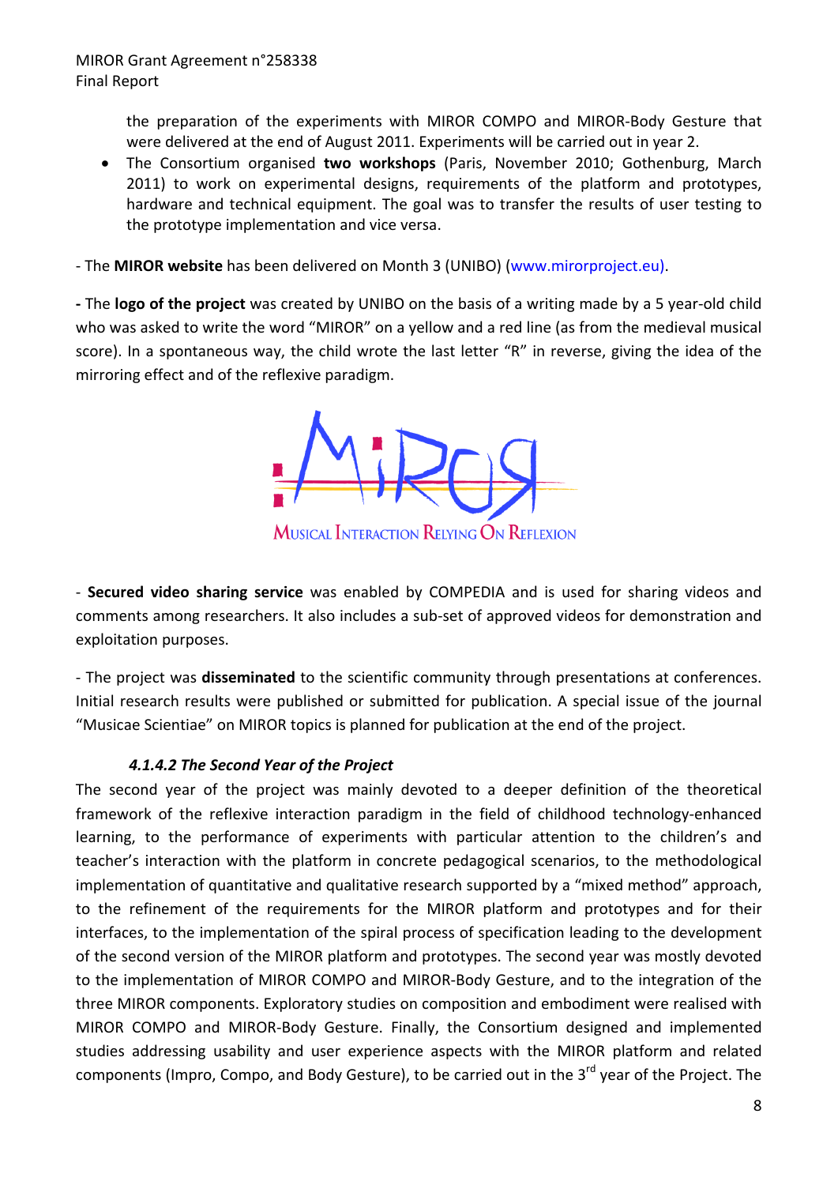the preparation of the experiments with MIROR COMPO and MIROR-Body Gesture that were delivered at the end of August 2011. Experiments will be carried out in year 2.

- The Consortium organised **two workshops** (Paris, November 2010; Gothenburg, March 2011) to work on experimental designs, requirements of the platform and prototypes, hardware and technical equipment. The goal was to transfer the results of user testing to the prototype implementation and vice versa.

- The **MIROR website** has been delivered on Month 3 (UNIBO) (www.mirorproject.eu).

**-** The **logo of the project** was created by UNIBO on the basis of a writing made by a 5 year-old child who was asked to write the word "MIROR" on a yellow and a red line (as from the medieval musical score). In a spontaneous way, the child wrote the last letter "R" in reverse, giving the idea of the mirroring effect and of the reflexive paradigm.

MUSICAL INTERACTION RELYING ON REFLEXION

- **Secured video sharing service** was enabled by COMPEDIA and is used for sharing videos and comments among researchers. It also includes a sub-set of approved videos for demonstration and exploitation purposes.

- The project was **disseminated** to the scientific community through presentations at conferences. Initial research results were published or submitted for publication. A special issue of the journal "Musicae Scientiae" on MIROR topics is planned for publication at the end of the project.

#### *4.1.4.2 The Second Year of the Project*

The second year of the project was mainly devoted to a deeper definition of the theoretical framework of the reflexive interaction paradigm in the field of childhood technology-enhanced learning, to the performance of experiments with particular attention to the children's and teacher's interaction with the platform in concrete pedagogical scenarios, to the methodological implementation of quantitative and qualitative research supported by a "mixed method" approach, to the refinement of the requirements for the MIROR platform and prototypes and for their interfaces, to the implementation of the spiral process of specification leading to the development of the second version of the MIROR platform and prototypes. The second year was mostly devoted to the implementation of MIROR COMPO and MIROR-Body Gesture, and to the integration of the three MIROR components. Exploratory studies on composition and embodiment were realised with MIROR COMPO and MIROR-Body Gesture. Finally, the Consortium designed and implemented studies addressing usability and user experience aspects with the MIROR platform and related components (Impro, Compo, and Body Gesture), to be carried out in the 3rd year of the Project. The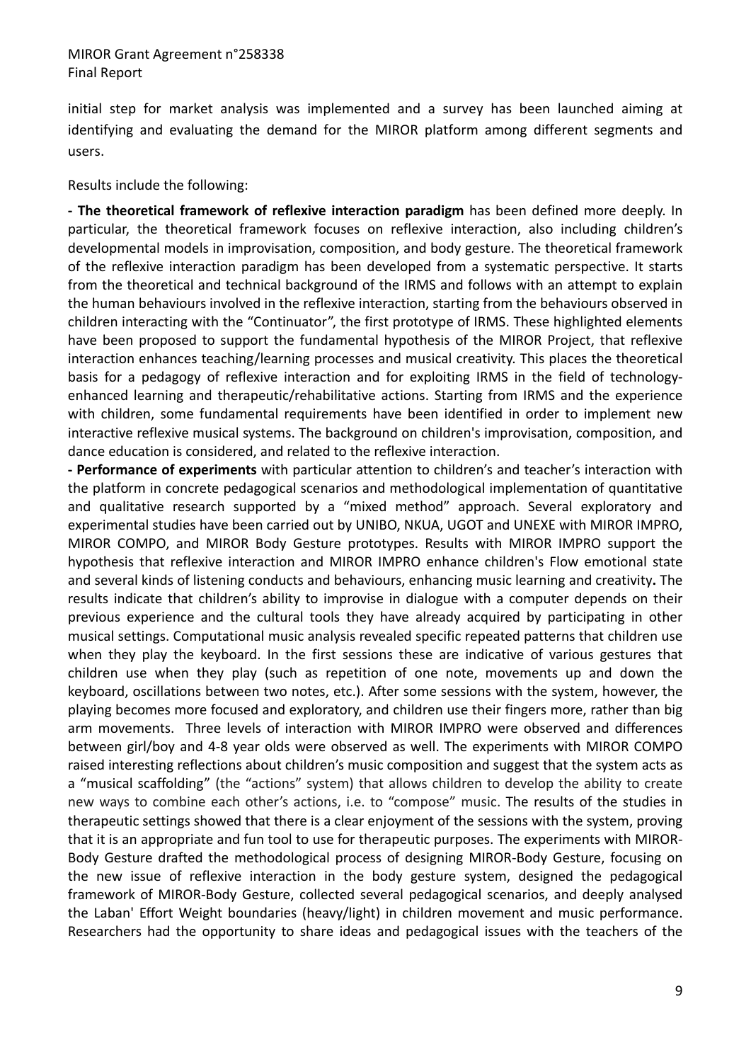initial step for market analysis was implemented and a survey has been launched aiming at identifying and evaluating the demand for the MIROR platform among different segments and users.

Results include the following:

**- The theoretical framework of reflexive interaction paradigm** has been defined more deeply. In particular, the theoretical framework focuses on reflexive interaction, also including children's developmental models in improvisation, composition, and body gesture. The theoretical framework of the reflexive interaction paradigm has been developed from a systematic perspective. It starts from the theoretical and technical background of the IRMS and follows with an attempt to explain the human behaviours involved in the reflexive interaction, starting from the behaviours observed in children interacting with the "Continuator", the first prototype of IRMS. These highlighted elements have been proposed to support the fundamental hypothesis of the MIROR Project, that reflexive interaction enhances teaching/learning processes and musical creativity. This places the theoretical basis for a pedagogy of reflexive interaction and for exploiting IRMS in the field of technology-enhanced learning and therapeutic/rehabilitative actions. Starting from IRMS and the experience with children, some fundamental requirements have been identified in order to implement new interactive reflexive musical systems. The background on children's improvisation, composition, and dance education is considered, and related to the reflexive interaction.

**- Performance of experiments** with particular attention to children's and teacher's interaction with the platform in concrete pedagogical scenarios and methodological implementation of quantitative and qualitative research supported by a "mixed method" approach. Several exploratory and experimental studies have been carried out by UNIBO, NKUA, UGOT and UNEXE with MIROR IMPRO, MIROR COMPO, and MIROR Body Gesture prototypes. Results with MIROR IMPRO support the hypothesis that reflexive interaction and MIROR IMPRO enhance children's Flow emotional state and several kinds of listening conducts and behaviours, enhancing music learning and creativity**.** The results indicate that children's ability to improvise in dialogue with a computer depends on their previous experience and the cultural tools they have already acquired by participating in other musical settings. Computational music analysis revealed specific repeated patterns that children use when they play the keyboard. In the first sessions these are indicative of various gestures that children use when they play (such as repetition of one note, movements up and down the keyboard, oscillations between two notes, etc.). After some sessions with the system, however, the playing becomes more focused and exploratory, and children use their fingers more, rather than big arm movements. Three levels of interaction with MIROR IMPRO were observed and differences between girl/boy and 4-8 year olds were observed as well. The experiments with MIROR COMPO raised interesting reflections about children's music composition and suggest that the system acts as a "musical scaffolding" (the "actions" system) that allows children to develop the ability to create new ways to combine each other's actions, i.e. to "compose" music. The results of the studies in therapeutic settings showed that there is a clear enjoyment of the sessions with the system, proving that it is an appropriate and fun tool to use for therapeutic purposes. The experiments with MIROR-Body Gesture drafted the methodological process of designing MIROR-Body Gesture, focusing on the new issue of reflexive interaction in the body gesture system, designed the pedagogical framework of MIROR-Body Gesture, collected several pedagogical scenarios, and deeply analysed the Laban' Effort Weight boundaries (heavy/light) in children movement and music performance. Researchers had the opportunity to share ideas and pedagogical issues with the teachers of the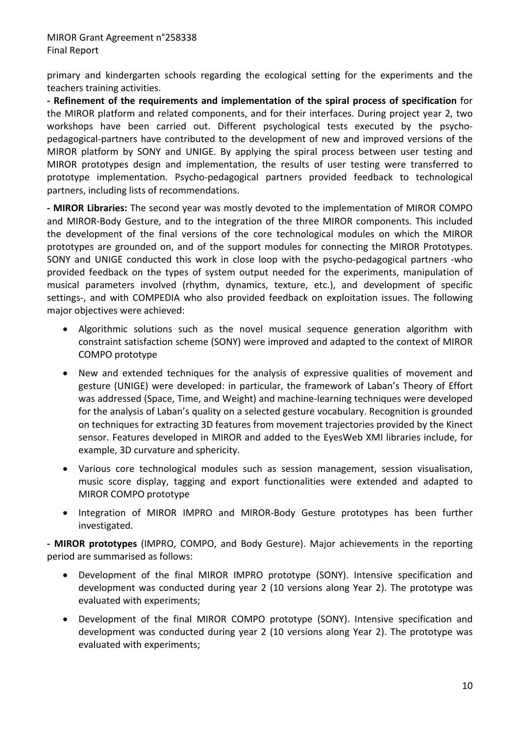primary and kindergarten schools regarding the ecological setting for the experiments and the teachers training activities.

**- Refinement of the requirements and implementation of the spiral process of specification** for the MIROR platform and related components, and for their interfaces. During project year 2, two workshops have been carried out. Different psychological tests executed by the psycho-pedagogical-partners have contributed to the development of new and improved versions of the MIROR platform by SONY and UNIGE. By applying the spiral process between user testing and MIROR prototypes design and implementation, the results of user testing were transferred to prototype implementation. Psycho-pedagogical partners provided feedback to technological partners, including lists of recommendations.

**- MIROR Libraries:** The second year was mostly devoted to the implementation of MIROR COMPO and MIROR-Body Gesture, and to the integration of the three MIROR components. This included the development of the final versions of the core technological modules on which the MIROR prototypes are grounded on, and of the support modules for connecting the MIROR Prototypes. SONY and UNIGE conducted this work in close loop with the psycho-pedagogical partners -who provided feedback on the types of system output needed for the experiments, manipulation of musical parameters involved (rhythm, dynamics, texture, etc.), and development of specific settings-, and with COMPEDIA who also provided feedback on exploitation issues. The following major objectives were achieved:

- Algorithmic solutions such as the novel musical sequence generation algorithm with constraint satisfaction scheme (SONY) were improved and adapted to the context of MIROR COMPO prototype
- New and extended techniques for the analysis of expressive qualities of movement and gesture (UNIGE) were developed: in particular, the framework of Laban's Theory of Effort was addressed (Space, Time, and Weight) and machine-learning techniques were developed for the analysis of Laban's quality on a selected gesture vocabulary. Recognition is grounded on techniques for extracting 3D features from movement trajectories provided by the Kinect sensor. Features developed in MIROR and added to the EyesWeb XMI libraries include, for example, 3D curvature and sphericity.
- Various core technological modules such as session management, session visualisation, music score display, tagging and export functionalities were extended and adapted to MIROR COMPO prototype
- Integration of MIROR IMPRO and MIROR-Body Gesture prototypes has been further investigated.

**- MIROR prototypes** (IMPRO, COMPO, and Body Gesture). Major achievements in the reporting period are summarised as follows:

- Development of the final MIROR IMPRO prototype (SONY). Intensive specification and development was conducted during year 2 (10 versions along Year 2). The prototype was evaluated with experiments;
- Development of the final MIROR COMPO prototype (SONY). Intensive specification and development was conducted during year 2 (10 versions along Year 2). The prototype was evaluated with experiments;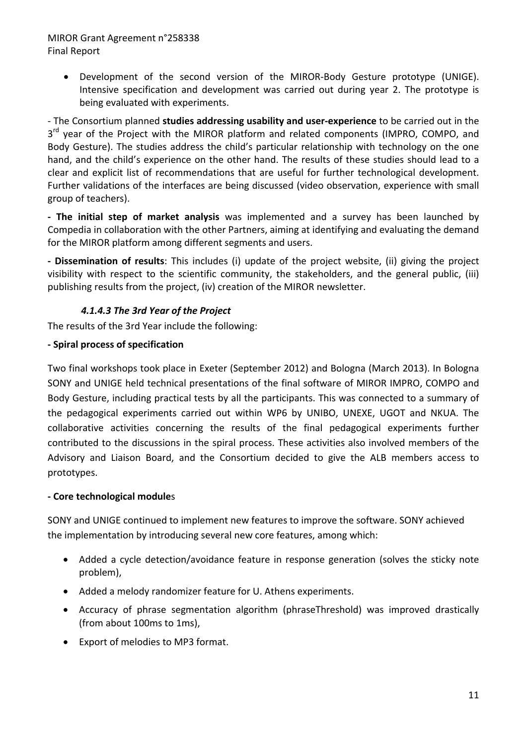- Development of the second version of the MIROR-Body Gesture prototype (UNIGE). Intensive specification and development was carried out during year 2. The prototype is being evaluated with experiments.

- The Consortium planned **studies addressing usability and user-experience** to be carried out in the 3rd year of the Project with the MIROR platform and related components (IMPRO, COMPO, and Body Gesture). The studies address the child's particular relationship with technology on the one hand, and the child's experience on the other hand. The results of these studies should lead to a clear and explicit list of recommendations that are useful for further technological development. Further validations of the interfaces are being discussed (video observation, experience with small group of teachers).

**- The initial step of market analysis** was implemented and a survey has been launched by Compedia in collaboration with the other Partners, aiming at identifying and evaluating the demand for the MIROR platform among different segments and users.

**- Dissemination of results**: This includes (i) update of the project website, (ii) giving the project visibility with respect to the scientific community, the stakeholders, and the general public, (iii) publishing results from the project, (iv) creation of the MIROR newsletter.

#### *4.1.4.3 The 3rd Year of the Project*

The results of the 3rd Year include the following:

**- Spiral process of specification**

Two final workshops took place in Exeter (September 2012) and Bologna (March 2013). In Bologna SONY and UNIGE held technical presentations of the final software of MIROR IMPRO, COMPO and Body Gesture, including practical tests by all the participants. This was connected to a summary of the pedagogical experiments carried out within WP6 by UNIBO, UNEXE, UGOT and NKUA. The collaborative activities concerning the results of the final pedagogical experiments further contributed to the discussions in the spiral process. These activities also involved members of the Advisory and Liaison Board, and the Consortium decided to give the ALB members access to prototypes.

**- Core technological module**s

SONY and UNIGE continued to implement new features to improve the software. SONY achieved the implementation by introducing several new core features, among which:

- Added a cycle detection/avoidance feature in response generation (solves the sticky note problem),
- Added a melody randomizer feature for U. Athens experiments.
- Accuracy of phrase segmentation algorithm (phraseThreshold) was improved drastically (from about 100ms to 1ms),
- Export of melodies to MP3 format.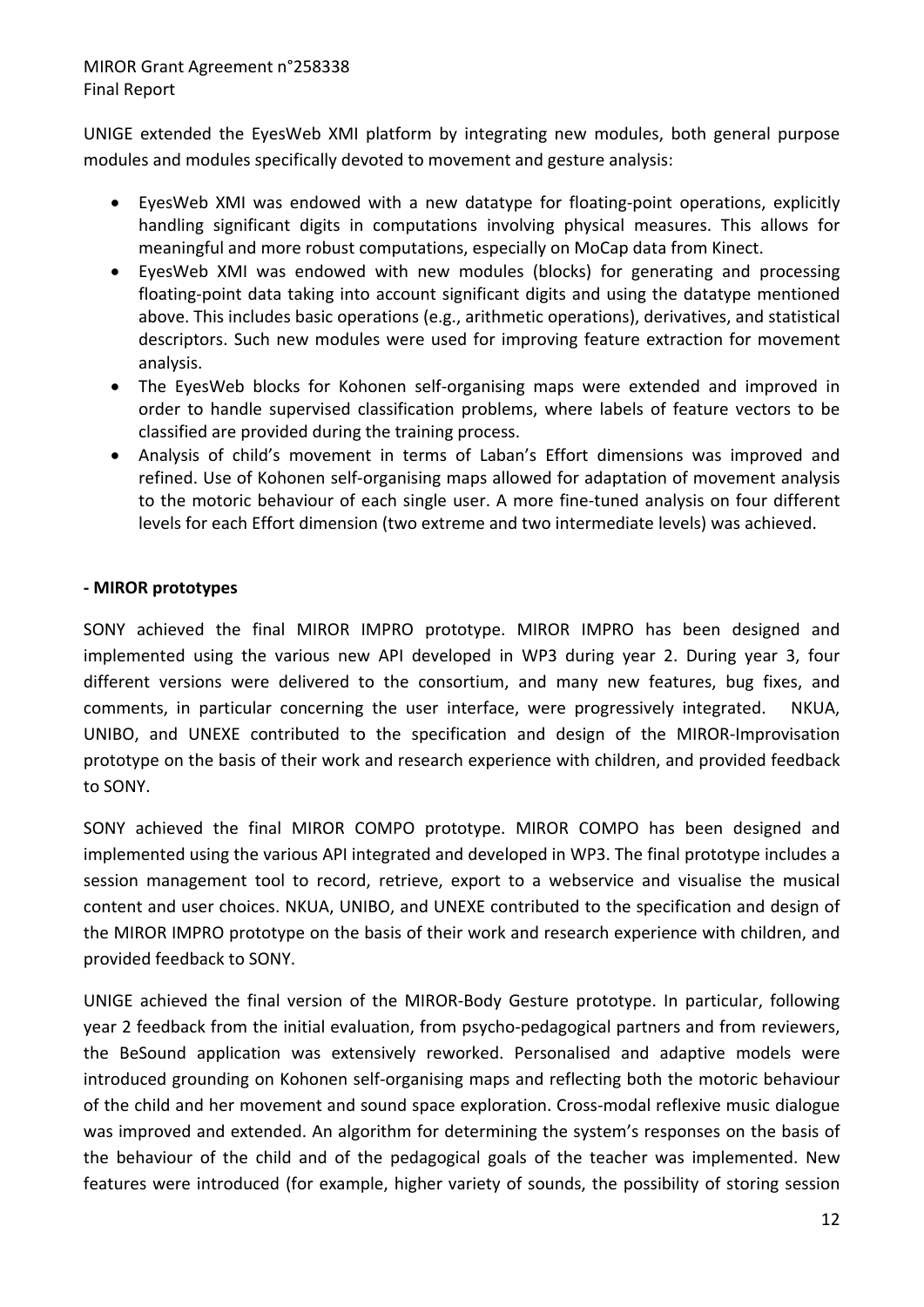UNIGE extended the EyesWeb XMI platform by integrating new modules, both general purpose modules and modules specifically devoted to movement and gesture analysis:

- EyesWeb XMI was endowed with a new datatype for floating-point operations, explicitly handling significant digits in computations involving physical measures. This allows for meaningful and more robust computations, especially on MoCap data from Kinect.
- EyesWeb XMI was endowed with new modules (blocks) for generating and processing floating-point data taking into account significant digits and using the datatype mentioned above. This includes basic operations (e.g., arithmetic operations), derivatives, and statistical descriptors. Such new modules were used for improving feature extraction for movement analysis.
- The EyesWeb blocks for Kohonen self-organising maps were extended and improved in order to handle supervised classification problems, where labels of feature vectors to be classified are provided during the training process.
- Analysis of child's movement in terms of Laban's Effort dimensions was improved and refined. Use of Kohonen self-organising maps allowed for adaptation of movement analysis to the motoric behaviour of each single user. A more fine-tuned analysis on four different levels for each Effort dimension (two extreme and two intermediate levels) was achieved.

**- MIROR prototypes**

SONY achieved the final MIROR IMPRO prototype. MIROR IMPRO has been designed and implemented using the various new API developed in WP3 during year 2. During year 3, four different versions were delivered to the consortium, and many new features, bug fixes, and comments, in particular concerning the user interface, were progressively integrated. NKUA, UNIBO, and UNEXE contributed to the specification and design of the MIROR-Improvisation prototype on the basis of their work and research experience with children, and provided feedback to SONY.

SONY achieved the final MIROR COMPO prototype. MIROR COMPO has been designed and implemented using the various API integrated and developed in WP3. The final prototype includes a session management tool to record, retrieve, export to a webservice and visualise the musical content and user choices. NKUA, UNIBO, and UNEXE contributed to the specification and design of the MIROR IMPRO prototype on the basis of their work and research experience with children, and provided feedback to SONY.

UNIGE achieved the final version of the MIROR-Body Gesture prototype. In particular, following year 2 feedback from the initial evaluation, from psycho-pedagogical partners and from reviewers, the BeSound application was extensively reworked. Personalised and adaptive models were introduced grounding on Kohonen self-organising maps and reflecting both the motoric behaviour of the child and her movement and sound space exploration. Cross-modal reflexive music dialogue was improved and extended. An algorithm for determining the system's responses on the basis of the behaviour of the child and of the pedagogical goals of the teacher was implemented. New features were introduced (for example, higher variety of sounds, the possibility of storing session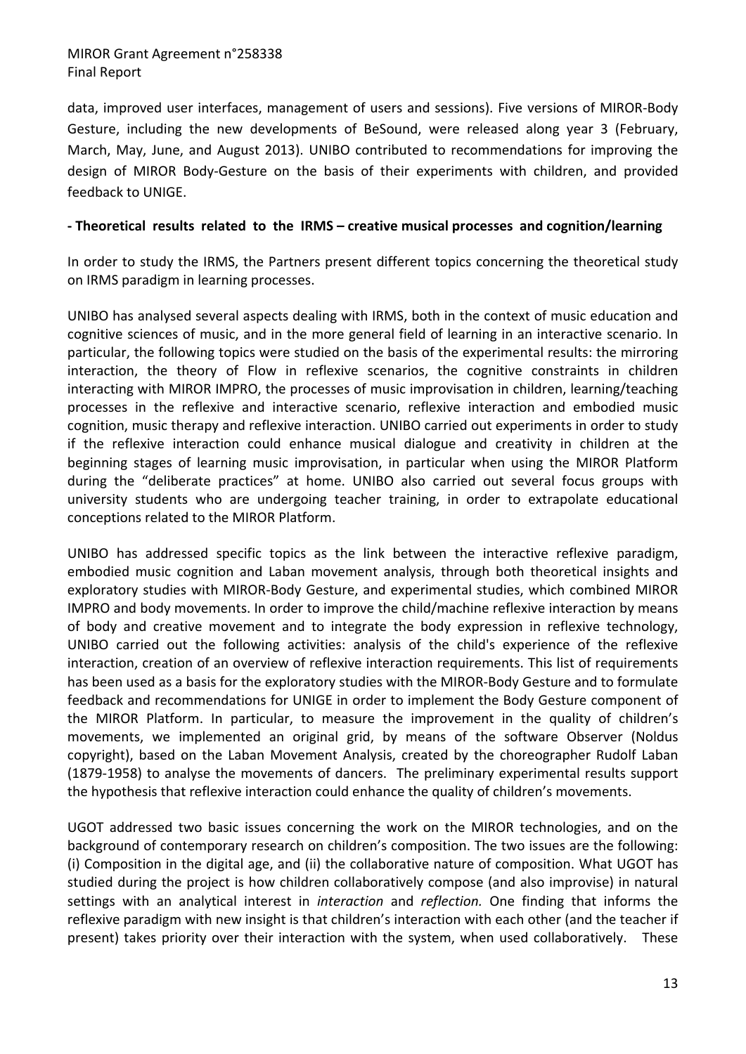data, improved user interfaces, management of users and sessions). Five versions of MIROR-Body Gesture, including the new developments of BeSound, were released along year 3 (February, March, May, June, and August 2013). UNIBO contributed to recommendations for improving the design of MIROR Body-Gesture on the basis of their experiments with children, and provided feedback to UNIGE.

**- Theoretical results related to the IRMS – creative musical processes and cognition/learning**

In order to study the IRMS, the Partners present different topics concerning the theoretical study on IRMS paradigm in learning processes.

UNIBO has analysed several aspects dealing with IRMS, both in the context of music education and cognitive sciences of music, and in the more general field of learning in an interactive scenario. In particular, the following topics were studied on the basis of the experimental results: the mirroring interaction, the theory of Flow in reflexive scenarios, the cognitive constraints in children interacting with MIROR IMPRO, the processes of music improvisation in children, learning/teaching processes in the reflexive and interactive scenario, reflexive interaction and embodied music cognition, music therapy and reflexive interaction. UNIBO carried out experiments in order to study if the reflexive interaction could enhance musical dialogue and creativity in children at the beginning stages of learning music improvisation, in particular when using the MIROR Platform during the "deliberate practices" at home. UNIBO also carried out several focus groups with university students who are undergoing teacher training, in order to extrapolate educational conceptions related to the MIROR Platform.

UNIBO has addressed specific topics as the link between the interactive reflexive paradigm, embodied music cognition and Laban movement analysis, through both theoretical insights and exploratory studies with MIROR-Body Gesture, and experimental studies, which combined MIROR IMPRO and body movements. In order to improve the child/machine reflexive interaction by means of body and creative movement and to integrate the body expression in reflexive technology, UNIBO carried out the following activities: analysis of the child's experience of the reflexive interaction, creation of an overview of reflexive interaction requirements. This list of requirements has been used as a basis for the exploratory studies with the MIROR-Body Gesture and to formulate feedback and recommendations for UNIGE in order to implement the Body Gesture component of the MIROR Platform. In particular, to measure the improvement in the quality of children's movements, we implemented an original grid, by means of the software Observer (Noldus copyright), based on the Laban Movement Analysis, created by the choreographer Rudolf Laban (1879-1958) to analyse the movements of dancers. The preliminary experimental results support the hypothesis that reflexive interaction could enhance the quality of children's movements.

UGOT addressed two basic issues concerning the work on the MIROR technologies, and on the background of contemporary research on children's composition. The two issues are the following: (i) Composition in the digital age, and (ii) the collaborative nature of composition. What UGOT has studied during the project is how children collaboratively compose (and also improvise) in natural settings with an analytical interest in *interaction* and *reflection.* One finding that informs the reflexive paradigm with new insight is that children's interaction with each other (and the teacher if present) takes priority over their interaction with the system, when used collaboratively. These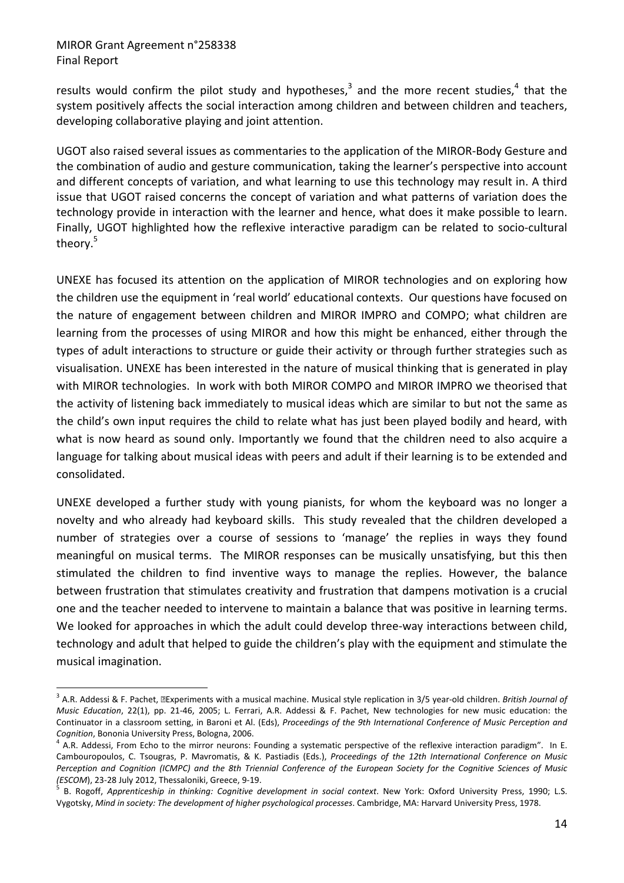results would confirm the pilot study and hypotheses,[3] and the more recent studies,[4] that the system positively affects the social interaction among children and between children and teachers, developing collaborative playing and joint attention.

UGOT also raised several issues as commentaries to the application of the MIROR-Body Gesture and the combination of audio and gesture communication, taking the learner's perspective into account and different concepts of variation, and what learning to use this technology may result in. A third issue that UGOT raised concerns the concept of variation and what patterns of variation does the technology provide in interaction with the learner and hence, what does it make possible to learn. Finally, UGOT highlighted how the reflexive interactive paradigm can be related to socio-cultural theory.[5]

UNEXE has focused its attention on the application of MIROR technologies and on exploring how the children use the equipment in 'real world' educational contexts. Our questions have focused on the nature of engagement between children and MIROR IMPRO and COMPO; what children are learning from the processes of using MIROR and how this might be enhanced, either through the types of adult interactions to structure or guide their activity or through further strategies such as visualisation. UNEXE has been interested in the nature of musical thinking that is generated in play with MIROR technologies. In work with both MIROR COMPO and MIROR IMPRO we theorised that the activity of listening back immediately to musical ideas which are similar to but not the same as the child's own input requires the child to relate what has just been played bodily and heard, with what is now heard as sound only. Importantly we found that the children need to also acquire a language for talking about musical ideas with peers and adult if their learning is to be extended and consolidated.

UNEXE developed a further study with young pianists, for whom the keyboard was no longer a novelty and who already had keyboard skills. This study revealed that the children developed a number of strategies over a course of sessions to 'manage' the replies in ways they found meaningful on musical terms. The MIROR responses can be musically unsatisfying, but this then stimulated the children to find inventive ways to manage the replies. However, the balance between frustration that stimulates creativity and frustration that dampens motivation is a crucial one and the teacher needed to intervene to maintain a balance that was positive in learning terms. We looked for approaches in which the adult could develop three-way interactions between child, technology and adult that helped to guide the children's play with the equipment and stimulate the musical imagination.

---

[3] A.R. Addessi & F. Pachet, Experiments with a musical machine. Musical style replication in 3/5 year-old children. *British Journal of Music Education*, 22(1), pp. 21-46, 2005; L. Ferrari, A.R. Addessi & F. Pachet, New technologies for new music education: the Continuator in a classroom setting, in Baroni et Al. (Eds), *Proceedings of the 9th International Conference of Music Perception and Cognition*, Bononia University Press, Bologna, 2006.

[4] A.R. Addessi, From Echo to the mirror neurons: Founding a systematic perspective of the reflexive interaction paradigm". In E. Cambouropoulos, C. Tsougras, P. Mavromatis, & K. Pastiadis (Eds.), *Proceedings of the 12th International Conference on Music Perception and Cognition (ICMPC) and the 8th Triennial Conference of the European Society for the Cognitive Sciences of Music (ESCOM)*, 23-28 July 2012, Thessaloniki, Greece, 9-19.

[5] B. Rogoff, *Apprenticeship in thinking: Cognitive development in social context*. New York: Oxford University Press, 1990; L.S. Vygotsky, *Mind in society: The development of higher psychological processes*. Cambridge, MA: Harvard University Press, 1978.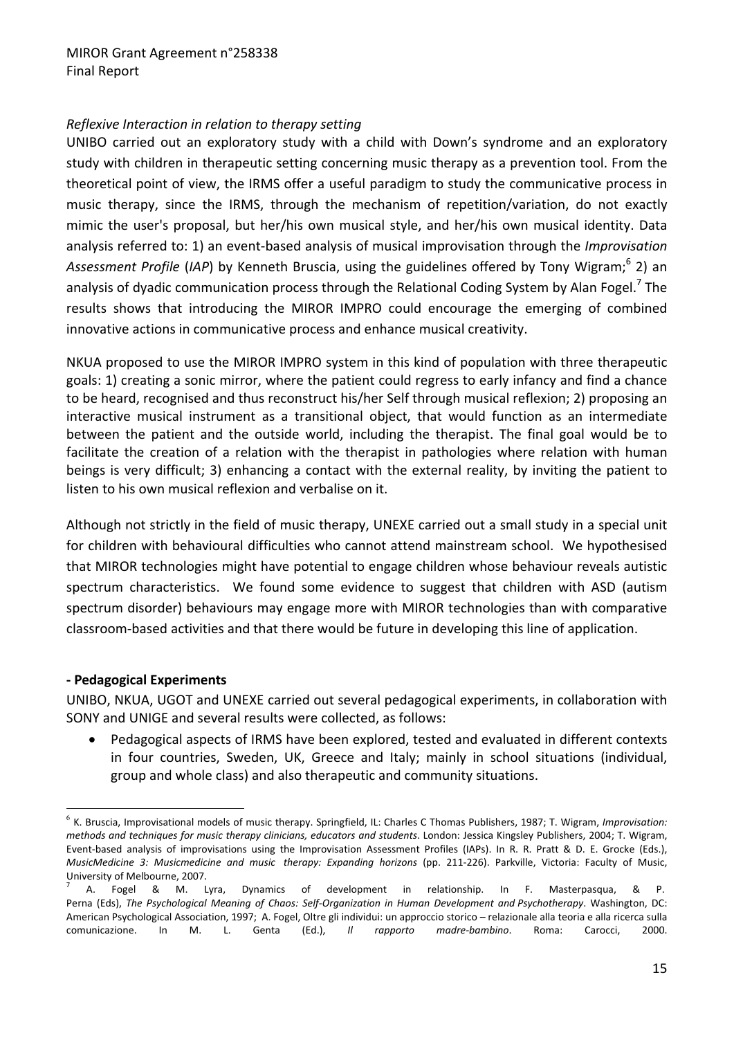*Reflexive Interaction in relation to therapy setting*

UNIBO carried out an exploratory study with a child with Down's syndrome and an exploratory study with children in therapeutic setting concerning music therapy as a prevention tool. From the theoretical point of view, the IRMS offer a useful paradigm to study the communicative process in music therapy, since the IRMS, through the mechanism of repetition/variation, do not exactly mimic the user's proposal, but her/his own musical style, and her/his own musical identity. Data analysis referred to: 1) an event-based analysis of musical improvisation through the *Improvisation Assessment Profile* (*IAP*) by Kenneth Bruscia, using the guidelines offered by Tony Wigram;[6] 2) an analysis of dyadic communication process through the Relational Coding System by Alan Fogel.[7] The results shows that introducing the MIROR IMPRO could encourage the emerging of combined innovative actions in communicative process and enhance musical creativity.

NKUA proposed to use the MIROR IMPRO system in this kind of population with three therapeutic goals: 1) creating a sonic mirror, where the patient could regress to early infancy and find a chance to be heard, recognised and thus reconstruct his/her Self through musical reflexion; 2) proposing an interactive musical instrument as a transitional object, that would function as an intermediate between the patient and the outside world, including the therapist. The final goal would be to facilitate the creation of a relation with the therapist in pathologies where relation with human beings is very difficult; 3) enhancing a contact with the external reality, by inviting the patient to listen to his own musical reflexion and verbalise on it.

Although not strictly in the field of music therapy, UNEXE carried out a small study in a special unit for children with behavioural difficulties who cannot attend mainstream school. We hypothesised that MIROR technologies might have potential to engage children whose behaviour reveals autistic spectrum characteristics. We found some evidence to suggest that children with ASD (autism spectrum disorder) behaviours may engage more with MIROR technologies than with comparative classroom-based activities and that there would be future in developing this line of application.

**- Pedagogical Experiments**

UNIBO, NKUA, UGOT and UNEXE carried out several pedagogical experiments, in collaboration with SONY and UNIGE and several results were collected, as follows:

- Pedagogical aspects of IRMS have been explored, tested and evaluated in different contexts in four countries, Sweden, UK, Greece and Italy; mainly in school situations (individual, group and whole class) and also therapeutic and community situations.

---

[6] K. Bruscia, Improvisational models of music therapy. Springfield, IL: Charles C Thomas Publishers, 1987; T. Wigram, *Improvisation: methods and techniques for music therapy clinicians, educators and students*. London: Jessica Kingsley Publishers, 2004; T. Wigram, Event-based analysis of improvisations using the Improvisation Assessment Profiles (IAPs). In R. R. Pratt & D. E. Grocke (Eds.), *MusicMedicine 3: Musicmedicine and music therapy: Expanding horizons* (pp. 211-226). Parkville, Victoria: Faculty of Music, University of Melbourne, 2007.

[7] A. Fogel & M. Lyra, Dynamics of development in relationship. In F. Masterpasqua, & P. Perna (Eds), *The Psychological Meaning of Chaos: Self-Organization in Human Development and Psychotherapy*. Washington, DC: American Psychological Association, 1997; A. Fogel, Oltre gli individui: un approccio storico – relazionale alla teoria e alla ricerca sulla comunicazione. In M. L. Genta (Ed.), *Il rapporto madre-bambino*. Roma: Carocci, 2000.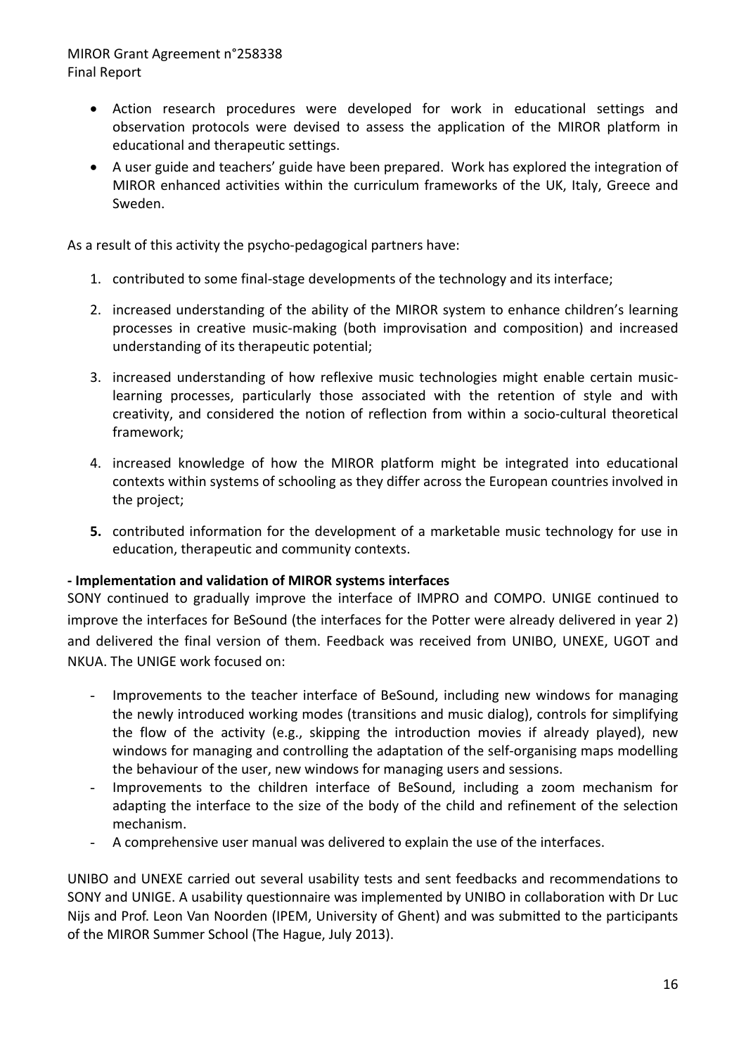- Action research procedures were developed for work in educational settings and observation protocols were devised to assess the application of the MIROR platform in educational and therapeutic settings.
- A user guide and teachers' guide have been prepared. Work has explored the integration of MIROR enhanced activities within the curriculum frameworks of the UK, Italy, Greece and Sweden.

As a result of this activity the psycho-pedagogical partners have:

1. contributed to some final-stage developments of the technology and its interface;
2. increased understanding of the ability of the MIROR system to enhance children's learning processes in creative music-making (both improvisation and composition) and increased understanding of its therapeutic potential;
3. increased understanding of how reflexive music technologies might enable certain music-learning processes, particularly those associated with the retention of style and with creativity, and considered the notion of reflection from within a socio-cultural theoretical framework;
4. increased knowledge of how the MIROR platform might be integrated into educational contexts within systems of schooling as they differ across the European countries involved in the project;
5. contributed information for the development of a marketable music technology for use in education, therapeutic and community contexts.

**- Implementation and validation of MIROR systems interfaces**

SONY continued to gradually improve the interface of IMPRO and COMPO. UNIGE continued to improve the interfaces for BeSound (the interfaces for the Potter were already delivered in year 2) and delivered the final version of them. Feedback was received from UNIBO, UNEXE, UGOT and NKUA. The UNIGE work focused on:

- Improvements to the teacher interface of BeSound, including new windows for managing the newly introduced working modes (transitions and music dialog), controls for simplifying the flow of the activity (e.g., skipping the introduction movies if already played), new windows for managing and controlling the adaptation of the self-organising maps modelling the behaviour of the user, new windows for managing users and sessions.
- Improvements to the children interface of BeSound, including a zoom mechanism for adapting the interface to the size of the body of the child and refinement of the selection mechanism.
- A comprehensive user manual was delivered to explain the use of the interfaces.

UNIBO and UNEXE carried out several usability tests and sent feedbacks and recommendations to SONY and UNIGE. A usability questionnaire was implemented by UNIBO in collaboration with Dr Luc Nijs and Prof. Leon Van Noorden (IPEM, University of Ghent) and was submitted to the participants of the MIROR Summer School (The Hague, July 2013).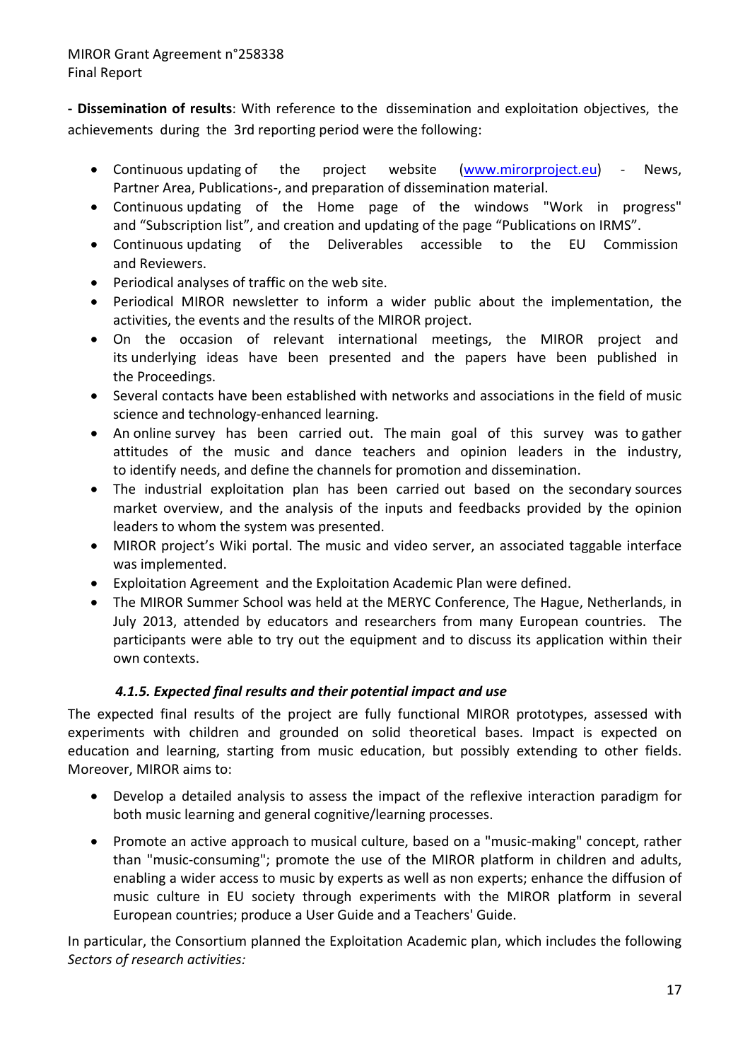**- Dissemination of results**: With reference to the dissemination and exploitation objectives, the achievements during the 3rd reporting period were the following:

- Continuous updating of the project website (www.mirorproject.eu) - News, Partner Area, Publications-, and preparation of dissemination material.
- Continuous updating of the Home page of the windows "Work in progress" and "Subscription list", and creation and updating of the page "Publications on IRMS".
- Continuous updating of the Deliverables accessible to the EU Commission and Reviewers.
- Periodical analyses of traffic on the web site.
- Periodical MIROR newsletter to inform a wider public about the implementation, the activities, the events and the results of the MIROR project.
- On the occasion of relevant international meetings, the MIROR project and its underlying ideas have been presented and the papers have been published in the Proceedings.
- Several contacts have been established with networks and associations in the field of music science and technology-enhanced learning.
- An online survey has been carried out. The main goal of this survey was to gather attitudes of the music and dance teachers and opinion leaders in the industry, to identify needs, and define the channels for promotion and dissemination.
- The industrial exploitation plan has been carried out based on the secondary sources market overview, and the analysis of the inputs and feedbacks provided by the opinion leaders to whom the system was presented.
- MIROR project's Wiki portal. The music and video server, an associated taggable interface was implemented.
- Exploitation Agreement and the Exploitation Academic Plan were defined.
- The MIROR Summer School was held at the MERYC Conference, The Hague, Netherlands, in July 2013, attended by educators and researchers from many European countries. The participants were able to try out the equipment and to discuss its application within their own contexts.

#### *4.1.5. Expected final results and their potential impact and use*

The expected final results of the project are fully functional MIROR prototypes, assessed with experiments with children and grounded on solid theoretical bases. Impact is expected on education and learning, starting from music education, but possibly extending to other fields. Moreover, MIROR aims to:

- Develop a detailed analysis to assess the impact of the reflexive interaction paradigm for both music learning and general cognitive/learning processes.
- Promote an active approach to musical culture, based on a "music-making" concept, rather than "music-consuming"; promote the use of the MIROR platform in children and adults, enabling a wider access to music by experts as well as non experts; enhance the diffusion of music culture in EU society through experiments with the MIROR platform in several European countries; produce a User Guide and a Teachers' Guide.

In particular, the Consortium planned the Exploitation Academic plan, which includes the following *Sectors of research activities:*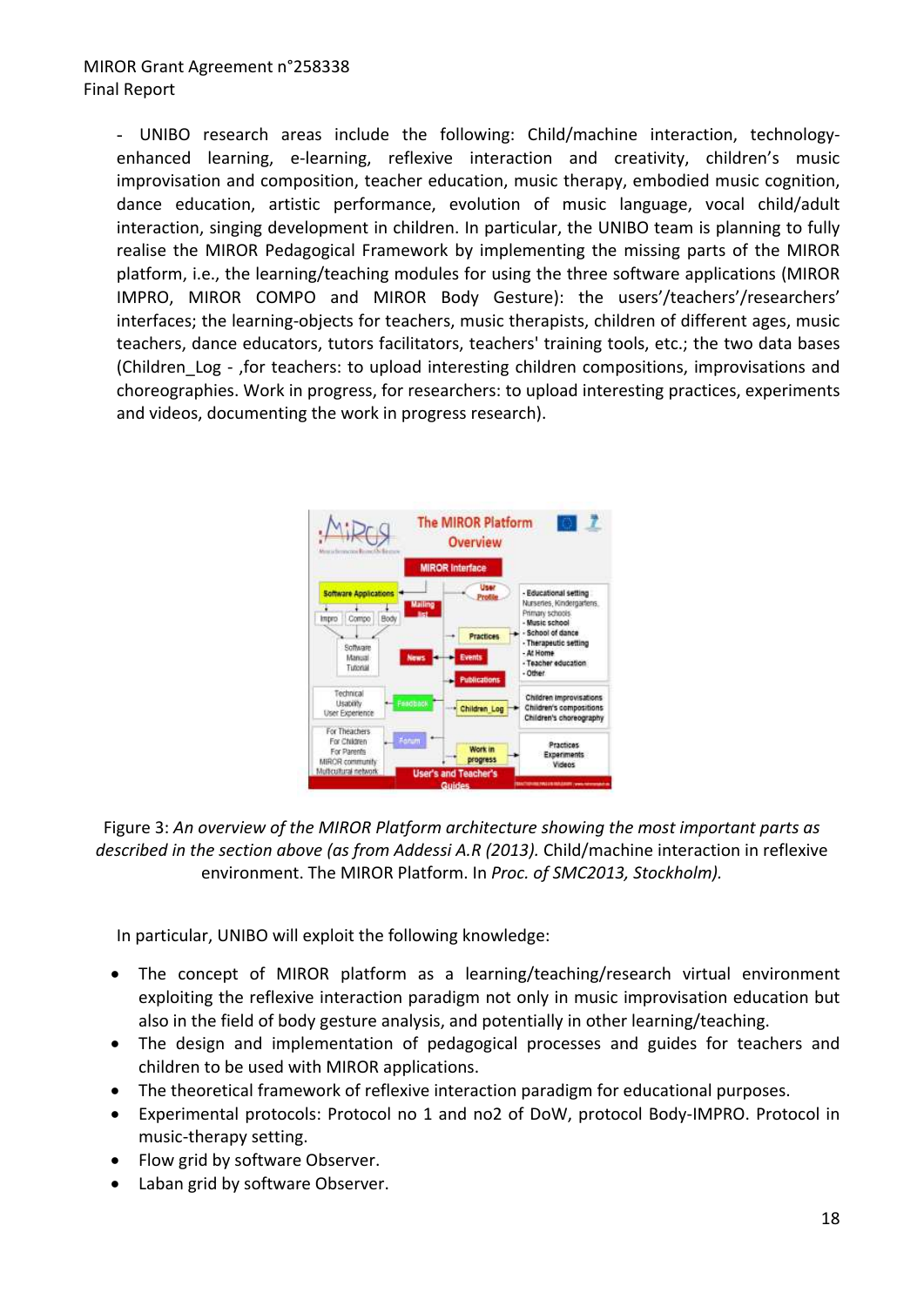- UNIBO research areas include the following: Child/machine interaction, technology-enhanced learning, e-learning, reflexive interaction and creativity, children's music improvisation and composition, teacher education, music therapy, embodied music cognition, dance education, artistic performance, evolution of music language, vocal child/adult interaction, singing development in children. In particular, the UNIBO team is planning to fully realise the MIROR Pedagogical Framework by implementing the missing parts of the MIROR platform, i.e., the learning/teaching modules for using the three software applications (MIROR IMPRO, MIROR COMPO and MIROR Body Gesture): the users'/teachers'/researchers' interfaces; the learning-objects for teachers, music therapists, children of different ages, music teachers, dance educators, tutors facilitators, teachers' training tools, etc.; the two data bases (Children_Log - ,for teachers: to upload interesting children compositions, improvisations and choreographies. Work in progress, for researchers: to upload interesting practices, experiments and videos, documenting the work in progress research).

Figure 3: *An overview of the MIROR Platform architecture showing the most important parts as described in the section above (as from Addessi A.R (2013).* Child/machine interaction in reflexive environment. The MIROR Platform. In *Proc. of SMC2013, Stockholm).*

In particular, UNIBO will exploit the following knowledge:

- The concept of MIROR platform as a learning/teaching/research virtual environment exploiting the reflexive interaction paradigm not only in music improvisation education but also in the field of body gesture analysis, and potentially in other learning/teaching.
- The design and implementation of pedagogical processes and guides for teachers and children to be used with MIROR applications.
- The theoretical framework of reflexive interaction paradigm for educational purposes.
- Experimental protocols: Protocol no 1 and no2 of DoW, protocol Body-IMPRO. Protocol in music-therapy setting.
- Flow grid by software Observer.
- Laban grid by software Observer.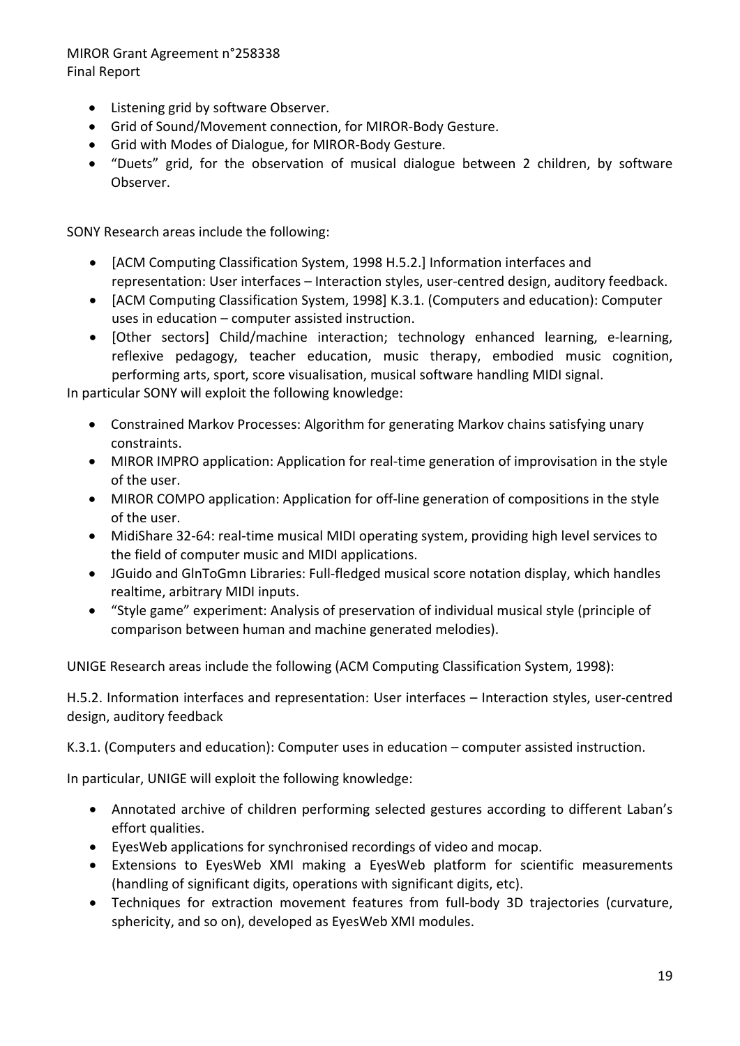- Listening grid by software Observer.
- Grid of Sound/Movement connection, for MIROR-Body Gesture.
- Grid with Modes of Dialogue, for MIROR-Body Gesture.
- "Duets" grid, for the observation of musical dialogue between 2 children, by software Observer.

SONY Research areas include the following:

- [ACM Computing Classification System, 1998 H.5.2.] Information interfaces and representation: User interfaces – Interaction styles, user-centred design, auditory feedback.
- [ACM Computing Classification System, 1998] K.3.1. (Computers and education): Computer uses in education – computer assisted instruction.
- [Other sectors] Child/machine interaction; technology enhanced learning, e-learning, reflexive pedagogy, teacher education, music therapy, embodied music cognition, performing arts, sport, score visualisation, musical software handling MIDI signal.

In particular SONY will exploit the following knowledge:

- Constrained Markov Processes: Algorithm for generating Markov chains satisfying unary constraints.
- MIROR IMPRO application: Application for real-time generation of improvisation in the style of the user.
- MIROR COMPO application: Application for off-line generation of compositions in the style of the user.
- MidiShare 32-64: real-time musical MIDI operating system, providing high level services to the field of computer music and MIDI applications.
- JGuido and GlnToGmn Libraries: Full-fledged musical score notation display, which handles realtime, arbitrary MIDI inputs.
- "Style game" experiment: Analysis of preservation of individual musical style (principle of comparison between human and machine generated melodies).

UNIGE Research areas include the following (ACM Computing Classification System, 1998):

H.5.2. Information interfaces and representation: User interfaces – Interaction styles, user-centred design, auditory feedback

K.3.1. (Computers and education): Computer uses in education – computer assisted instruction.

In particular, UNIGE will exploit the following knowledge:

- Annotated archive of children performing selected gestures according to different Laban's effort qualities.
- EyesWeb applications for synchronised recordings of video and mocap.
- Extensions to EyesWeb XMI making a EyesWeb platform for scientific measurements (handling of significant digits, operations with significant digits, etc).
- Techniques for extraction movement features from full-body 3D trajectories (curvature, sphericity, and so on), developed as EyesWeb XMI modules.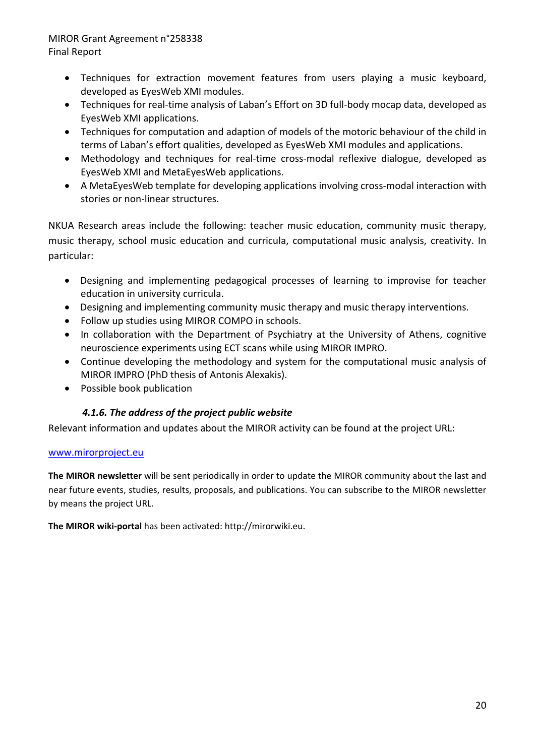- Techniques for extraction movement features from users playing a music keyboard, developed as EyesWeb XMI modules.
- Techniques for real-time analysis of Laban's Effort on 3D full-body mocap data, developed as EyesWeb XMI applications.
- Techniques for computation and adaption of models of the motoric behaviour of the child in terms of Laban's effort qualities, developed as EyesWeb XMI modules and applications.
- Methodology and techniques for real-time cross-modal reflexive dialogue, developed as EyesWeb XMI and MetaEyesWeb applications.
- A MetaEyesWeb template for developing applications involving cross-modal interaction with stories or non-linear structures.

NKUA Research areas include the following: teacher music education, community music therapy, music therapy, school music education and curricula, computational music analysis, creativity. In particular:

- Designing and implementing pedagogical processes of learning to improvise for teacher education in university curricula.
- Designing and implementing community music therapy and music therapy interventions.
- Follow up studies using MIROR COMPO in schools.
- In collaboration with the Department of Psychiatry at the University of Athens, cognitive neuroscience experiments using ECT scans while using MIROR IMPRO.
- Continue developing the methodology and system for the computational music analysis of MIROR IMPRO (PhD thesis of Antonis Alexakis).
- Possible book publication

#### *4.1.6. The address of the project public website*

Relevant information and updates about the MIROR activity can be found at the project URL:

[www.mirorproject.eu](http://www.mirorproject.eu)

**The MIROR newsletter** will be sent periodically in order to update the MIROR community about the last and near future events, studies, results, proposals, and publications. You can subscribe to the MIROR newsletter by means the project URL.

**The MIROR wiki-portal** has been activated: http://mirorwiki.eu.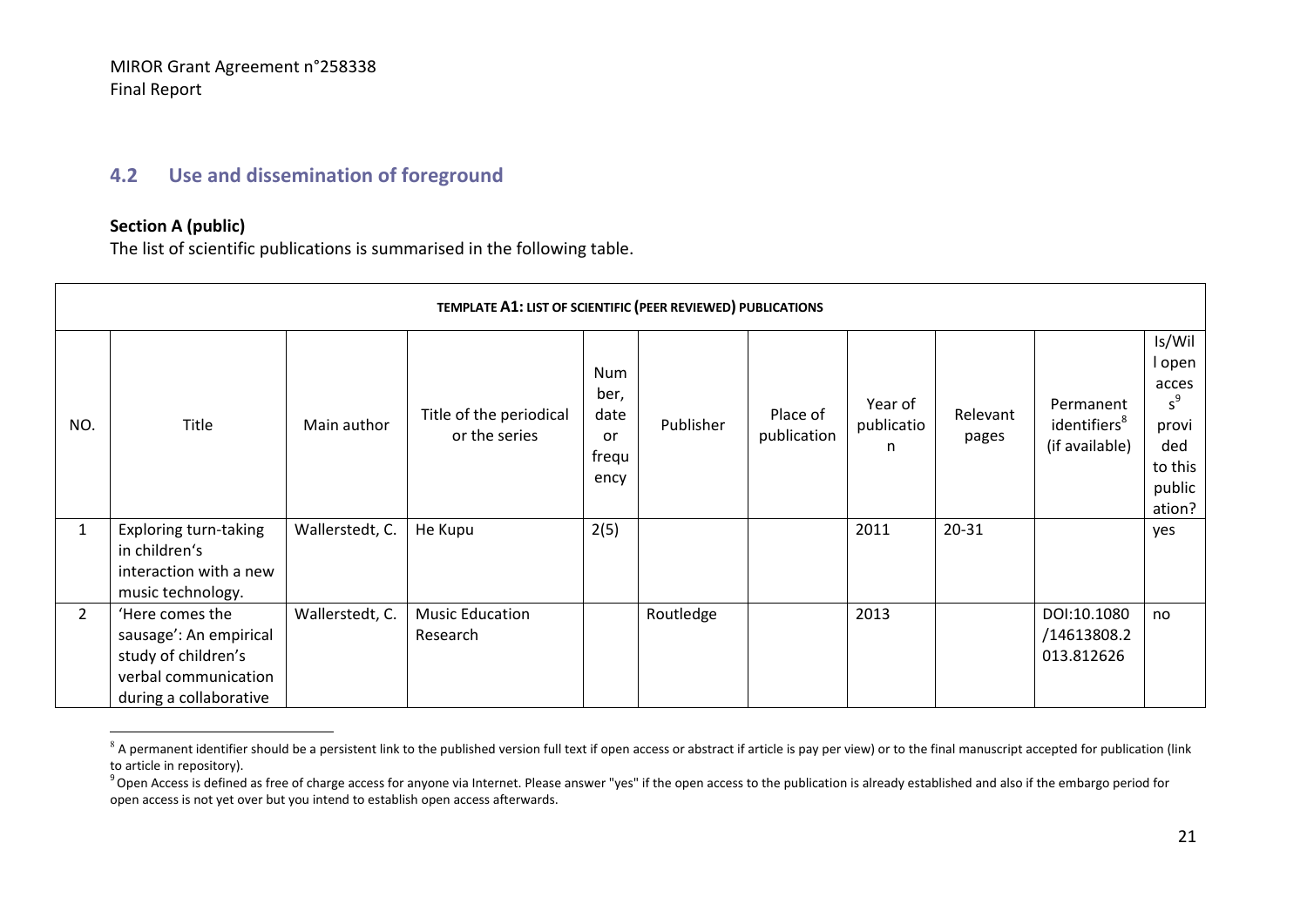## 4.2 Use and dissemination of foreground

**Section A (public)**

The list of scientific publications is summarised in the following table.

| TEMPLATE A1: LIST OF SCIENTIFIC (PEER REVIEWED) PUBLICATIONS | | | | | | | | | | |
|---|---|---|---|---|---|---|---|---|---|---|
| NO. | Title | Main author | Title of the periodical or the series | Number, date or frequency | Publisher | Place of publication | Year of publication | Relevant pages | Permanent identifiers[8] (if available) | Is/Will open access[9] provided to this publication? |
| 1 | Exploring turn-taking in children's interaction with a new music technology. | Wallerstedt, C. | He Kupu | 2(5) | | | 2011 | 20-31 | | yes |
| 2 | 'Here comes the sausage': An empirical study of children's verbal communication during a collaborative | Wallerstedt, C. | Music Education Research | | Routledge | | 2013 | | DOI:10.1080/14613808.2013.812626 | no |

[8] A permanent identifier should be a persistent link to the published version full text if open access or abstract if article is pay per view) or to the final manuscript accepted for publication (link to article in repository).

[9] Open Access is defined as free of charge access for anyone via Internet. Please answer "yes" if the open access to the publication is already established and also if the embargo period for open access is not yet over but you intend to establish open access afterwards.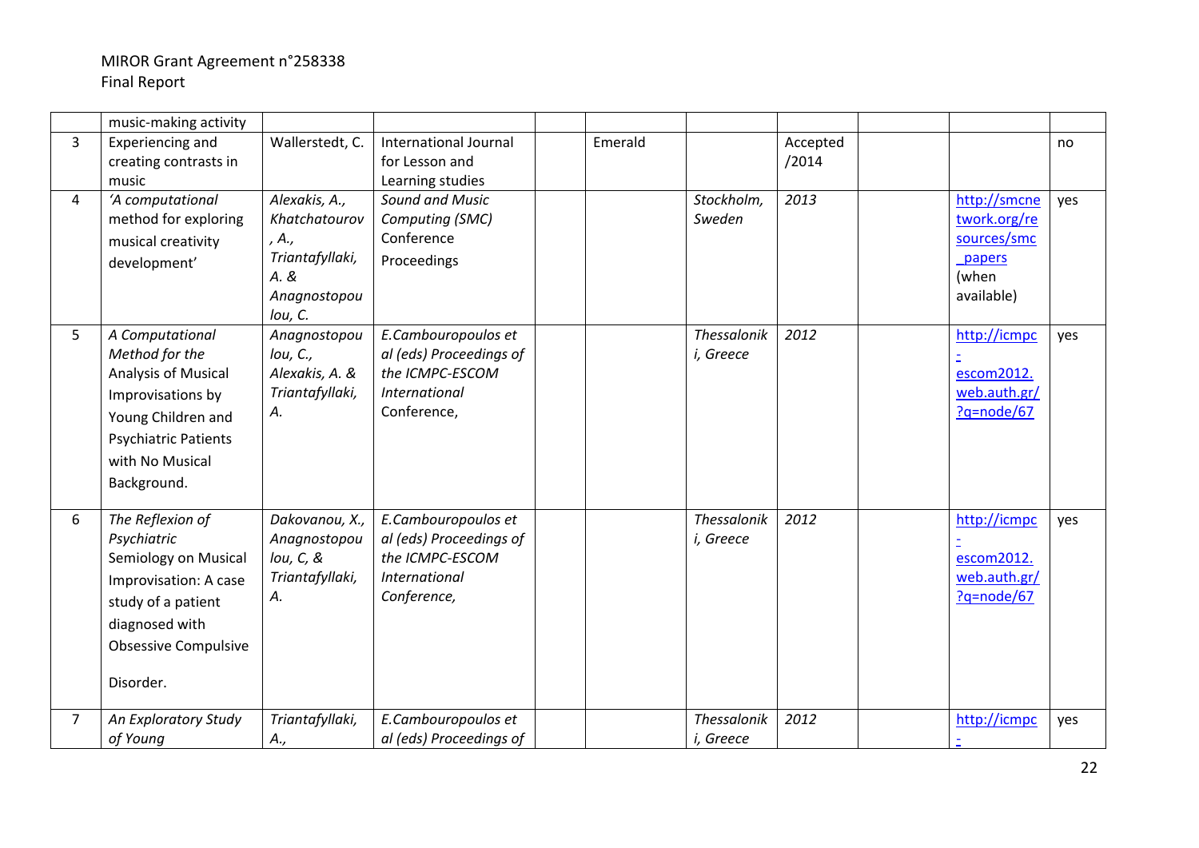| | | | | | | | | | | |
|---|---|---|---|---|---|---|---|---|---|---|
| | music-making activity | | | | | | | | | |
| 3 | Experiencing and creating contrasts in music | Wallerstedt, C. | International Journal for Lesson and Learning studies | | Emerald | | Accepted /2014 | | | no |
| 4 | *'A computational method for exploring musical creativity development'* | *Alexakis, A., Khatchatourov, A., Triantafyllaki, A. & Anagnostopoulou, C.* | *Sound and Music Computing (SMC)* Conference Proceedings | | | *Stockholm, Sweden* | *2013* | | http://smcnetwork.org/resources/smc_papers (when available) | yes |
| 5 | *A Computational Method for the Analysis of Musical* Improvisations by Young Children and Psychiatric Patients with No Musical Background. | *Anagnostopoulou, C., Alexakis, A. & Triantafyllaki, A.* | *E.Cambouropoulos et al (eds) Proceedings of the ICMPC-ESCOM International* Conference, | | | *Thessaloniki, Greece* | *2012* | | http://icmpc-escom2012.web.auth.gr/?q=node/67 | yes |
| 6 | *The Reflexion of Psychiatric* Semiology on Musical Improvisation: A case study of a patient diagnosed with Obsessive Compulsive Disorder. | *Dakovanou, X., Anagnostopoulou, C, & Triantafyllaki, A.* | *E.Cambouropoulos et al (eds) Proceedings of the ICMPC-ESCOM International Conference,* | | | *Thessaloniki, Greece* | *2012* | | http://icmpc-escom2012.web.auth.gr/?q=node/67 | yes |
| 7 | *An Exploratory Study of Young* | *Triantafyllaki, A.,* | *E.Cambouropoulos et al (eds) Proceedings of* | | | *Thessaloniki, Greece* | *2012* | | http://icmpc- | yes |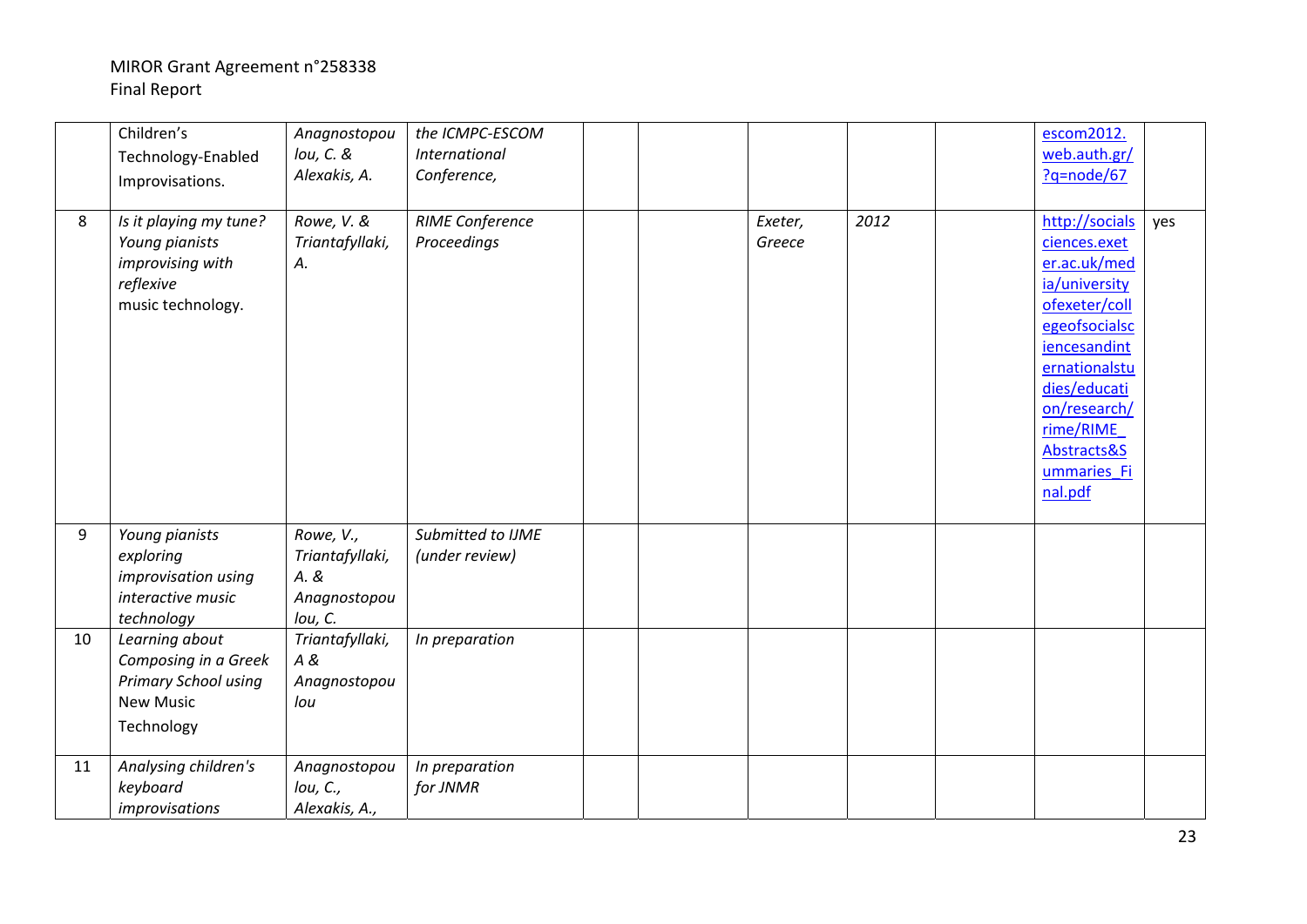MIROR Grant Agreement n°258338
Final Report

| | | | | | | | | | | |
|---|---|---|---|---|---|---|---|---|---|---|
| | Children's Technology-Enabled Improvisations. | *Anagnostopoulou, C. & Alexakis, A.* | *the ICMPC-ESCOM International Conference,* | | | | | | escom2012.web.auth.gr/?q=node/67 | |
| 8 | *Is it playing my tune? Young pianists improvising with reflexive* music technology. | *Rowe, V. & Triantafyllaki, A.* | *RIME Conference Proceedings* | | | *Exeter, Greece* | *2012* | | http://socialsciences.exeter.ac.uk/media/universityofexeter/collegeofsocialsciencesandinternationalstudies/education/research/rime/RIME_Abstracts&Summaries_Final.pdf | yes |
| 9 | *Young pianists exploring improvisation using interactive music technology* | *Rowe, V., Triantafyllaki, A. & Anagnostopoulou, C.* | *Submitted to IJME (under review)* | | | | | | | |
| 10 | *Learning about Composing in a Greek Primary School using* New Music Technology | *Triantafyllaki, A & Anagnostopoulou* | *In preparation* | | | | | | | |
| 11 | *Analysing children's keyboard improvisations* | *Anagnostopoulou, C., Alexakis, A.,* | *In preparation for JNMR* | | | | | | | |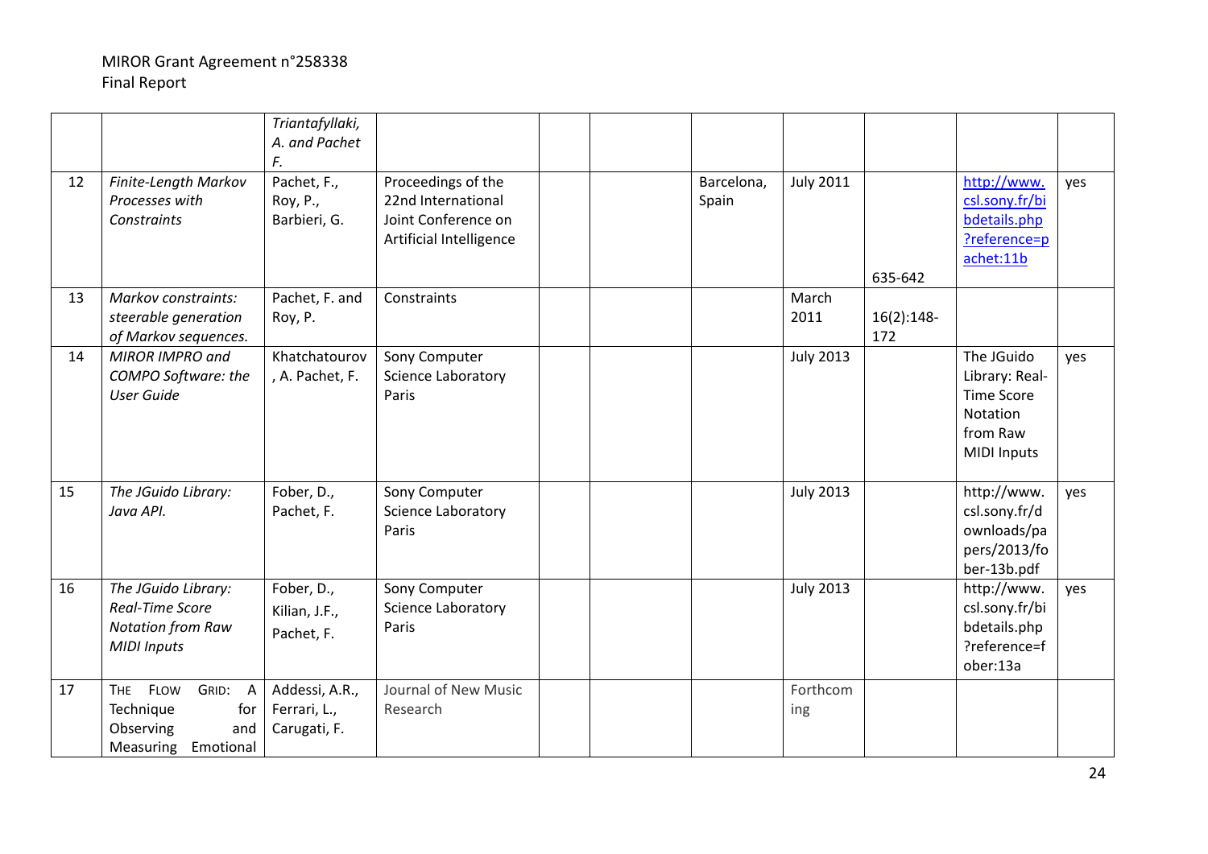| | | | | | | | | | | |
|---|---|---|---|---|---|---|---|---|---|---|
| | | *Triantafyllaki, A. and Pachet F.* | | | | | | | | |
| 12 | *Finite-Length Markov Processes with Constraints* | Pachet, F., Roy, P., Barbieri, G. | Proceedings of the 22nd International Joint Conference on Artificial Intelligence | | | Barcelona, Spain | July 2011 | 635-642 | http://www.csl.sony.fr/bibdetails.php?reference=pachet:11b | yes |
| 13 | *Markov constraints: steerable generation of Markov sequences.* | Pachet, F. and Roy, P. | Constraints | | | | March 2011 | 16(2):148-172 | | |
| 14 | *MIROR IMPRO and COMPO Software: the User Guide* | Khatchatourov, A. Pachet, F. | Sony Computer Science Laboratory Paris | | | | July 2013 | | The JGuido Library: Real-Time Score Notation from Raw MIDI Inputs | yes |
| 15 | *The JGuido Library: Java API.* | Fober, D., Pachet, F. | Sony Computer Science Laboratory Paris | | | | July 2013 | | http://www.csl.sony.fr/downloads/papers/2013/fober-13b.pdf | yes |
| 16 | *The JGuido Library: Real-Time Score Notation from Raw MIDI Inputs* | Fober, D., Kilian, J.F., Pachet, F. | Sony Computer Science Laboratory Paris | | | | July 2013 | | http://www.csl.sony.fr/bibdetails.php?reference=fober:13a | yes |
| 17 | THE FLOW GRID: A Technique for Observing and Measuring Emotional | Addessi, A.R., Ferrari, L., Carugati, F. | Journal of New Music Research | | | | Forthcoming | | | |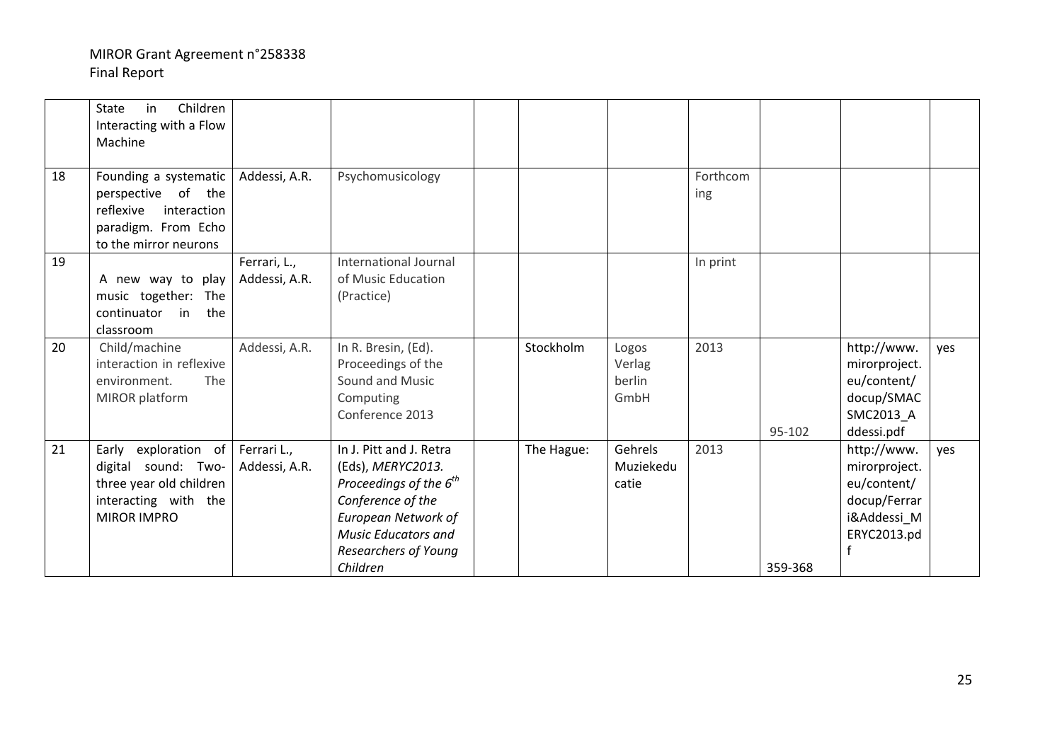| | | | | | | | | | | |
|---|---|---|---|---|---|---|---|---|---|---|
| | State in Children Interacting with a Flow Machine | | | | | | | | | |
| 18 | Founding a systematic perspective of the reflexive interaction paradigm. From Echo to the mirror neurons | Addessi, A.R. | Psychomusicology | | | | Forthcoming | | | |
| 19 | A new way to play music together: The continuator in the classroom | Ferrari, L., Addessi, A.R. | International Journal of Music Education (Practice) | | | | In print | | | |
| 20 | Child/machine interaction in reflexive environment. The MIROR platform | Addessi, A.R. | In R. Bresin, (Ed). Proceedings of the Sound and Music Computing Conference 2013 | | Stockholm | Logos Verlag berlin GmbH | 2013 | 95-102 | http://www.mirorproject.eu/content/docup/SMACSMC2013_Addessi.pdf | yes |
| 21 | Early exploration of digital sound: Two-three year old children interacting with the MIROR IMPRO | Ferrari L., Addessi, A.R. | In J. Pitt and J. Retra (Eds), *MERYC2013. Proceedings of the 6th Conference of the European Network of Music Educators and Researchers of Young Children* | | The Hague: | Gehrels Muziekeducatie | 2013 | 359-368 | http://www.mirorproject.eu/content/docup/Ferrari&Addessi_MERYC2013.pdf | yes |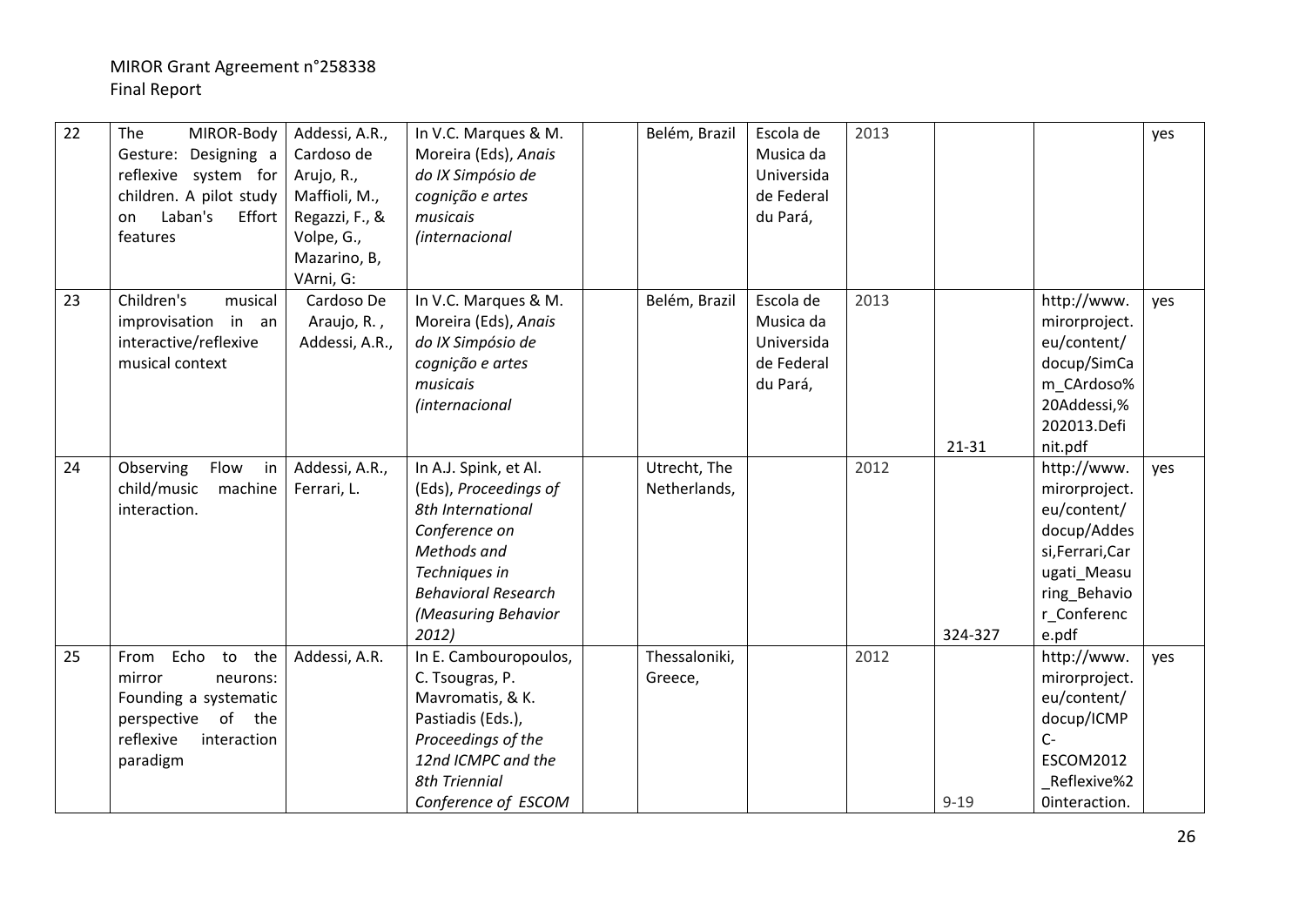MIROR Grant Agreement n°258338
Final Report

| 22 | The MIROR-Body Gesture: Designing a reflexive system for children. A pilot study on Laban's Effort features | Addessi, A.R., Cardoso de Arujo, R., Maffioli, M., Regazzi, F., & Volpe, G., Mazarino, B, VArni, G: | In V.C. Marques & M. Moreira (Eds), *Anais do IX Simpósio de cognição e artes musicais (internacional* | | Belém, Brazil | Escola de Musica da Universida de Federal du Pará, | 2013 | | | yes |
|---|---|---|---|---|---|---|---|---|---|---|
| 23 | Children's musical improvisation in an interactive/reflexive musical context | Cardoso De Araujo, R., Addessi, A.R., | In V.C. Marques & M. Moreira (Eds), *Anais do IX Simpósio de cognição e artes musicais (internacional* | | Belém, Brazil | Escola de Musica da Universida de Federal du Pará, | 2013 | 21-31 | http://www.mirorproject.eu/content/docup/SimCam_CArdoso%20Addessi,%202013.Definit.pdf | yes |
| 24 | Observing Flow in child/music machine interaction. | Addessi, A.R., Ferrari, L. | In A.J. Spink, et Al. (Eds), *Proceedings of 8th International Conference on Methods and Techniques in Behavioral Research (Measuring Behavior 2012)* | | Utrecht, The Netherlands, | | 2012 | 324-327 | http://www.mirorproject.eu/content/docup/Addessi,Ferrari,Carugati_Measuring_Behavior_Conference.pdf | yes |
| 25 | From Echo to the mirror neurons: Founding a systematic perspective of the reflexive interaction paradigm | Addessi, A.R. | In E. Cambouropoulos, C. Tsougras, P. Mavromatis, & K. Pastiadis (Eds.), *Proceedings of the 12nd ICMPC and the 8th Triennial Conference of ESCOM* | | Thessaloniki, Greece, | | 2012 | 9-19 | http://www.mirorproject.eu/content/docup/ICMPC-ESCOM2012_Reflexive%20interaction. | yes |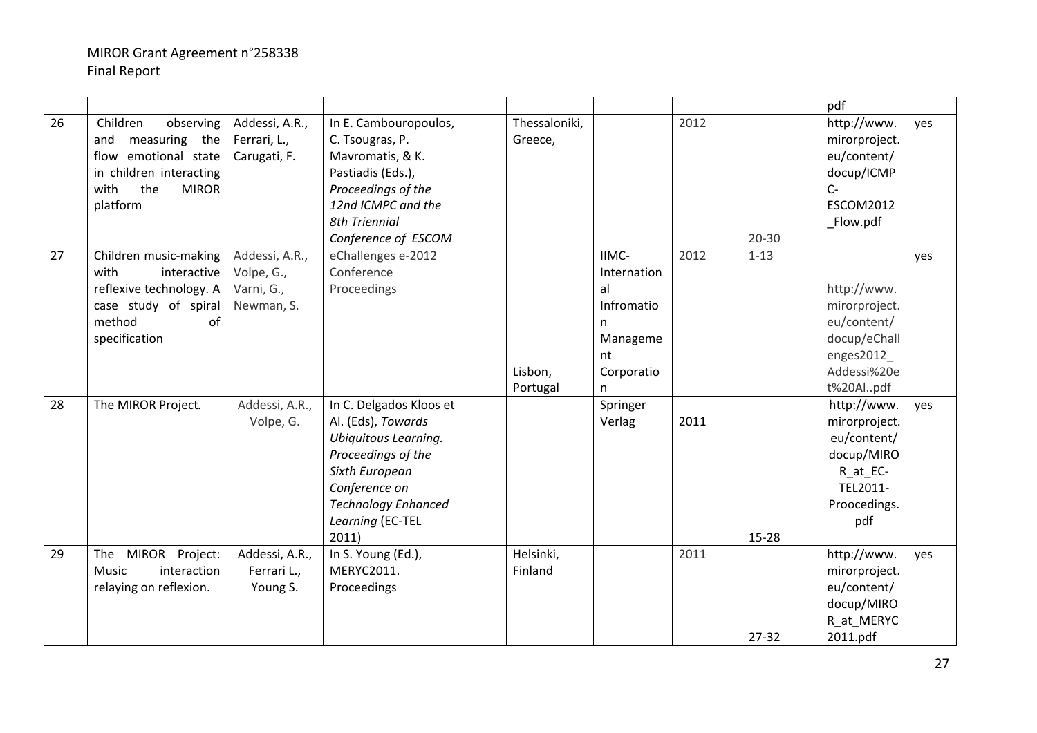| | | | | | | | | | | |
|---|---|---|---|---|---|---|---|---|---|---|
| | | | | | | | | | pdf | |
| 26 | Children observing and measuring the flow emotional state in children interacting with the MIROR platform | Addessi, A.R., Ferrari, L., Carugati, F. | In E. Cambouropoulos, C. Tsougras, P. Mavromatis, & K. Pastiadis (Eds.), *Proceedings of the 12nd ICMPC and the 8th Triennial Conference of ESCOM* | | Thessaloniki, Greece, | | 2012 | 20-30 | http://www.mirorproject.eu/content/docup/ICMPC-ESCOM2012_Flow.pdf | yes |
| 27 | Children music-making with interactive reflexive technology. A case study of spiral method of specification | Addessi, A.R., Volpe, G., Varni, G., Newman, S. | eChallenges e-2012 Conference Proceedings | | Lisbon, Portugal | IIMC-International Infromation Management Corporation | 2012 | 1-13 | http://www.mirorproject.eu/content/docup/eChallenges2012_Addessi%20et%20Al..pdf | yes |
| 28 | The MIROR Project. | Addessi, A.R., Volpe, G. | In C. Delgados Kloos et Al. (Eds), *Towards Ubiquitous Learning. Proceedings of the Sixth European Conference on Technology Enhanced Learning* (EC-TEL 2011) | | | Springer Verlag | 2011 | 15-28 | http://www.mirorproject.eu/content/docup/MIROR_at_EC-TEL2011-Proocedings.pdf | yes |
| 29 | The MIROR Project: Music interaction relaying on reflexion. | Addessi, A.R., Ferrari L., Young S. | In S. Young (Ed.), MERYC2011. Proceedings | | Helsinki, Finland | | 2011 | 27-32 | http://www.mirorproject.eu/content/docup/MIROR_at_MERYC2011.pdf | yes |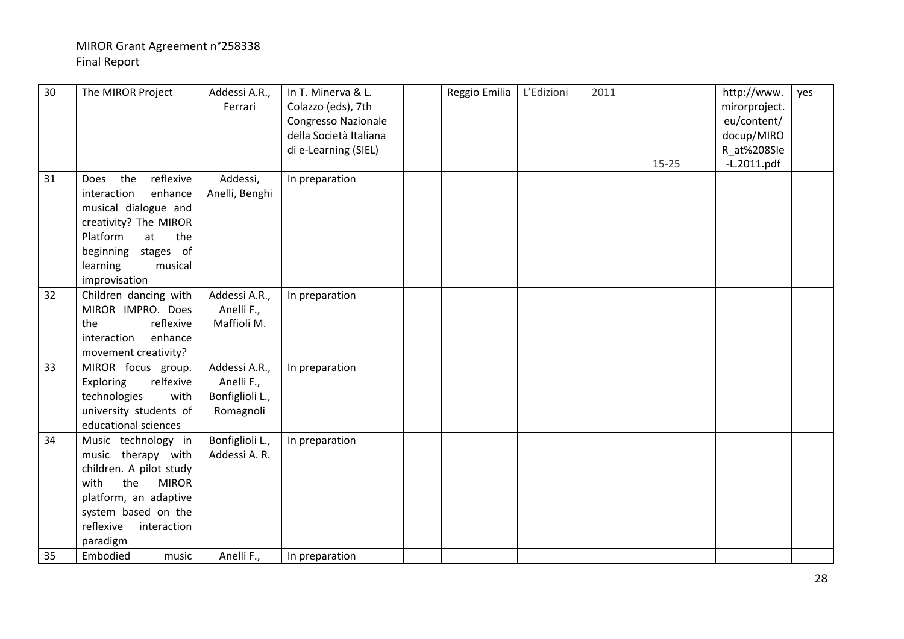| 30 | The MIROR Project | Addessi A.R., Ferrari | In T. Minerva & L. Colazzo (eds), 7th Congresso Nazionale della Società Italiana di e-Learning (SIEL) | | Reggio Emilia | L'Edizioni | 2011 | 15-25 | http://www.mirorproject.eu/content/docup/MIROR_at%208SIe-L.2011.pdf | yes |
|---|---|---|---|---|---|---|---|---|---|---|
| 31 | Does the reflexive interaction enhance musical dialogue and creativity? The MIROR Platform at the beginning stages of learning musical improvisation | Addessi, Anelli, Benghi | In preparation | | | | | | | |
| 32 | Children dancing with MIROR IMPRO. Does the reflexive interaction enhance movement creativity? | Addessi A.R., Anelli F., Maffioli M. | In preparation | | | | | | | |
| 33 | MIROR focus group. Exploring relfexive technologies with university students of educational sciences | Addessi A.R., Anelli F., Bonfiglioli L., Romagnoli | In preparation | | | | | | | |
| 34 | Music technology in music therapy with children. A pilot study with the MIROR platform, an adaptive system based on the reflexive interaction paradigm | Bonfiglioli L., Addessi A. R. | In preparation | | | | | | | |
| 35 | Embodied music | Anelli F., | In preparation | | | | | | | |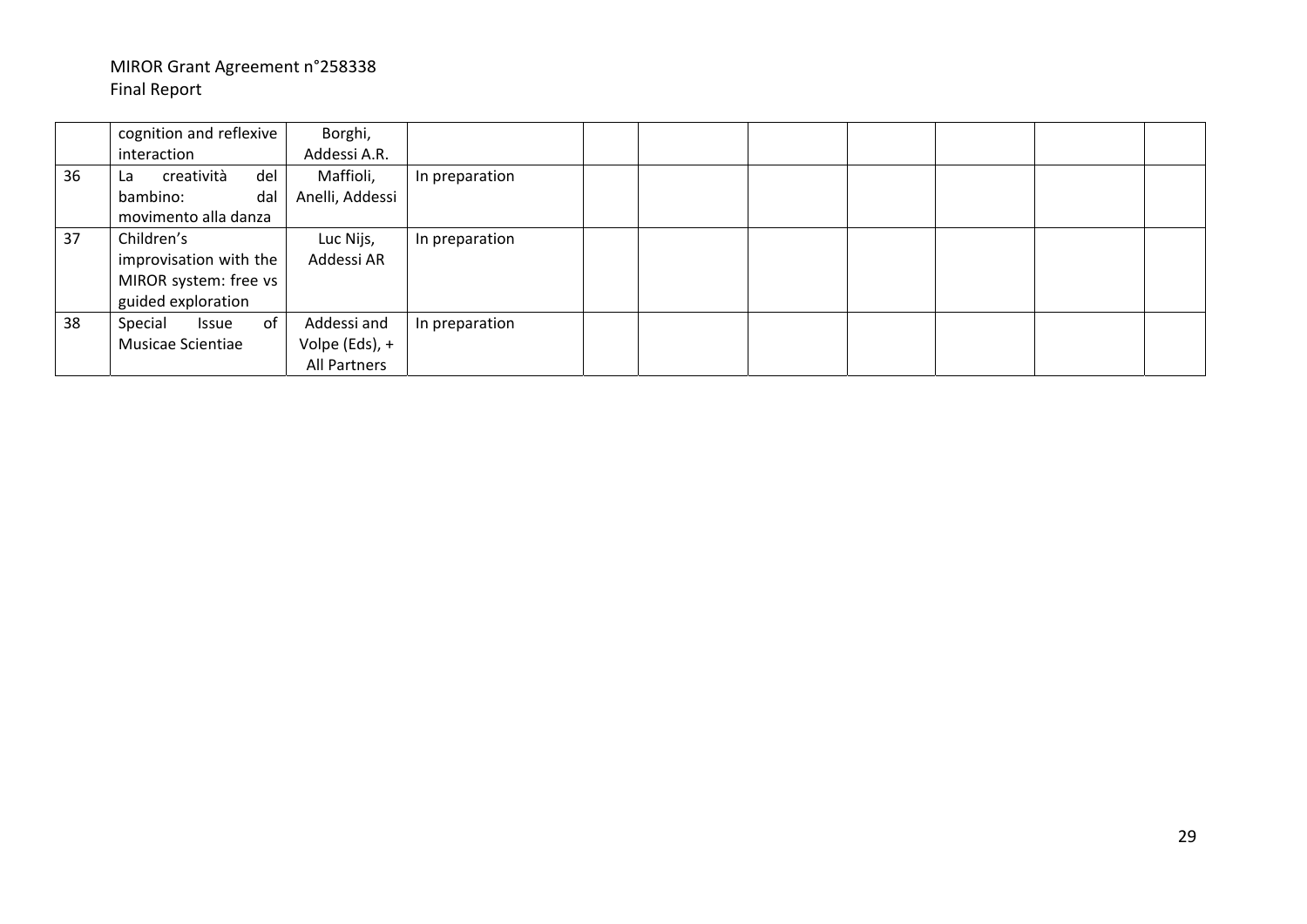|  | cognition and reflexive interaction | Borghi, Addessi A.R. |  |  |  |  |  |  |  |  |
|---|---|---|---|---|---|---|---|---|---|---|
| 36 | La creatività del bambino: dal movimento alla danza | Maffioli, Anelli, Addessi | In preparation |  |  |  |  |  |  |  |
| 37 | Children's improvisation with the MIROR system: free vs guided exploration | Luc Nijs, Addessi AR | In preparation |  |  |  |  |  |  |  |
| 38 | Special Issue of Musicae Scientiae | Addessi and Volpe (Eds), + All Partners | In preparation |  |  |  |  |  |  |  |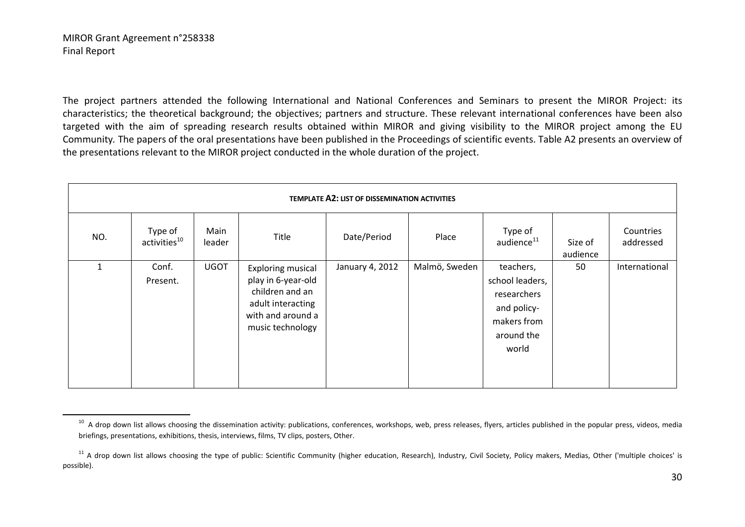The project partners attended the following International and National Conferences and Seminars to present the MIROR Project: its characteristics; the theoretical background; the objectives; partners and structure. These relevant international conferences have been also targeted with the aim of spreading research results obtained within MIROR and giving visibility to the MIROR project among the EU Community. The papers of the oral presentations have been published in the Proceedings of scientific events. Table A2 presents an overview of the presentations relevant to the MIROR project conducted in the whole duration of the project.

| **TEMPLATE A2: LIST OF DISSEMINATION ACTIVITIES** | | | | | | | | |
|---|---|---|---|---|---|---|---|---|
| NO. | Type of activities[10] | Main leader | Title | Date/Period | Place | Type of audience[11] | Size of audience | Countries addressed |
| 1 | Conf. Present. | UGOT | Exploring musical play in 6-year-old children and an adult interacting with and around a music technology | January 4, 2012 | Malmö, Sweden | teachers, school leaders, researchers and policy-makers from around the world | 50 | International |

[10] A drop down list allows choosing the dissemination activity: publications, conferences, workshops, web, press releases, flyers, articles published in the popular press, videos, media briefings, presentations, exhibitions, thesis, interviews, films, TV clips, posters, Other.

[11] A drop down list allows choosing the type of public: Scientific Community (higher education, Research), Industry, Civil Society, Policy makers, Medias, Other ('multiple choices' is possible).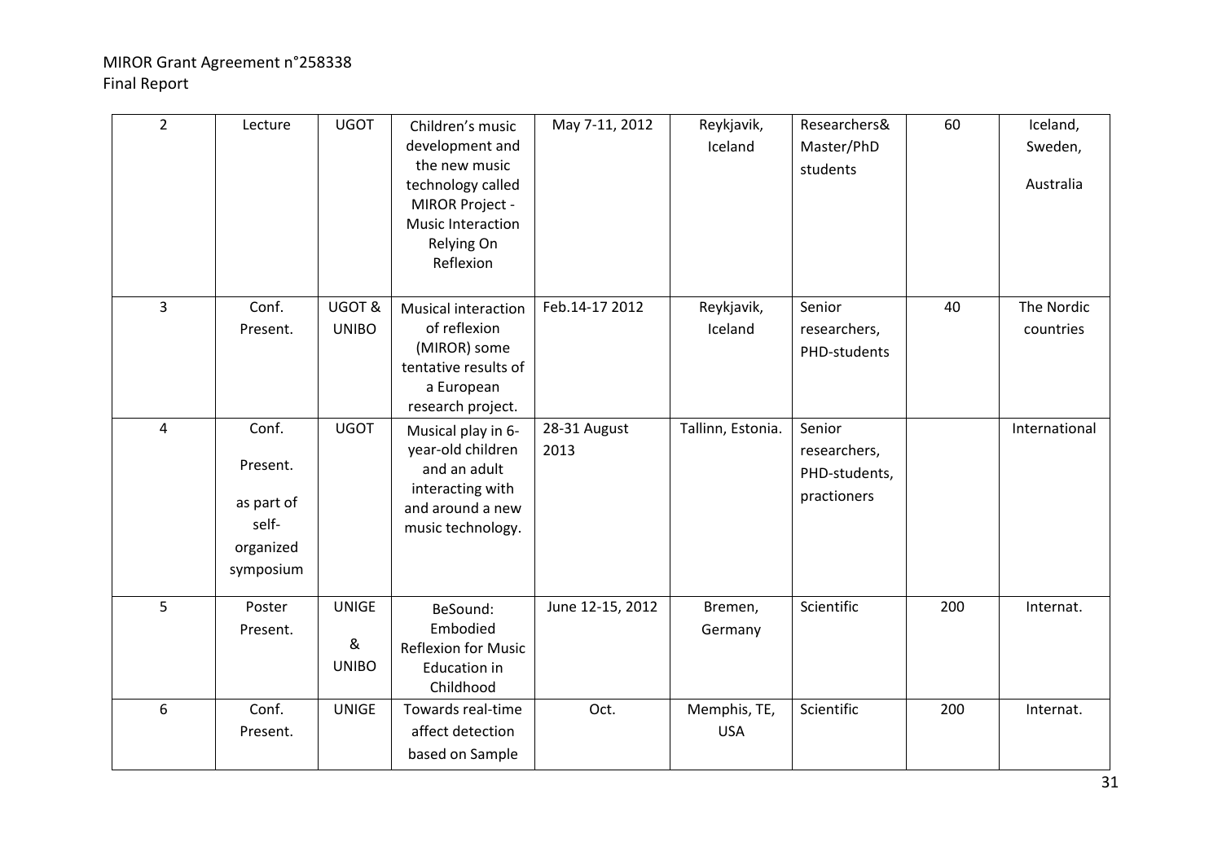| 2 | Lecture | UGOT | Children's music development and the new music technology called MIROR Project - Music Interaction Relying On Reflexion | May 7-11, 2012 | Reykjavik, Iceland | Researchers& Master/PhD students | 60 | Iceland, Sweden, Australia |
|---|---|---|---|---|---|---|---|---|
| 3 | Conf. Present. | UGOT & UNIBO | Musical interaction of reflexion (MIROR) some tentative results of a European research project. | Feb.14-17 2012 | Reykjavik, Iceland | Senior researchers, PHD-students | 40 | The Nordic countries |
| 4 | Conf. Present. as part of self-organized symposium | UGOT | Musical play in 6-year-old children and an adult interacting with and around a new music technology. | 28-31 August 2013 | Tallinn, Estonia. | Senior researchers, PHD-students, practioners | | International |
| 5 | Poster Present. | UNIGE & UNIBO | BeSound: Embodied Reflexion for Music Education in Childhood | June 12-15, 2012 | Bremen, Germany | Scientific | 200 | Internat. |
| 6 | Conf. Present. | UNIGE | Towards real-time affect detection based on Sample | Oct. | Memphis, TE, USA | Scientific | 200 | Internat. |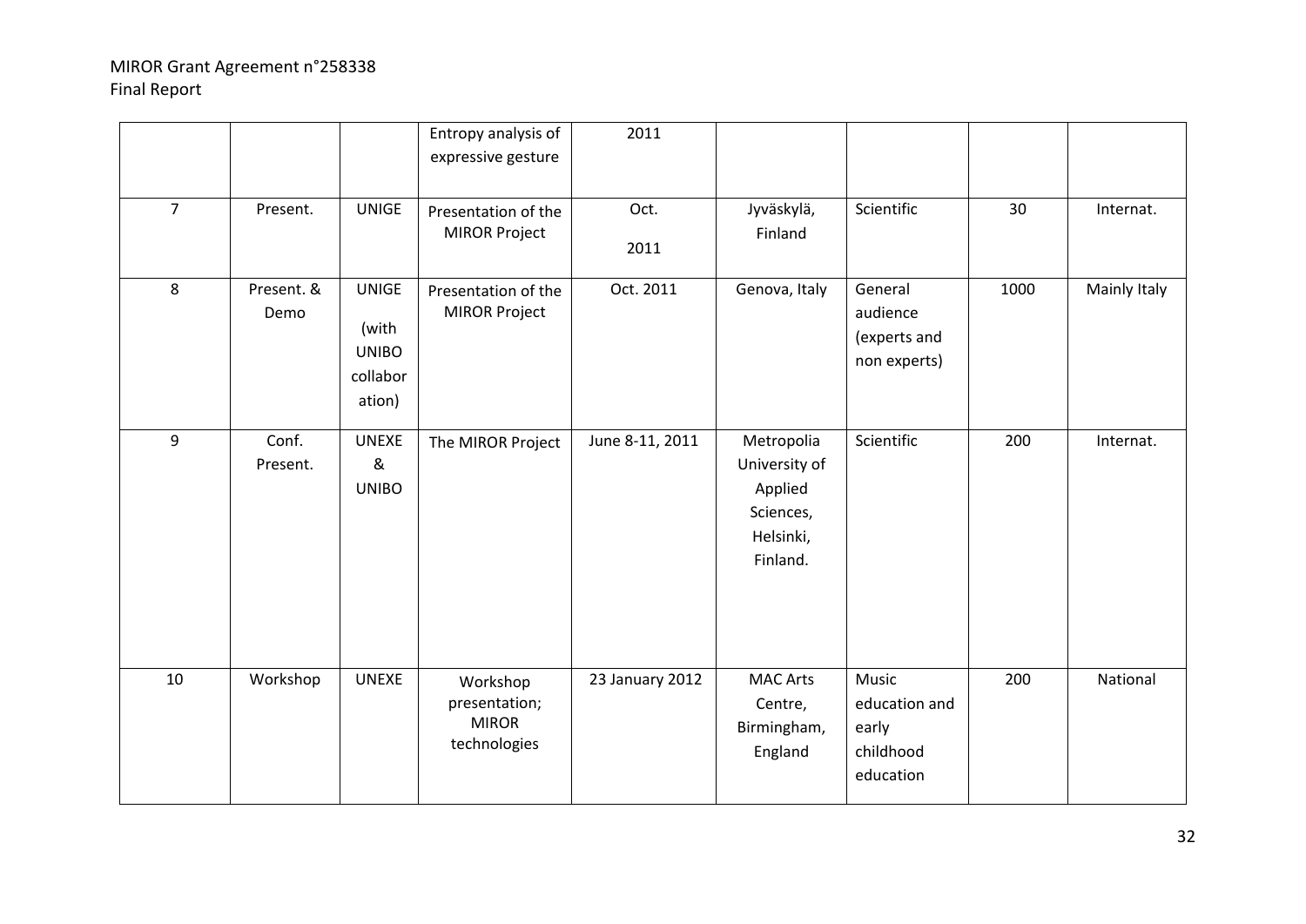| | | | Entropy analysis of expressive gesture | 2011 | | | | |
|---|---|---|---|---|---|---|---|---|
| 7 | Present. | UNIGE | Presentation of the MIROR Project | Oct. 2011 | Jyväskylä, Finland | Scientific | 30 | Internat. |
| 8 | Present. & Demo | UNIGE (with UNIBO collaboration) | Presentation of the MIROR Project | Oct. 2011 | Genova, Italy | General audience (experts and non experts) | 1000 | Mainly Italy |
| 9 | Conf. Present. | UNEXE & UNIBO | The MIROR Project | June 8-11, 2011 | Metropolia University of Applied Sciences, Helsinki, Finland. | Scientific | 200 | Internat. |
| 10 | Workshop | UNEXE | Workshop presentation; MIROR technologies | 23 January 2012 | MAC Arts Centre, Birmingham, England | Music education and early childhood education | 200 | National |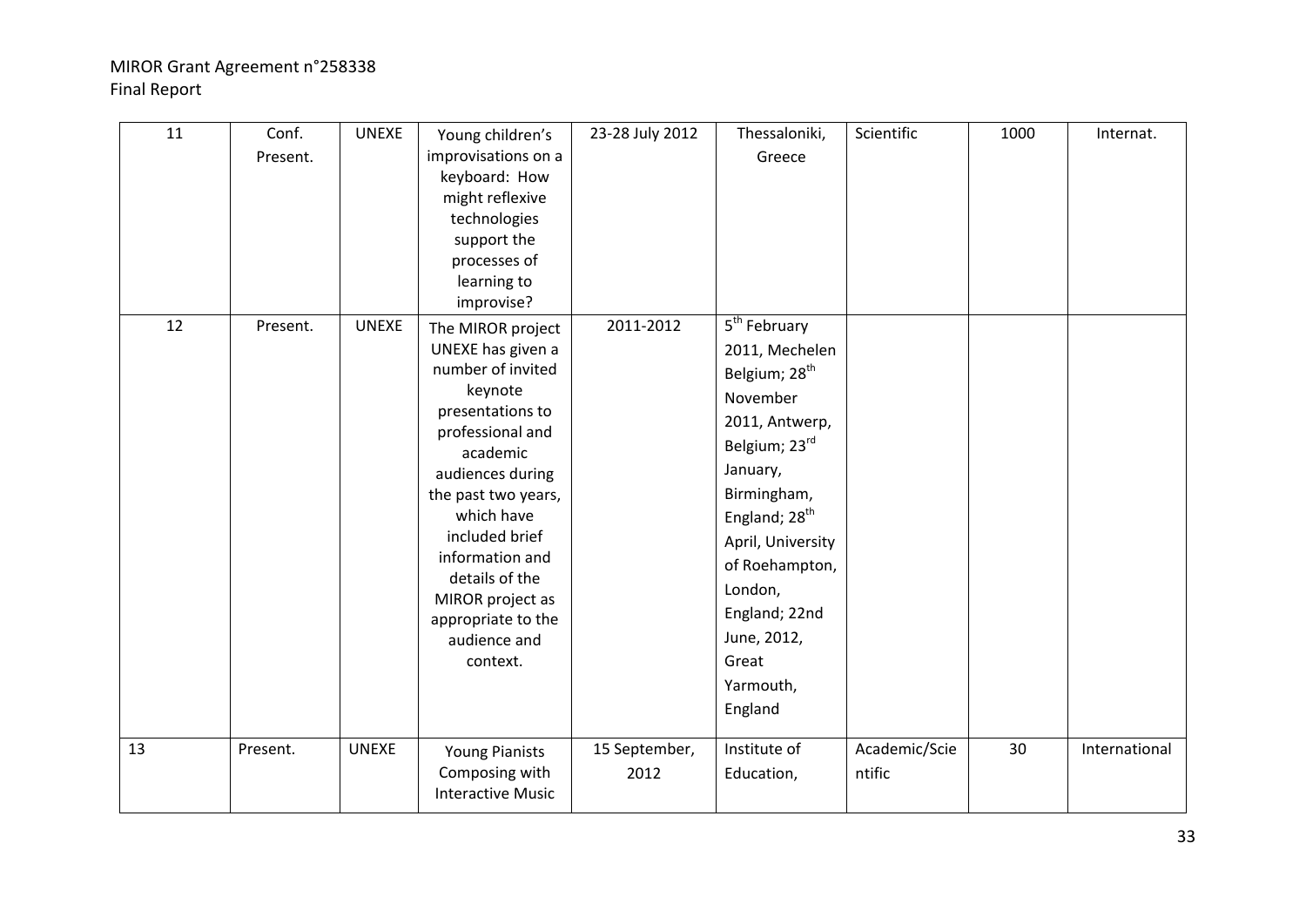| 11 | Conf. Present. | UNEXE | Young children's improvisations on a keyboard: How might reflexive technologies support the processes of learning to improvise? | 23-28 July 2012 | Thessaloniki, Greece | Scientific | 1000 | Internat. |
|---|---|---|---|---|---|---|---|---|
| 12 | Present. | UNEXE | The MIROR project UNEXE has given a number of invited keynote presentations to professional and academic audiences during the past two years, which have included brief information and details of the MIROR project as appropriate to the audience and context. | 2011-2012 | 5th February 2011, Mechelen Belgium; 28th November 2011, Antwerp, Belgium; 23rd January, Birmingham, England; 28th April, University of Roehampton, London, England; 22nd June, 2012, Great Yarmouth, England | | | |
| 13 | Present. | UNEXE | Young Pianists Composing with Interactive Music | 15 September, 2012 | Institute of Education, | Academic/Scientific | 30 | International |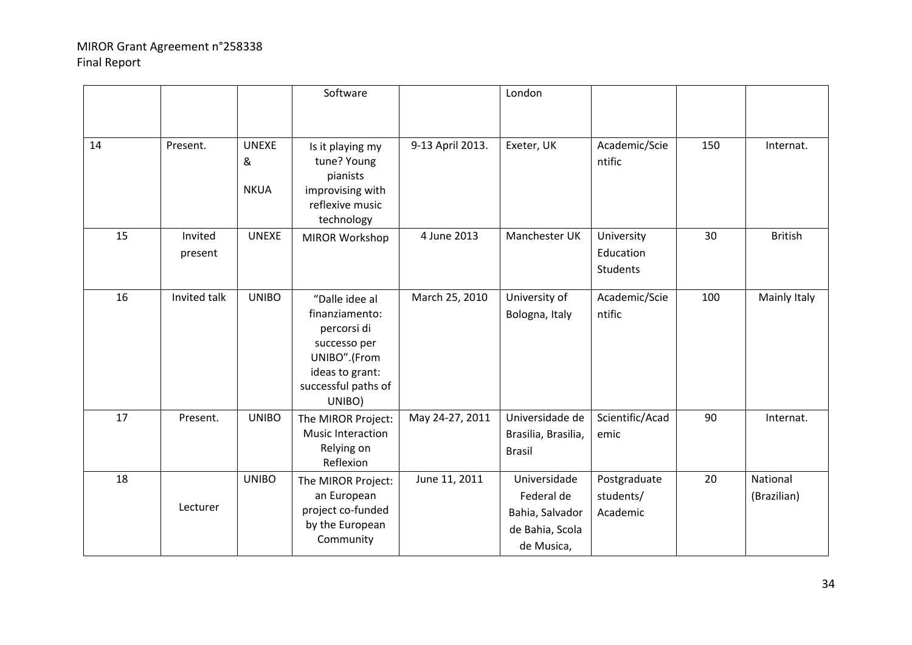| | | | Software | | London | | | |
|---|---|---|---|---|---|---|---|---|
| 14 | Present. | UNEXE & NKUA | Is it playing my tune? Young pianists improvising with reflexive music technology | 9-13 April 2013. | Exeter, UK | Academic/Scientific | 150 | Internat. |
| 15 | Invited present | UNEXE | MIROR Workshop | 4 June 2013 | Manchester UK | University Education Students | 30 | British |
| 16 | Invited talk | UNIBO | "Dalle idee al finanziamento: percorsi di successo per UNIBO".(From ideas to grant: successful paths of UNIBO) | March 25, 2010 | University of Bologna, Italy | Academic/Scientific | 100 | Mainly Italy |
| 17 | Present. | UNIBO | The MIROR Project: Music Interaction Relying on Reflexion | May 24-27, 2011 | Universidade de Brasilia, Brasilia, Brasil | Scientific/Academic | 90 | Internat. |
| 18 | Lecturer | UNIBO | The MIROR Project: an European project co-funded by the European Community | June 11, 2011 | Universidade Federal de Bahia, Salvador de Bahia, Scola de Musica, | Postgraduate students/ Academic | 20 | National (Brazilian) |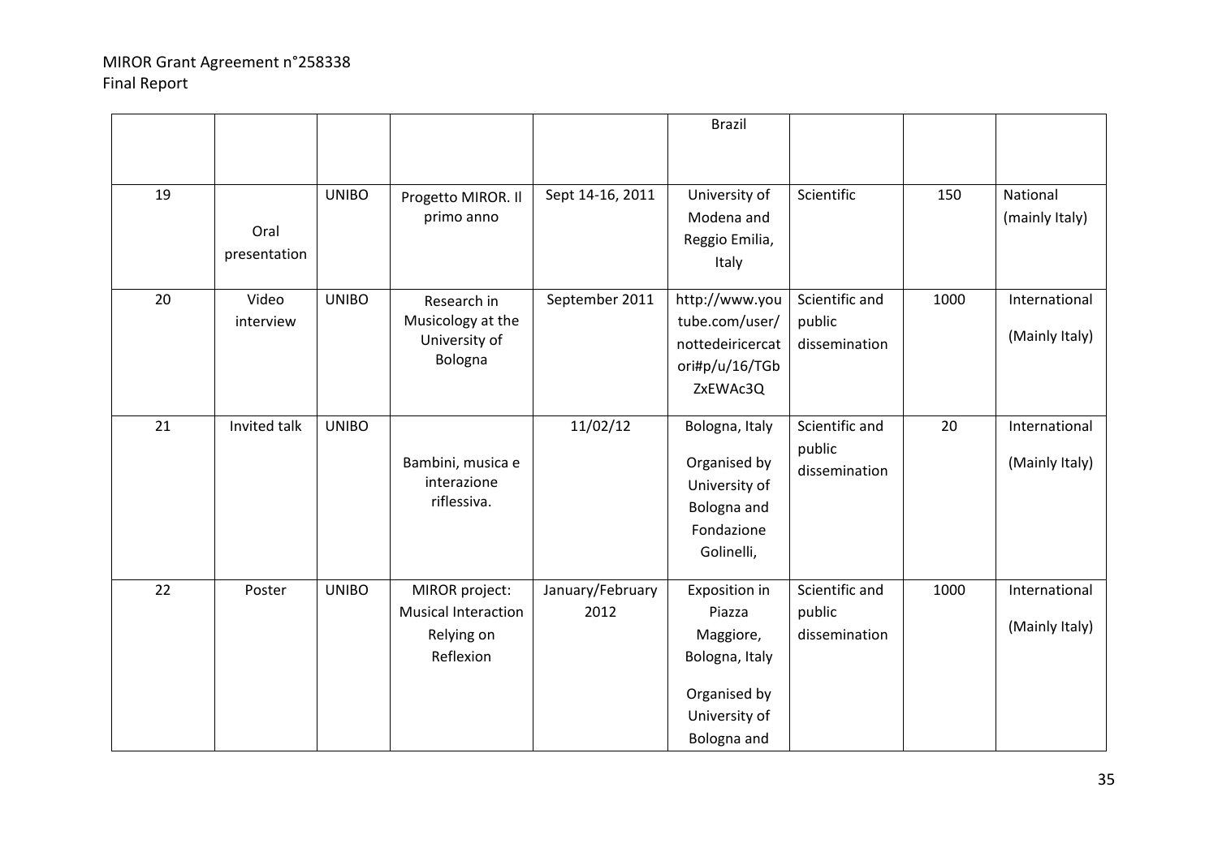| | | | | | Brazil | | | |
|---|---|---|---|---|---|---|---|---|
| 19 | Oral presentation | UNIBO | Progetto MIROR. Il primo anno | Sept 14-16, 2011 | University of Modena and Reggio Emilia, Italy | Scientific | 150 | National (mainly Italy) |
| 20 | Video interview | UNIBO | Research in Musicology at the University of Bologna | September 2011 | http://www.youtube.com/user/nottedeiricercatori#p/u/16/TGbZxEWAc3Q | Scientific and public dissemination | 1000 | International (Mainly Italy) |
| 21 | Invited talk | UNIBO | Bambini, musica e interazione riflessiva. | 11/02/12 | Bologna, Italy<br><br>Organised by University of Bologna and Fondazione Golinelli, | Scientific and public dissemination | 20 | International (Mainly Italy) |
| 22 | Poster | UNIBO | MIROR project: Musical Interaction Relying on Reflexion | January/February 2012 | Exposition in Piazza Maggiore, Bologna, Italy<br><br>Organised by University of Bologna and | Scientific and public dissemination | 1000 | International (Mainly Italy) |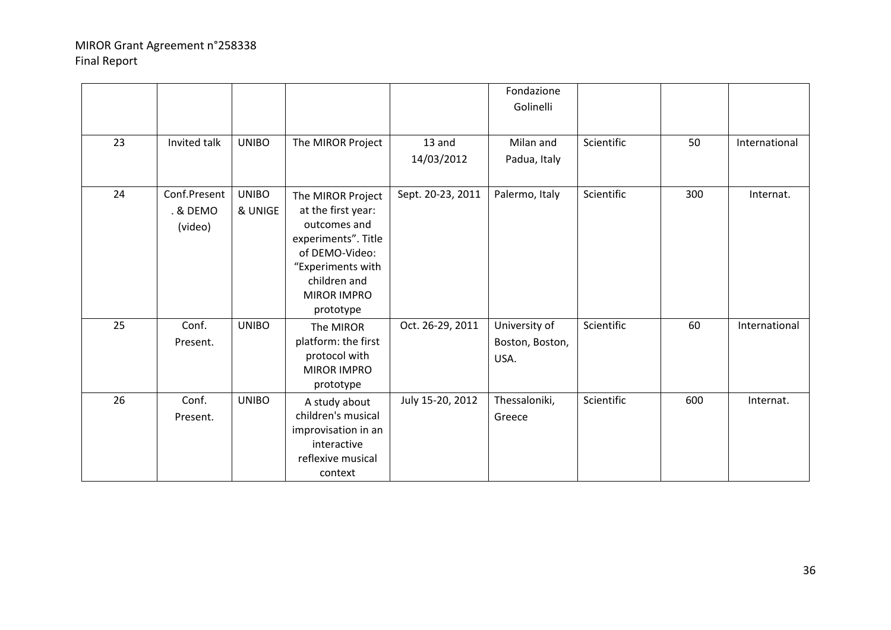|  |  |  |  |  | Fondazione Golinelli |  |  |  |
|---|---|---|---|---|---|---|---|---|
| 23 | Invited talk | UNIBO | The MIROR Project | 13 and 14/03/2012 | Milan and Padua, Italy | Scientific | 50 | International |
| 24 | Conf.Present . & DEMO (video) | UNIBO & UNIGE | The MIROR Project at the first year: outcomes and experiments". Title of DEMO-Video: "Experiments with children and MIROR IMPRO prototype | Sept. 20-23, 2011 | Palermo, Italy | Scientific | 300 | Internat. |
| 25 | Conf. Present. | UNIBO | The MIROR platform: the first protocol with MIROR IMPRO prototype | Oct. 26-29, 2011 | University of Boston, Boston, USA. | Scientific | 60 | International |
| 26 | Conf. Present. | UNIBO | A study about children's musical improvisation in an interactive reflexive musical context | July 15-20, 2012 | Thessaloniki, Greece | Scientific | 600 | Internat. |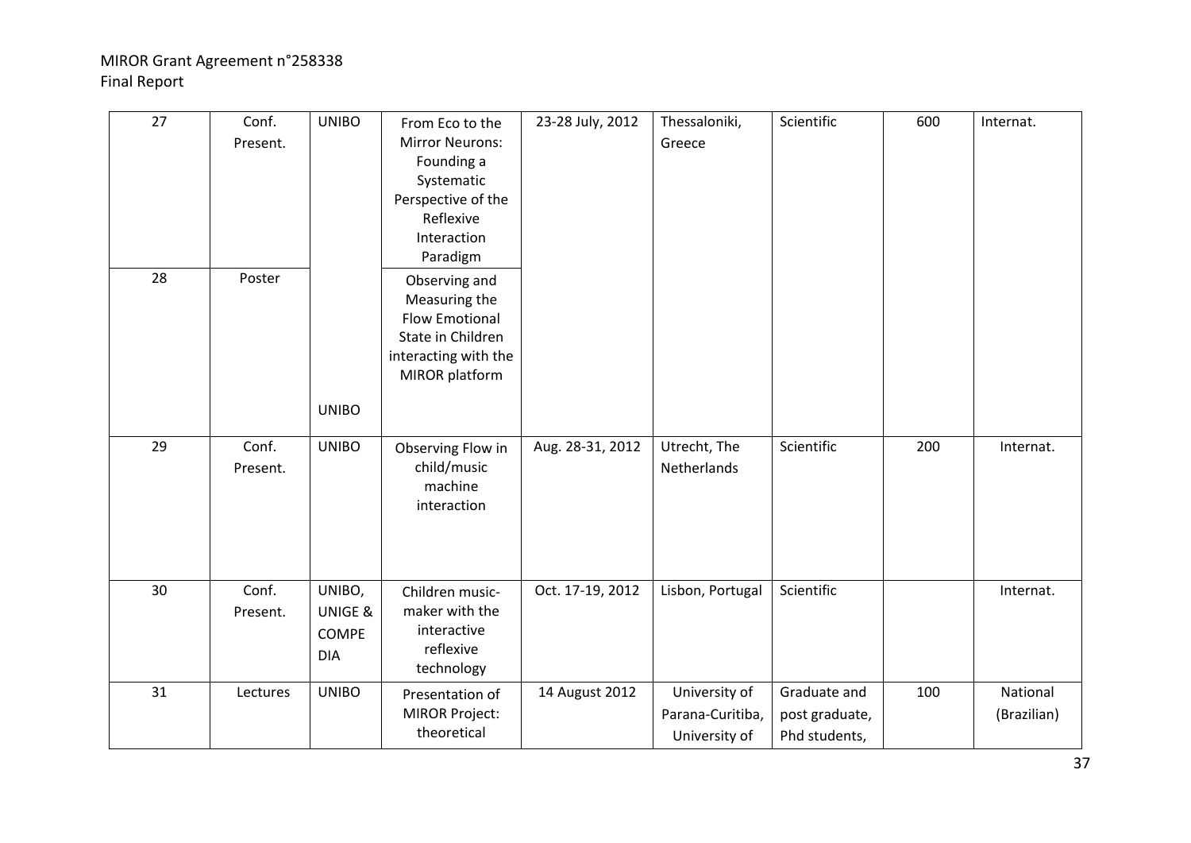| 27 | Conf. Present. | UNIBO | From Eco to the Mirror Neurons: Founding a Systematic Perspective of the Reflexive Interaction Paradigm | 23-28 July, 2012 | Thessaloniki, Greece | Scientific | 600 | Internat. |
|---|---|---|---|---|---|---|---|---|
| 28 | Poster | UNIBO | Observing and Measuring the Flow Emotional State in Children interacting with the MIROR platform | | | | | |
| 29 | Conf. Present. | UNIBO | Observing Flow in child/music machine interaction | Aug. 28-31, 2012 | Utrecht, The Netherlands | Scientific | 200 | Internat. |
| 30 | Conf. Present. | UNIBO, UNIGE & COMPE DIA | Children music-maker with the interactive reflexive technology | Oct. 17-19, 2012 | Lisbon, Portugal | Scientific | | Internat. |
| 31 | Lectures | UNIBO | Presentation of MIROR Project: theoretical | 14 August 2012 | University of Parana-Curitiba, University of | Graduate and post graduate, Phd students, | 100 | National (Brazilian) |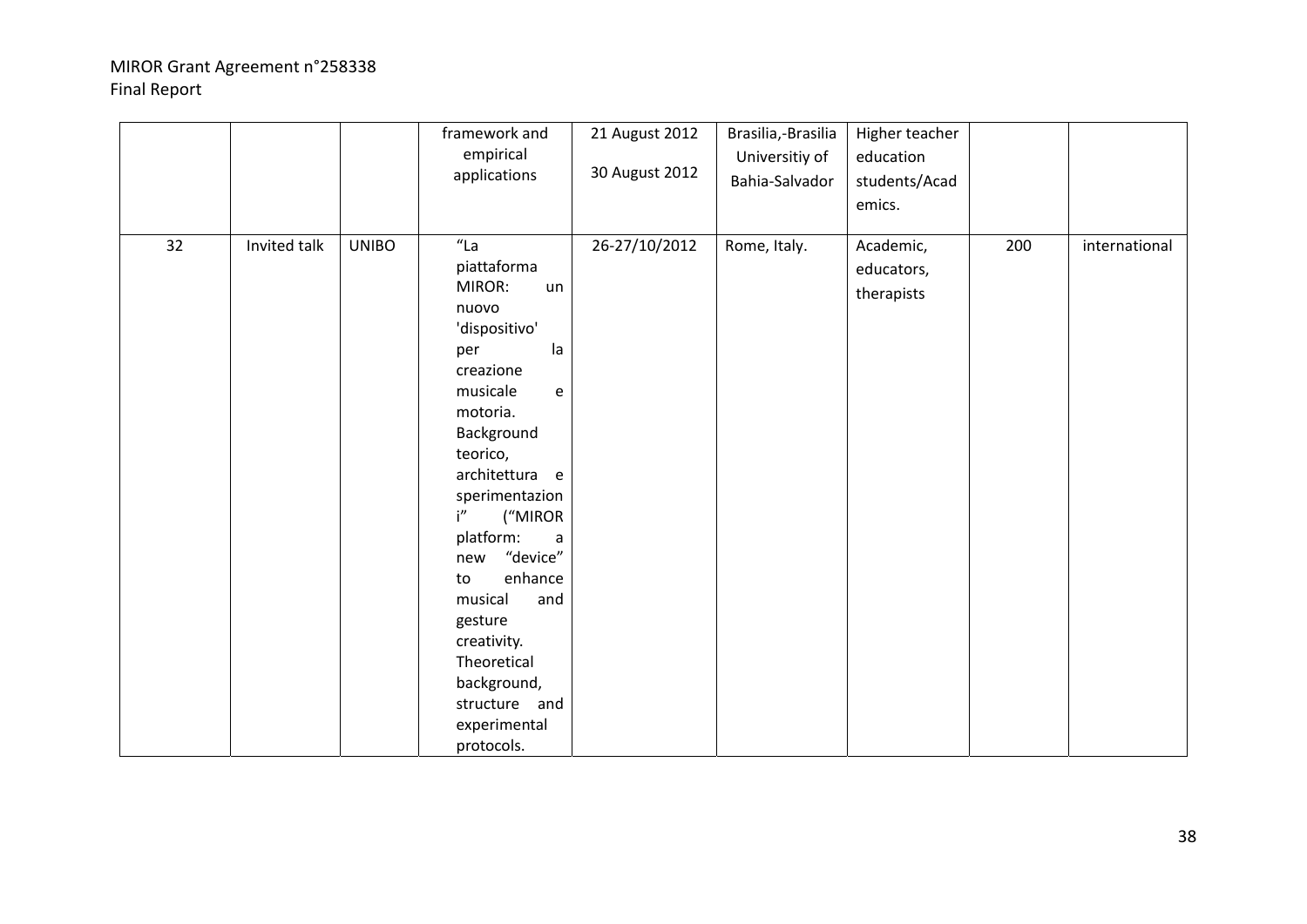|  |  |  | framework and empirical applications | 21 August 2012<br>30 August 2012 | Brasilia,-Brasilia Universitiy of Bahia-Salvador | Higher teacher education students/Academics. |  |  |
|---|---|---|---|---|---|---|---|---|
| 32 | Invited talk | UNIBO | "La piattaforma MIROR: un nuovo 'dispositivo' per la creazione musicale e motoria. Background teorico, architettura e sperimentazioni" ("MIROR platform: a new "device" to enhance musical and gesture creativity. Theoretical background, structure and experimental protocols. | 26-27/10/2012 | Rome, Italy. | Academic, educators, therapists | 200 | international |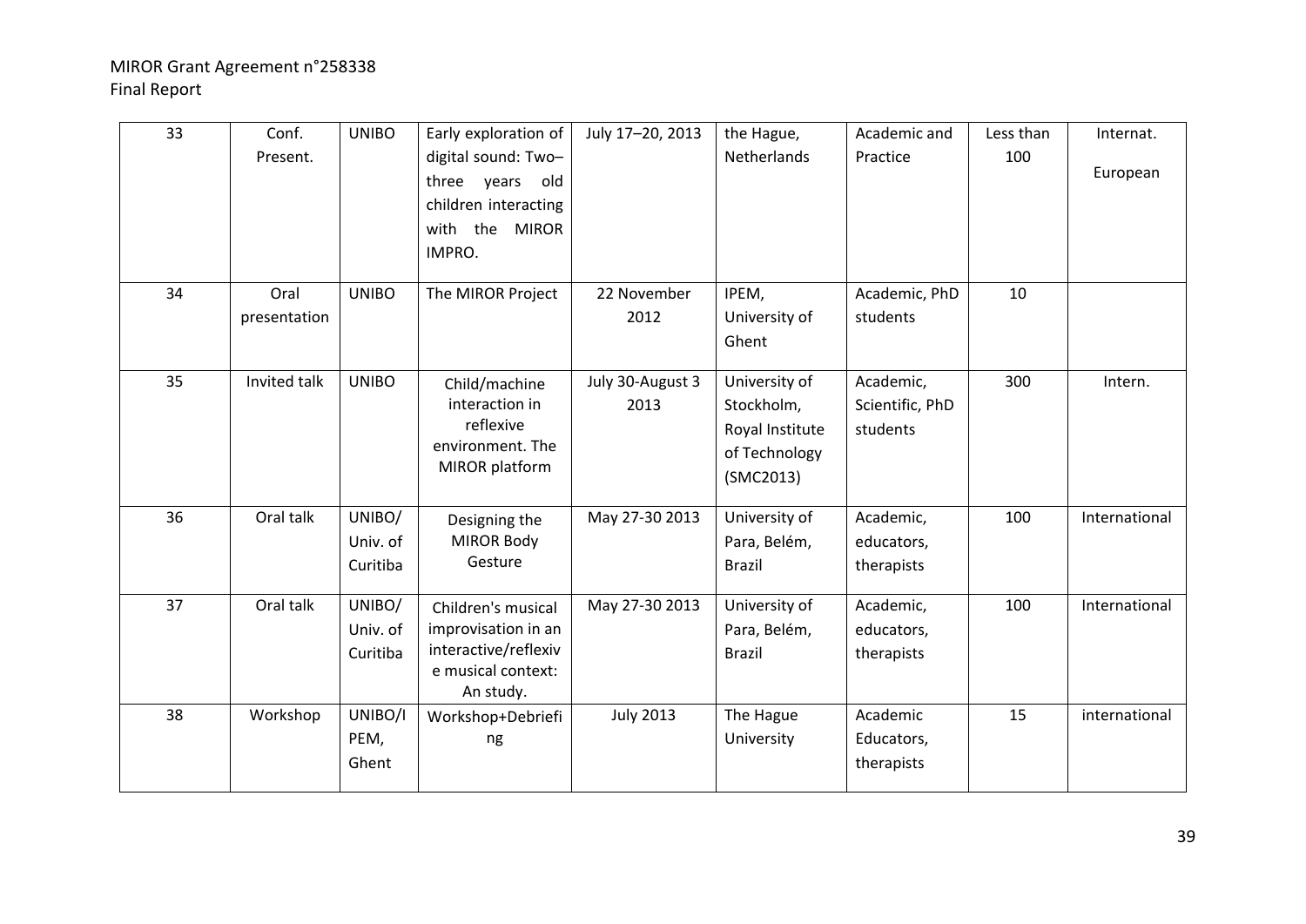| 33 | Conf. Present. | UNIBO | Early exploration of digital sound: Two–three years old children interacting with the MIROR IMPRO. | July 17–20, 2013 | the Hague, Netherlands | Academic and Practice | Less than 100 | Internat. European |
|---|---|---|---|---|---|---|---|---|
| 34 | Oral presentation | UNIBO | The MIROR Project | 22 November 2012 | IPEM, University of Ghent | Academic, PhD students | 10 | |
| 35 | Invited talk | UNIBO | Child/machine interaction in reflexive environment. The MIROR platform | July 30-August 3 2013 | University of Stockholm, Royal Institute of Technology (SMC2013) | Academic, Scientific, PhD students | 300 | Intern. |
| 36 | Oral talk | UNIBO/ Univ. of Curitiba | Designing the MIROR Body Gesture | May 27-30 2013 | University of Para, Belém, Brazil | Academic, educators, therapists | 100 | International |
| 37 | Oral talk | UNIBO/ Univ. of Curitiba | Children's musical improvisation in an interactive/reflexive musical context: An study. | May 27-30 2013 | University of Para, Belém, Brazil | Academic, educators, therapists | 100 | International |
| 38 | Workshop | UNIBO/IPEM, Ghent | Workshop+Debriefing | July 2013 | The Hague University | Academic Educators, therapists | 15 | international |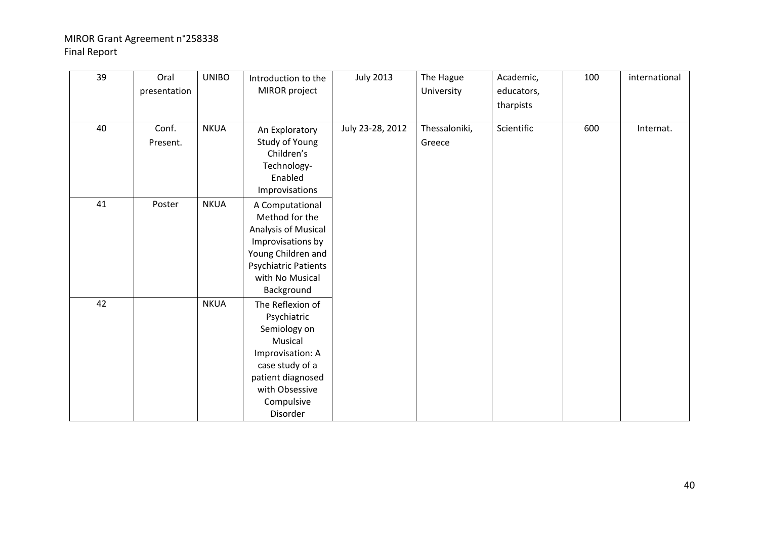| 39 | Oral presentation | UNIBO | Introduction to the MIROR project | July 2013 | The Hague University | Academic, educators, tharpists | 100 | international |
|---|---|---|---|---|---|---|---|---|
| 40 | Conf. Present. | NKUA | An Exploratory Study of Young Children's Technology-Enabled Improvisations | July 23-28, 2012 | Thessaloniki, Greece | Scientific | 600 | Internat. |
| 41 | Poster | NKUA | A Computational Method for the Analysis of Musical Improvisations by Young Children and Psychiatric Patients with No Musical Background | | | | | |
| 42 | | NKUA | The Reflexion of Psychiatric Semiology on Musical Improvisation: A case study of a patient diagnosed with Obsessive Compulsive Disorder | | | | | |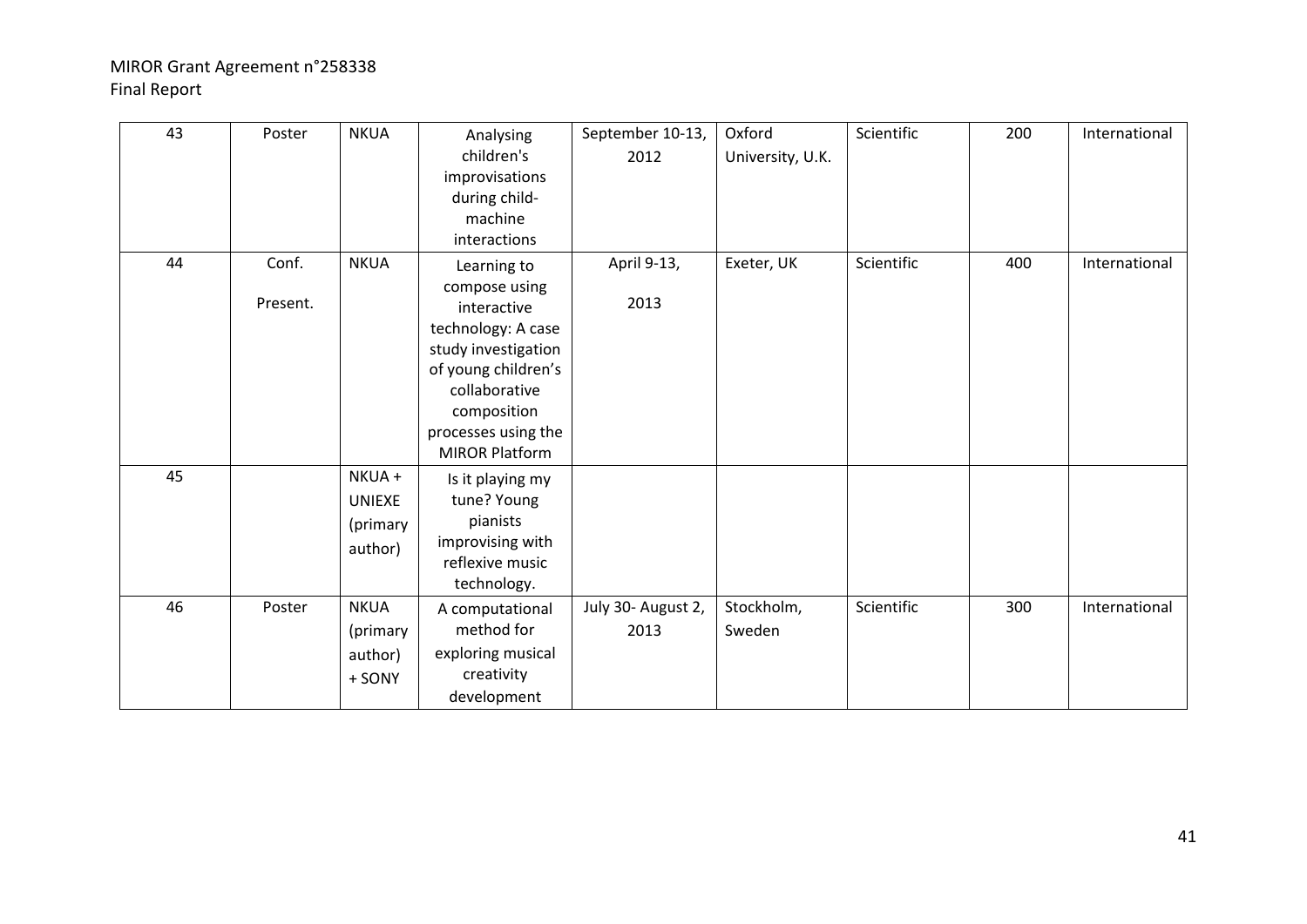| 43 | Poster | NKUA | Analysing children's improvisations during child-machine interactions | September 10-13, 2012 | Oxford University, U.K. | Scientific | 200 | International |
|---|---|---|---|---|---|---|---|---|
| 44 | Conf. Present. | NKUA | Learning to compose using interactive technology: A case study investigation of young children's collaborative composition processes using the MIROR Platform | April 9-13, 2013 | Exeter, UK | Scientific | 400 | International |
| 45 | | NKUA + UNIEXE (primary author) | Is it playing my tune? Young pianists improvising with reflexive music technology. | | | | | |
| 46 | Poster | NKUA (primary author) + SONY | A computational method for exploring musical creativity development | July 30- August 2, 2013 | Stockholm, Sweden | Scientific | 300 | International |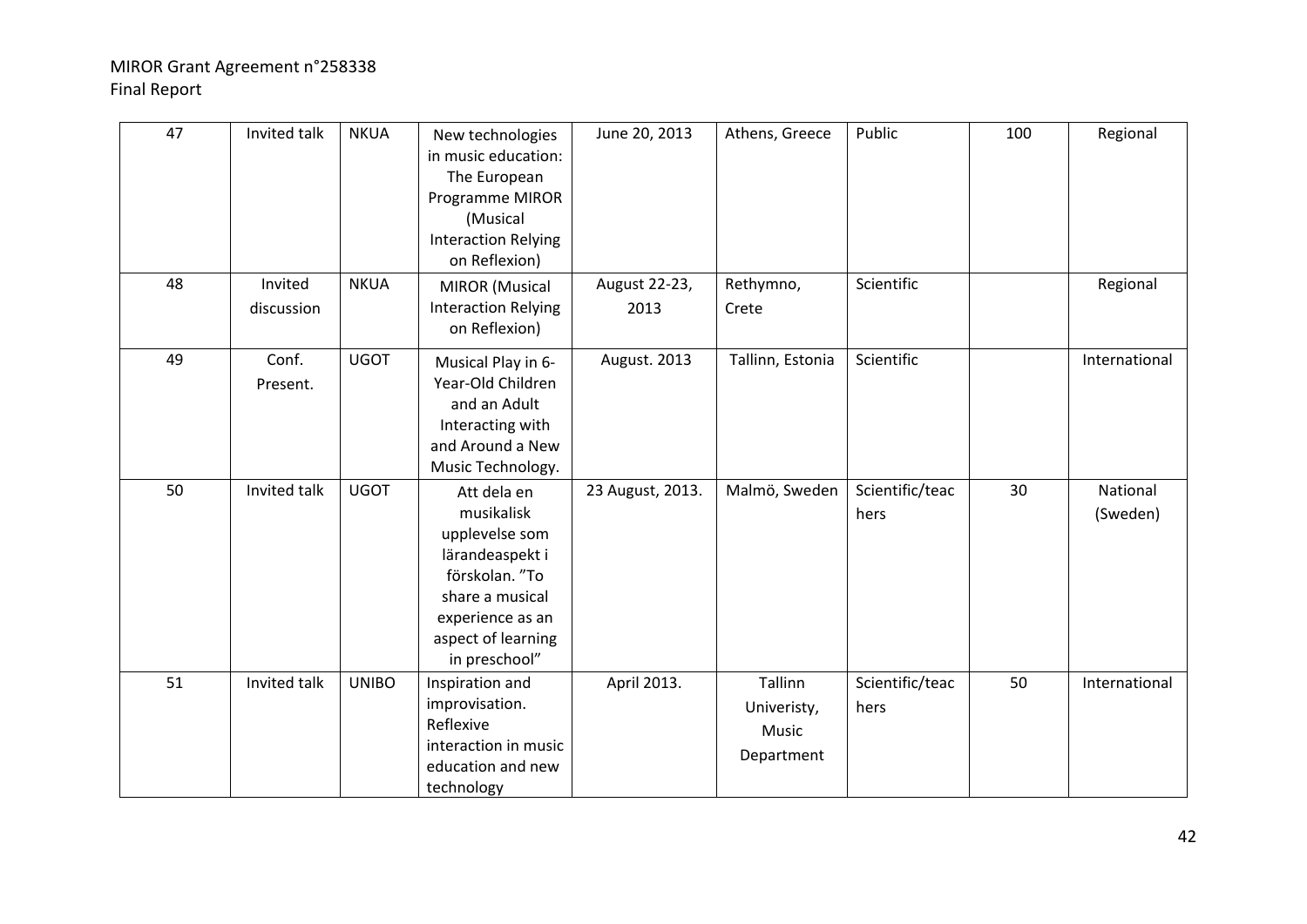| 47 | Invited talk | NKUA | New technologies in music education: The European Programme MIROR (Musical Interaction Relying on Reflexion) | June 20, 2013 | Athens, Greece | Public | 100 | Regional |
|---|---|---|---|---|---|---|---|---|
| 48 | Invited discussion | NKUA | MIROR (Musical Interaction Relying on Reflexion) | August 22-23, 2013 | Rethymno, Crete | Scientific | | Regional |
| 49 | Conf. Present. | UGOT | Musical Play in 6-Year-Old Children and an Adult Interacting with and Around a New Music Technology. | August. 2013 | Tallinn, Estonia | Scientific | | International |
| 50 | Invited talk | UGOT | Att dela en musikalisk upplevelse som lärandeaspekt i förskolan. "To share a musical experience as an aspect of learning in preschool" | 23 August, 2013. | Malmö, Sweden | Scientific/teachers | 30 | National (Sweden) |
| 51 | Invited talk | UNIBO | Inspiration and improvisation. Reflexive interaction in music education and new technology | April 2013. | Tallinn Univeristy, Music Department | Scientific/teachers | 50 | International |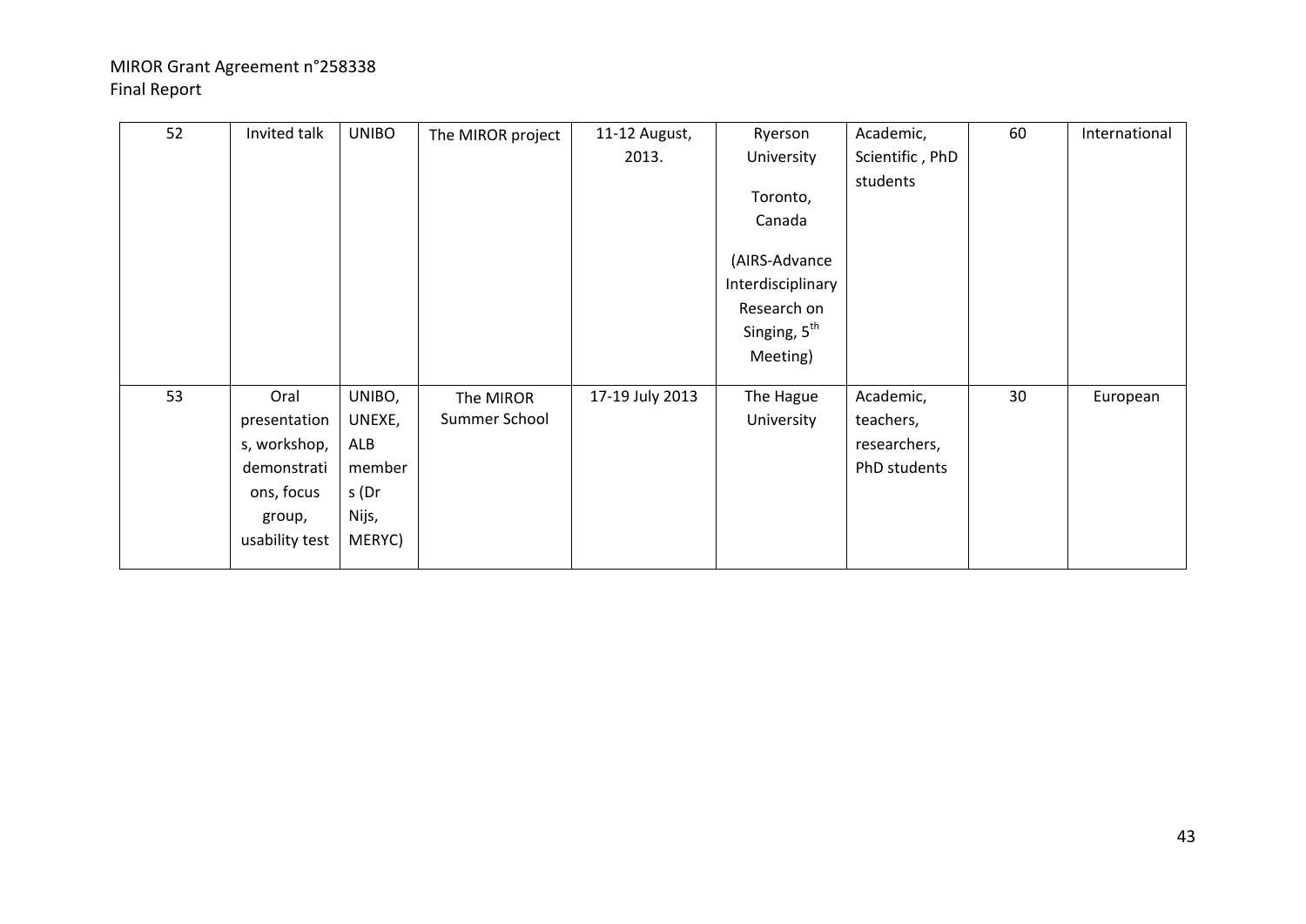| 52 | Invited talk | UNIBO | The MIROR project | 11-12 August, 2013. | Ryerson University Toronto, Canada (AIRS-Advance Interdisciplinary Research on Singing, 5th Meeting) | Academic, Scientific , PhD students | 60 | International |
|---|---|---|---|---|---|---|---|---|
| 53 | Oral presentations, workshop, demonstrations, focus group, usability test | UNIBO, UNEXE, ALB members (Dr Nijs, MERYC) | The MIROR Summer School | 17-19 July 2013 | The Hague University | Academic, teachers, researchers, PhD students | 30 | European |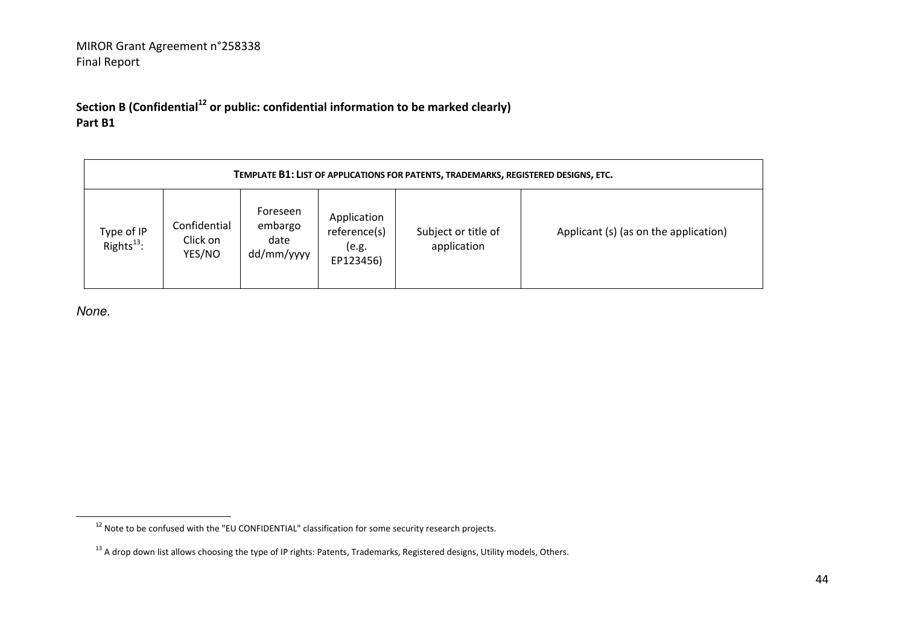**Section B (Confidential[12] or public: confidential information to be marked clearly)**
**Part B1**

| TEMPLATE B1: LIST OF APPLICATIONS FOR PATENTS, TRADEMARKS, REGISTERED DESIGNS, ETC. | | | | | |
|---|---|---|---|---|---|
| Type of IP Rights[13]: | Confidential Click on YES/NO | Foreseen embargo date dd/mm/yyyy | Application reference(s) (e.g. EP123456) | Subject or title of application | Applicant (s) (as on the application) |

*None.*

[12] Note to be confused with the "EU CONFIDENTIAL" classification for some security research projects.

[13] A drop down list allows choosing the type of IP rights: Patents, Trademarks, Registered designs, Utility models, Others.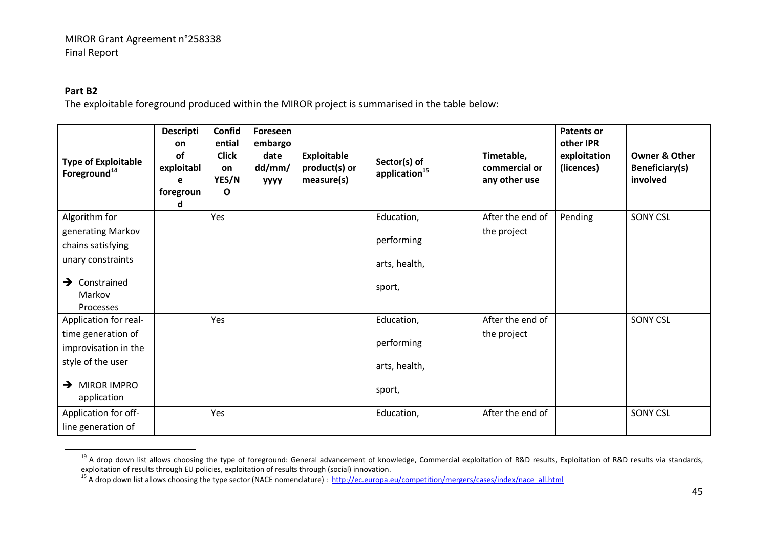**Part B2**

The exploitable foreground produced within the MIROR project is summarised in the table below:

| Type of Exploitable Foreground[14] | Description of exploitable foreground | Confidential Click on YES/NO | Foreseen embargo date dd/mm/yyyy | Exploitable product(s) or measure(s) | Sector(s) of application[15] | Timetable, commercial or any other use | Patents or other IPR exploitation (licences) | Owner & Other Beneficiary(s) involved |
|---|---|---|---|---|---|---|---|---|
| Algorithm for generating Markov chains satisfying unary constraints ➔ Constrained Markov Processes | | Yes | | | Education, performing arts, health, sport, | After the end of the project | Pending | SONY CSL |
| Application for real-time generation of improvisation in the style of the user ➔ MIROR IMPRO application | | Yes | | | Education, performing arts, health, sport, | After the end of the project | | SONY CSL |
| Application for off-line generation of | | Yes | | | Education, | After the end of | | SONY CSL |

[19] A drop down list allows choosing the type of foreground: General advancement of knowledge, Commercial exploitation of R&D results, Exploitation of R&D results via standards, exploitation of results through EU policies, exploitation of results through (social) innovation.

[15] A drop down list allows choosing the type sector (NACE nomenclature) : http://ec.europa.eu/competition/mergers/cases/index/nace_all.html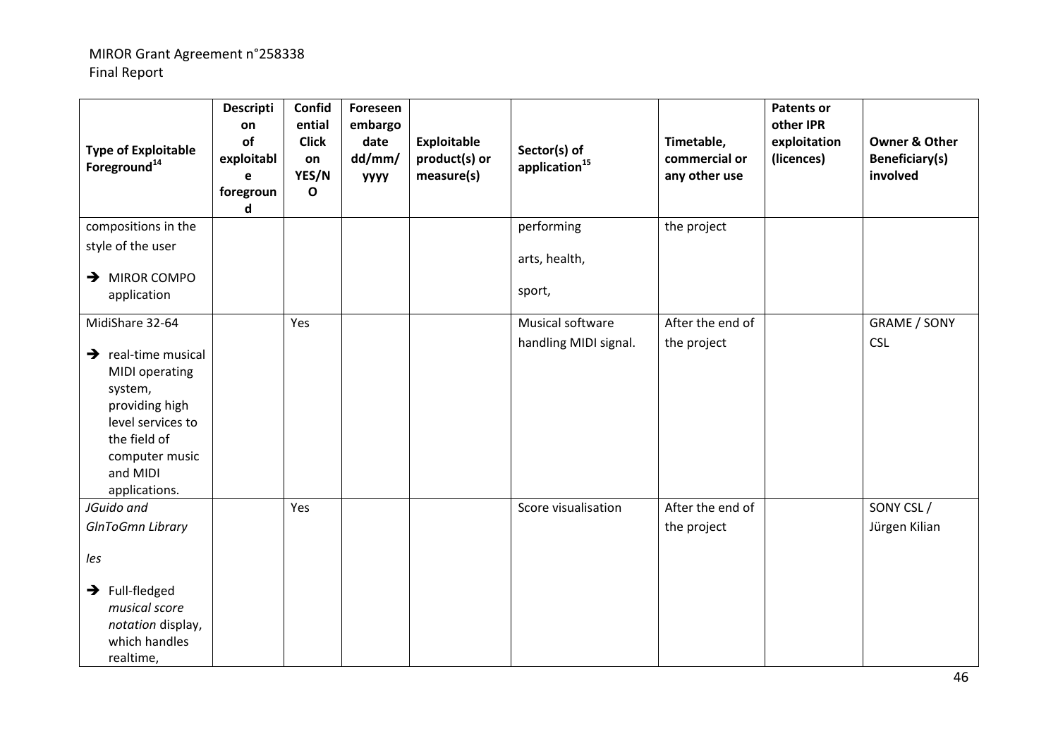| Type of Exploitable Foreground[14] | Description of exploitable foreground | Confidential Click on YES/NO | Foreseen embargo date dd/mm/yyyy | Exploitable product(s) or measure(s) | Sector(s) of application[15] | Timetable, commercial or any other use | Patents or other IPR exploitation (licences) | Owner & Other Beneficiary(s) involved |
|---|---|---|---|---|---|---|---|---|
| compositions in the style of the user<br><br>→ MIROR COMPO application | | | | | performing<br><br>arts, health,<br><br>sport, | the project | | |
| MidiShare 32-64<br><br>→ real-time musical MIDI operating system, providing high level services to the field of computer music and MIDI applications. | | Yes | | | Musical software handling MIDI signal. | After the end of the project | | GRAME / SONY CSL |
| *JGuido and GlnToGmn Library*<br><br>*les*<br><br>→ Full-fledged *musical score notation* display, which handles realtime, | | Yes | | | Score visualisation | After the end of the project | | SONY CSL / Jürgen Kilian |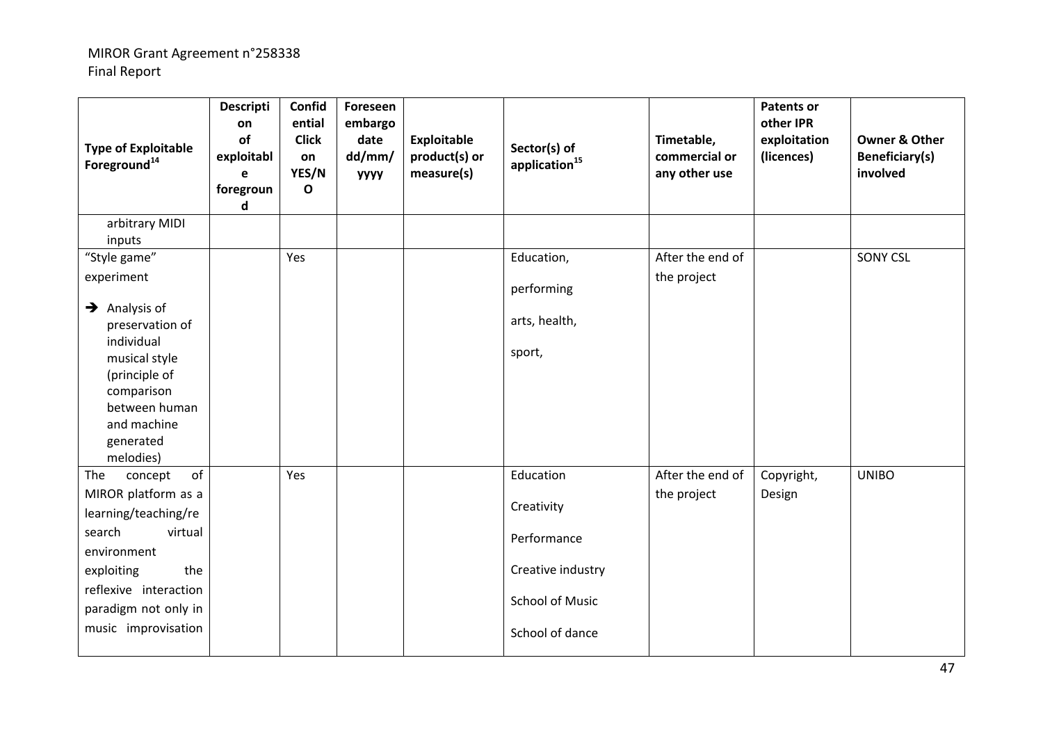| Type of Exploitable Foreground[14] | Description of exploitable foreground | Confidential Click on YES/NO | Foreseen embargo date dd/mm/yyyy | Exploitable product(s) or measure(s) | Sector(s) of application[15] | Timetable, commercial or any other use | Patents or other IPR exploitation (licences) | Owner & Other Beneficiary(s) involved |
|---|---|---|---|---|---|---|---|---|
| arbitrary MIDI inputs | | | | | | | | |
| "Style game" experiment<br>➔ Analysis of preservation of individual musical style (principle of comparison between human and machine generated melodies) | | Yes | | | Education, performing arts, health, sport, | After the end of the project | | SONY CSL |
| The concept of MIROR platform as a learning/teaching/research virtual environment exploiting the reflexive interaction paradigm not only in music improvisation | | Yes | | | Education<br>Creativity<br>Performance<br>Creative industry<br>School of Music<br>School of dance | After the end of the project | Copyright, Design | UNIBO |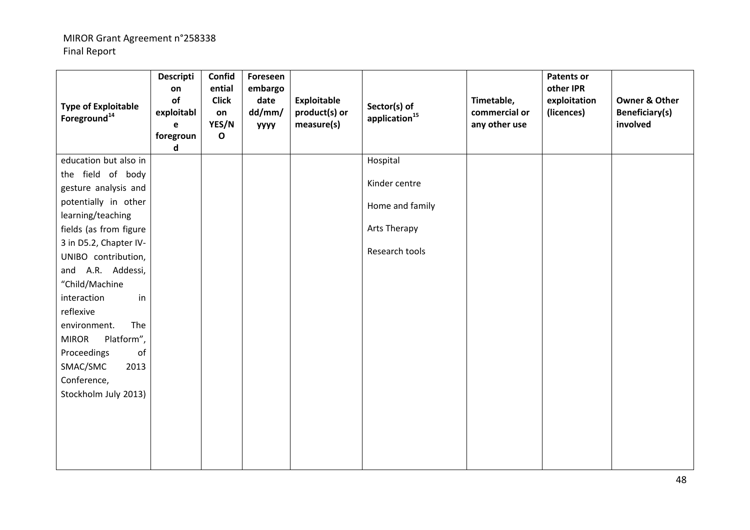MIROR Grant Agreement n°258338
Final Report

| Type of Exploitable Foreground[14] | Description of exploitable foreground | Confidential Click on YES/NO | Foreseen embargo date dd/mm/yyyy | Exploitable product(s) or measure(s) | Sector(s) of application[15] | Timetable, commercial or any other use | Patents or other IPR exploitation (licences) | Owner & Other Beneficiary(s) involved |
|---|---|---|---|---|---|---|---|---|
| education but also in the field of body gesture analysis and potentially in other learning/teaching fields (as from figure 3 in D5.2, Chapter IV-UNIBO contribution, and A.R. Addessi, "Child/Machine interaction in reflexive environment. The MIROR Platform", Proceedings of SMAC/SMC 2013 Conference, Stockholm July 2013) | | | | | Hospital<br><br>Kinder centre<br><br>Home and family<br><br>Arts Therapy<br><br>Research tools | | | |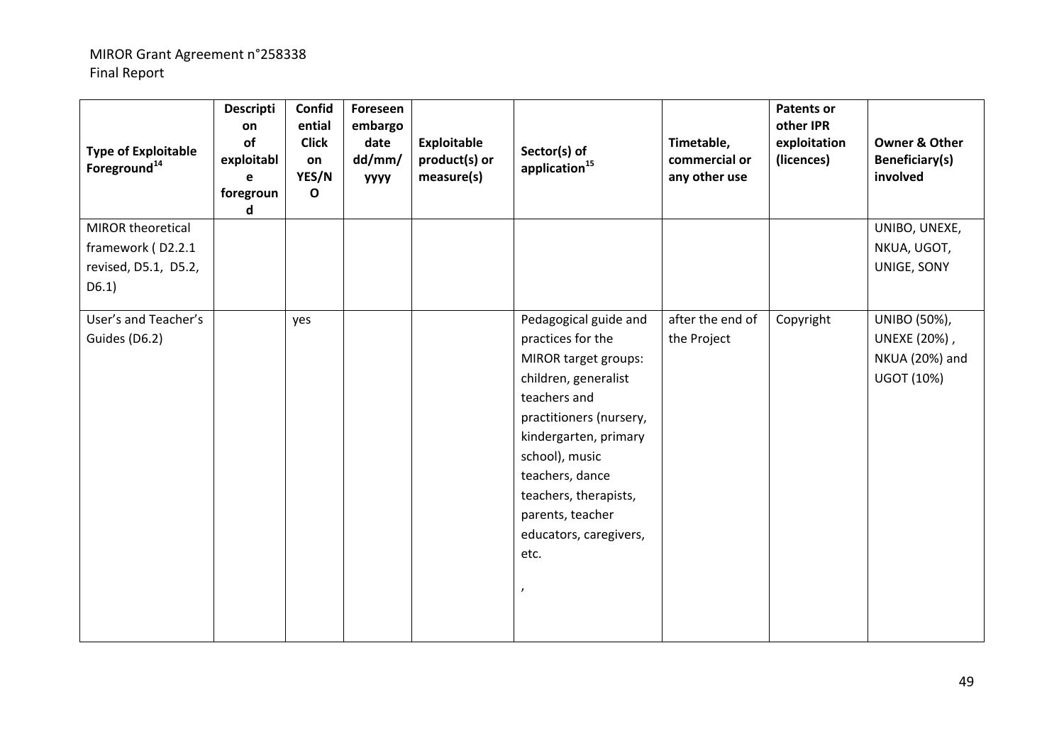| Type of Exploitable Foreground[14] | Description of exploitable foreground | Confidential Click on YES/NO | Foreseen embargo date dd/mm/yyyy | Exploitable product(s) or measure(s) | Sector(s) of application[15] | Timetable, commercial or any other use | Patents or other IPR exploitation (licences) | Owner & Other Beneficiary(s) involved |
|---|---|---|---|---|---|---|---|---|
| MIROR theoretical framework ( D2.2.1 revised, D5.1, D5.2, D6.1) | | | | | | | | UNIBO, UNEXE, NKUA, UGOT, UNIGE, SONY |
| User's and Teacher's Guides (D6.2) | | yes | | | Pedagogical guide and practices for the MIROR target groups: children, generalist teachers and practitioners (nursery, kindergarten, primary school), music teachers, dance teachers, therapists, parents, teacher educators, caregivers, etc. , | after the end of the Project | Copyright | UNIBO (50%), UNEXE (20%) , NKUA (20%) and UGOT (10%) |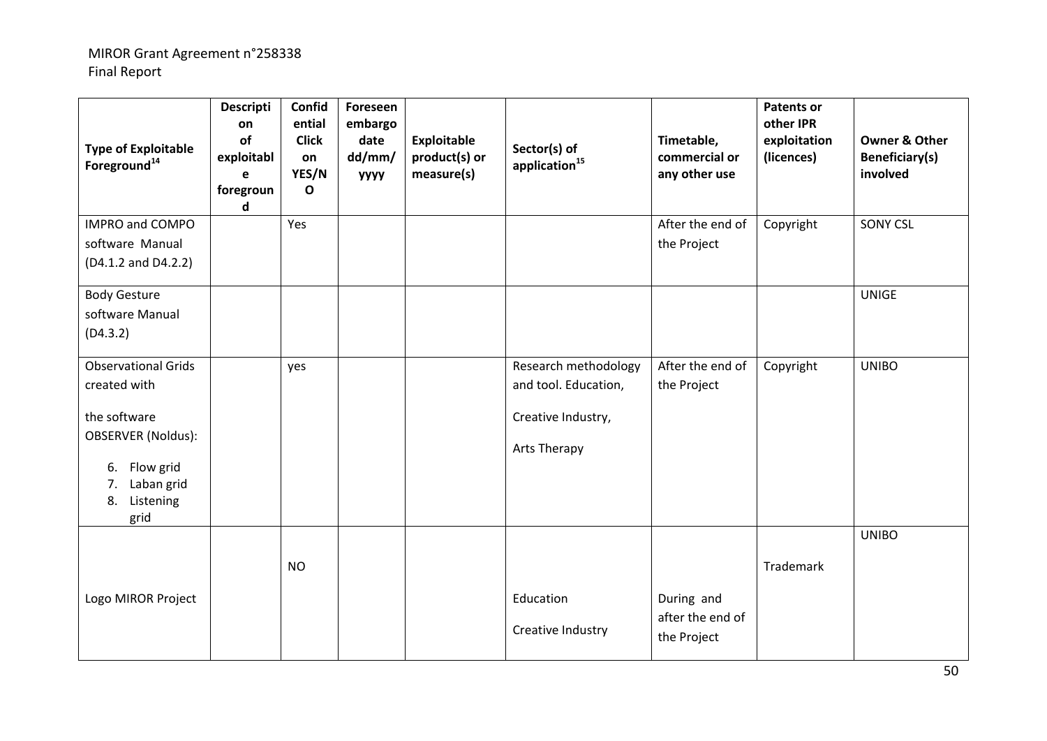| Type of Exploitable Foreground[14] | Description of exploitable foreground | Confidential Click on YES/NO | Foreseen embargo date dd/mm/yyyy | Exploitable product(s) or measure(s) | Sector(s) of application[15] | Timetable, commercial or any other use | Patents or other IPR exploitation (licences) | Owner & Other Beneficiary(s) involved |
| --- | --- | --- | --- | --- | --- | --- | --- | --- |
| IMPRO and COMPO software Manual (D4.1.2 and D4.2.2) | | Yes | | | | After the end of the Project | Copyright | SONY CSL |
| Body Gesture software Manual (D4.3.2) | | | | | | | | UNIGE |
| Observational Grids created with the software OBSERVER (Noldus): 6. Flow grid 7. Laban grid 8. Listening grid | | yes | | | Research methodology and tool. Education, Creative Industry, Arts Therapy | After the end of the Project | Copyright | UNIBO |
| Logo MIROR Project | | NO | | | Education Creative Industry | During and after the end of the Project | Trademark | UNIBO |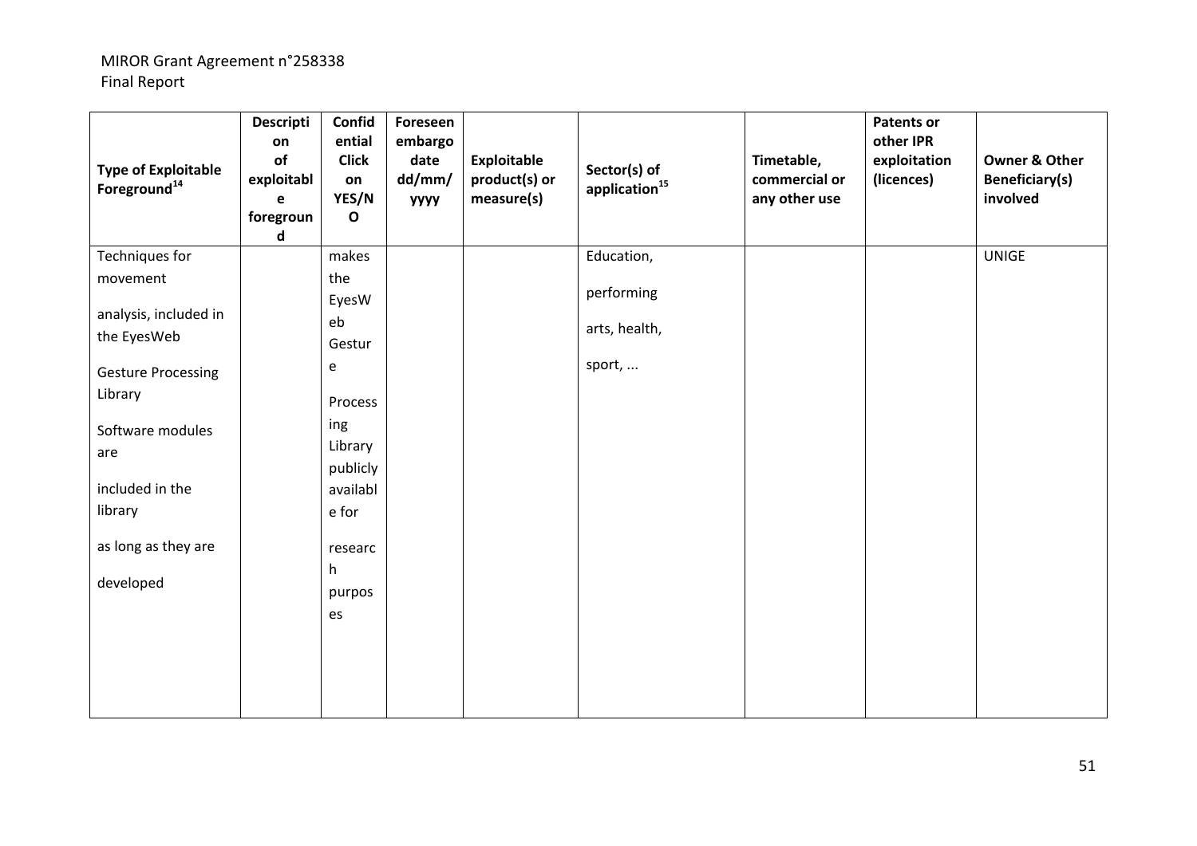| Type of Exploitable Foreground[14] | Description of exploitable foreground | Confidential Click on YES/NO | Foreseen embargo date dd/mm/yyyy | Exploitable product(s) or measure(s) | Sector(s) of application[15] | Timetable, commercial or any other use | Patents or other IPR exploitation (licences) | Owner & Other Beneficiary(s) involved |
|---|---|---|---|---|---|---|---|---|
| Techniques for movement analysis, included in the EyesWeb Gesture Processing Library Software modules are included in the library as long as they are developed | | makes the EyesWeb Gesture Processing Library publicly available for research purposes | | | Education, performing arts, health, sport, ... | | | UNIGE |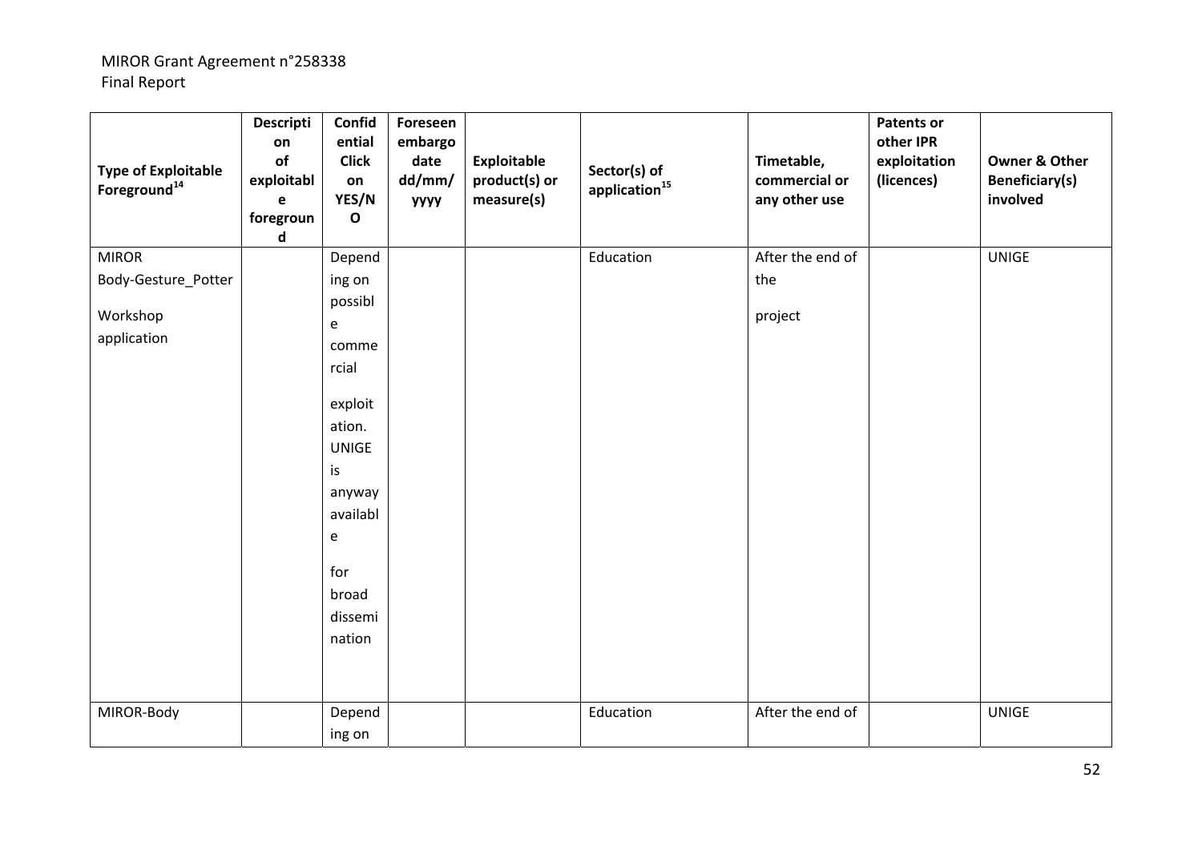| Type of Exploitable Foreground[14] | Description of exploitable foreground | Confidential Click on YES/NO | Foreseen embargo date dd/mm/yyyy | Exploitable product(s) or measure(s) | Sector(s) of application[15] | Timetable, commercial or any other use | Patents or other IPR exploitation (licences) | Owner & Other Beneficiary(s) involved |
|---|---|---|---|---|---|---|---|---|
| MIROR Body-Gesture_Potter Workshop application | | Depending on possible commercial exploitation. UNIGE is anyway available for broad dissemination | | | Education | After the end of the project | | UNIGE |
| MIROR-Body | | Depending on | | | Education | After the end of | | UNIGE |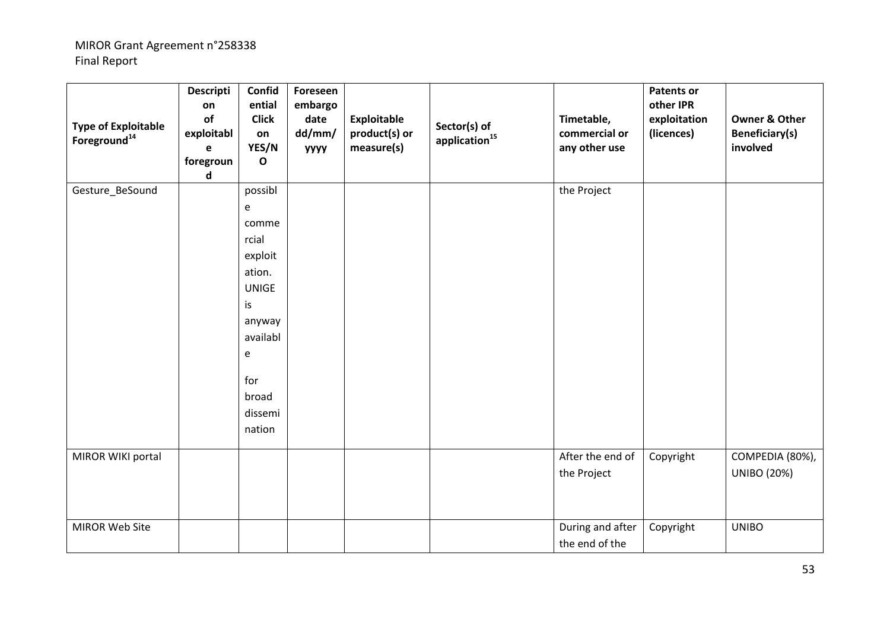| Type of Exploitable Foreground[14] | Description of exploitable foreground | Confidential Click on YES/NO | Foreseen embargo date dd/mm/yyyy | Exploitable product(s) or measure(s) | Sector(s) of application[15] | Timetable, commercial or any other use | Patents or other IPR exploitation (licences) | Owner & Other Beneficiary(s) involved |
|---|---|---|---|---|---|---|---|---|
| Gesture_BeSound | | possible commercial exploitation. UNIGE is anyway available for broad dissemination | | | | the Project | | |
| MIROR WIKI portal | | | | | | After the end of the Project | Copyright | COMPEDIA (80%), UNIBO (20%) |
| MIROR Web Site | | | | | | During and after the end of the | Copyright | UNIBO |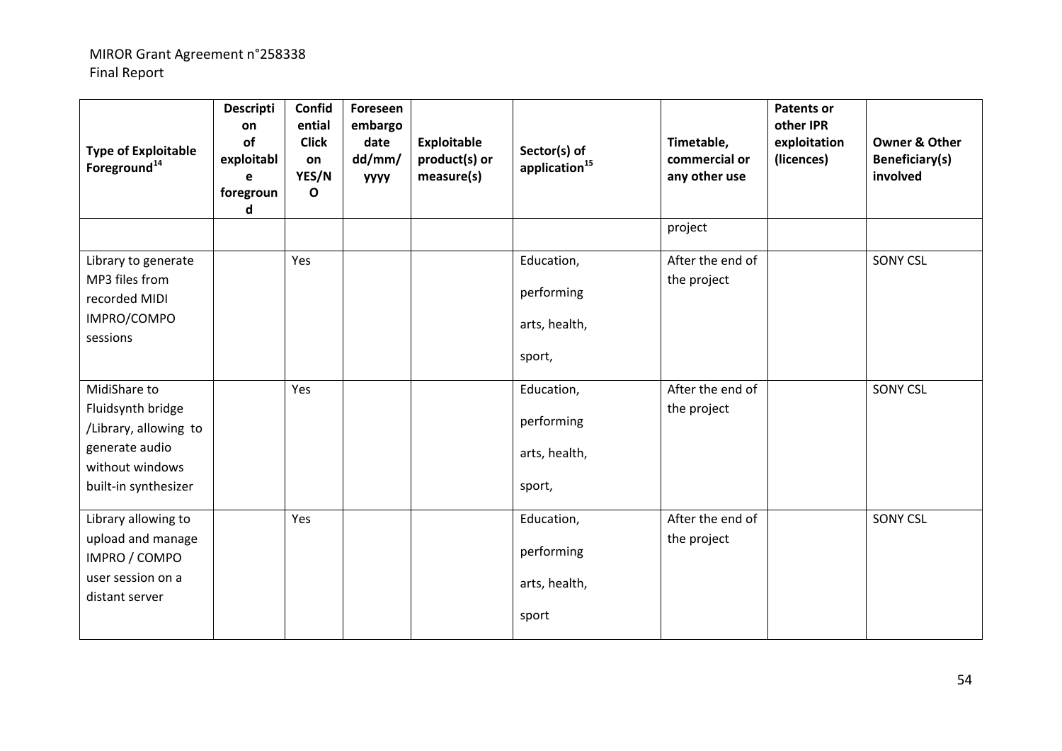| Type of Exploitable Foreground[14] | Description of exploitable foreground | Confidential Click on YES/NO | Foreseen embargo date dd/mm/yyyy | Exploitable product(s) or measure(s) | Sector(s) of application[15] | Timetable, commercial or any other use | Patents or other IPR exploitation (licences) | Owner & Other Beneficiary(s) involved |
|---|---|---|---|---|---|---|---|---|
| | | | | | | project | | |
| Library to generate MP3 files from recorded MIDI IMPRO/COMPO sessions | | Yes | | | Education, performing arts, health, sport, | After the end of the project | | SONY CSL |
| MidiShare to Fluidsynth bridge /Library, allowing to generate audio without windows built-in synthesizer | | Yes | | | Education, performing arts, health, sport, | After the end of the project | | SONY CSL |
| Library allowing to upload and manage IMPRO / COMPO user session on a distant server | | Yes | | | Education, performing arts, health, sport | After the end of the project | | SONY CSL |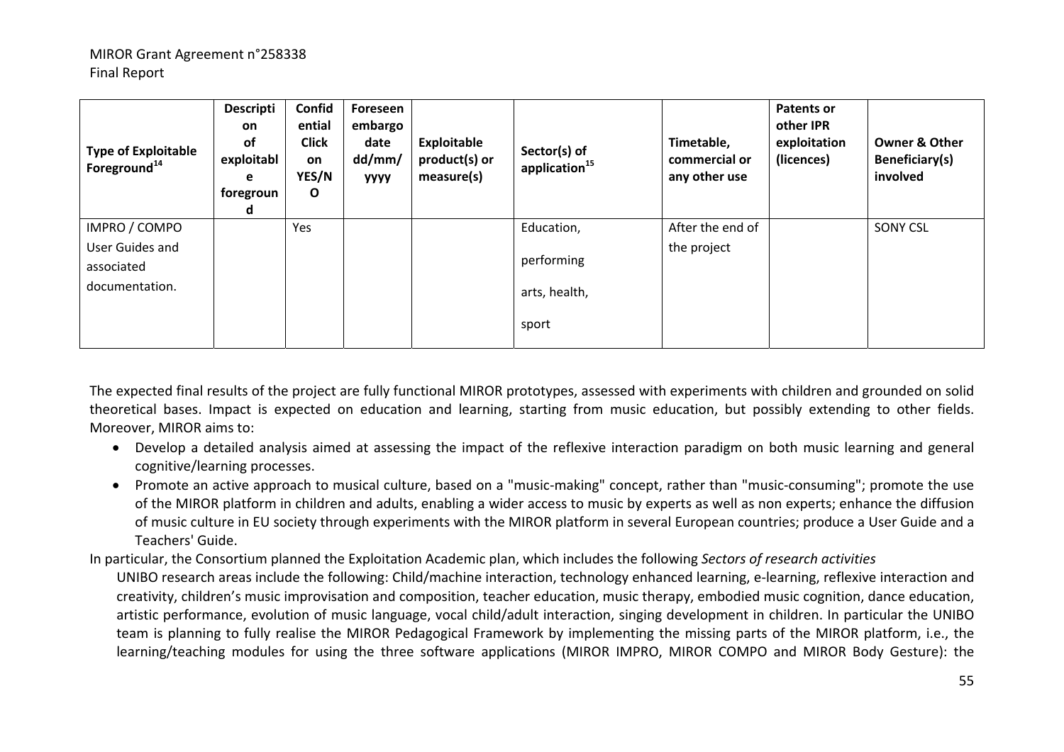| Type of Exploitable Foreground[14] | Description of exploitable foreground | Confidential Click on YES/NO | Foreseen embargo date dd/mm/yyyy | Exploitable product(s) or measure(s) | Sector(s) of application[15] | Timetable, commercial or any other use | Patents or other IPR exploitation (licences) | Owner & Other Beneficiary(s) involved |
|---|---|---|---|---|---|---|---|---|
| IMPRO / COMPO User Guides and associated documentation. | | Yes | | | Education, performing arts, health, sport | After the end of the project | | SONY CSL |

The expected final results of the project are fully functional MIROR prototypes, assessed with experiments with children and grounded on solid theoretical bases. Impact is expected on education and learning, starting from music education, but possibly extending to other fields. Moreover, MIROR aims to:

- Develop a detailed analysis aimed at assessing the impact of the reflexive interaction paradigm on both music learning and general cognitive/learning processes.
- Promote an active approach to musical culture, based on a "music-making" concept, rather than "music-consuming"; promote the use of the MIROR platform in children and adults, enabling a wider access to music by experts as well as non experts; enhance the diffusion of music culture in EU society through experiments with the MIROR platform in several European countries; produce a User Guide and a Teachers' Guide.

In particular, the Consortium planned the Exploitation Academic plan, which includes the following *Sectors of research activities*

UNIBO research areas include the following: Child/machine interaction, technology enhanced learning, e-learning, reflexive interaction and creativity, children's music improvisation and composition, teacher education, music therapy, embodied music cognition, dance education, artistic performance, evolution of music language, vocal child/adult interaction, singing development in children. In particular the UNIBO team is planning to fully realise the MIROR Pedagogical Framework by implementing the missing parts of the MIROR platform, i.e., the learning/teaching modules for using the three software applications (MIROR IMPRO, MIROR COMPO and MIROR Body Gesture): the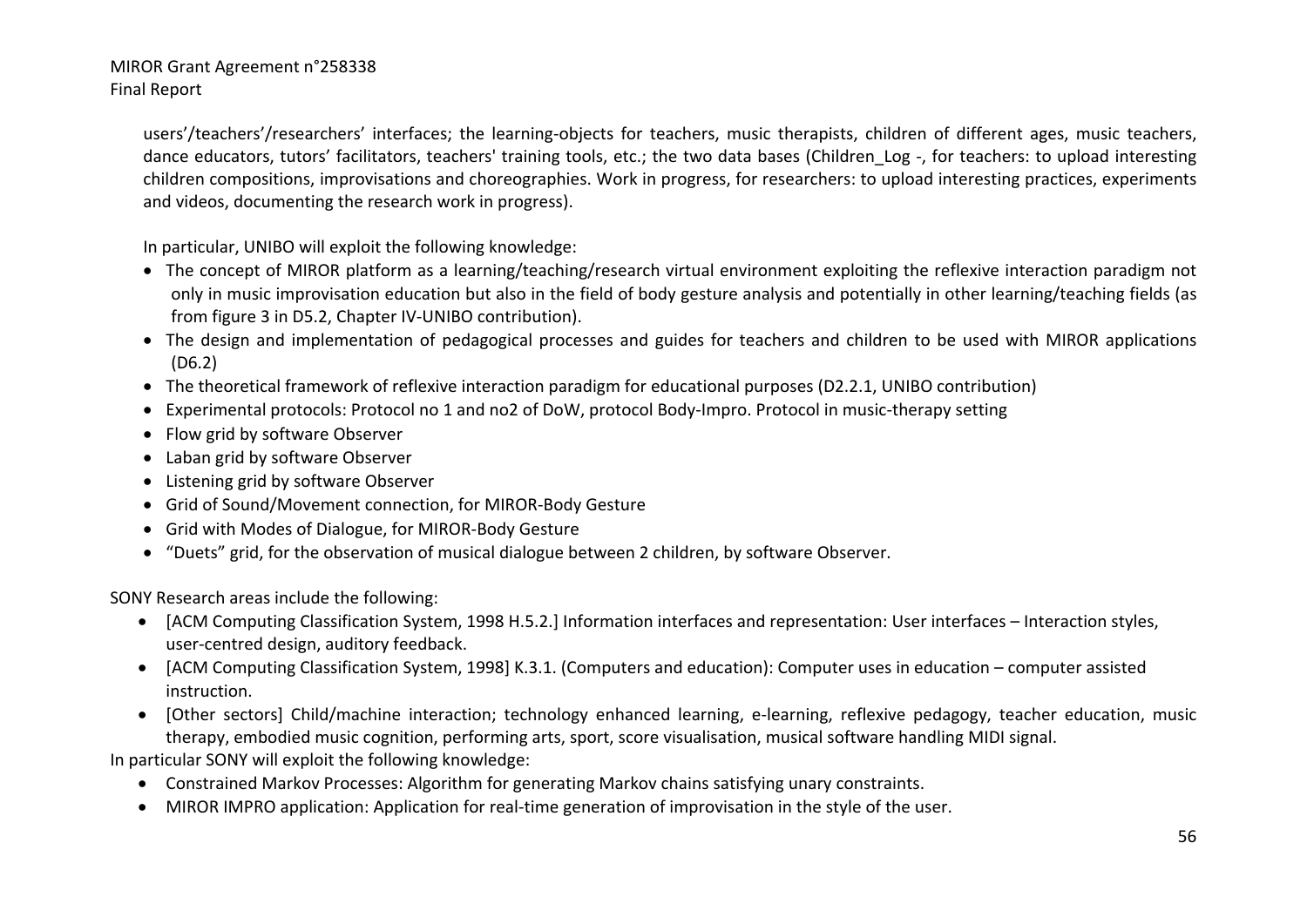users'/teachers'/researchers' interfaces; the learning-objects for teachers, music therapists, children of different ages, music teachers, dance educators, tutors' facilitators, teachers' training tools, etc.; the two data bases (Children_Log -, for teachers: to upload interesting children compositions, improvisations and choreographies. Work in progress, for researchers: to upload interesting practices, experiments and videos, documenting the research work in progress).

In particular, UNIBO will exploit the following knowledge:

- The concept of MIROR platform as a learning/teaching/research virtual environment exploiting the reflexive interaction paradigm not only in music improvisation education but also in the field of body gesture analysis and potentially in other learning/teaching fields (as from figure 3 in D5.2, Chapter IV-UNIBO contribution).
- The design and implementation of pedagogical processes and guides for teachers and children to be used with MIROR applications (D6.2)
- The theoretical framework of reflexive interaction paradigm for educational purposes (D2.2.1, UNIBO contribution)
- Experimental protocols: Protocol no 1 and no2 of DoW, protocol Body-Impro. Protocol in music-therapy setting
- Flow grid by software Observer
- Laban grid by software Observer
- Listening grid by software Observer
- Grid of Sound/Movement connection, for MIROR-Body Gesture
- Grid with Modes of Dialogue, for MIROR-Body Gesture
- "Duets" grid, for the observation of musical dialogue between 2 children, by software Observer.

SONY Research areas include the following:

- [ACM Computing Classification System, 1998 H.5.2.] Information interfaces and representation: User interfaces – Interaction styles, user-centred design, auditory feedback.
- [ACM Computing Classification System, 1998] K.3.1. (Computers and education): Computer uses in education – computer assisted instruction.
- [Other sectors] Child/machine interaction; technology enhanced learning, e-learning, reflexive pedagogy, teacher education, music therapy, embodied music cognition, performing arts, sport, score visualisation, musical software handling MIDI signal.

In particular SONY will exploit the following knowledge:

- Constrained Markov Processes: Algorithm for generating Markov chains satisfying unary constraints.
- MIROR IMPRO application: Application for real-time generation of improvisation in the style of the user.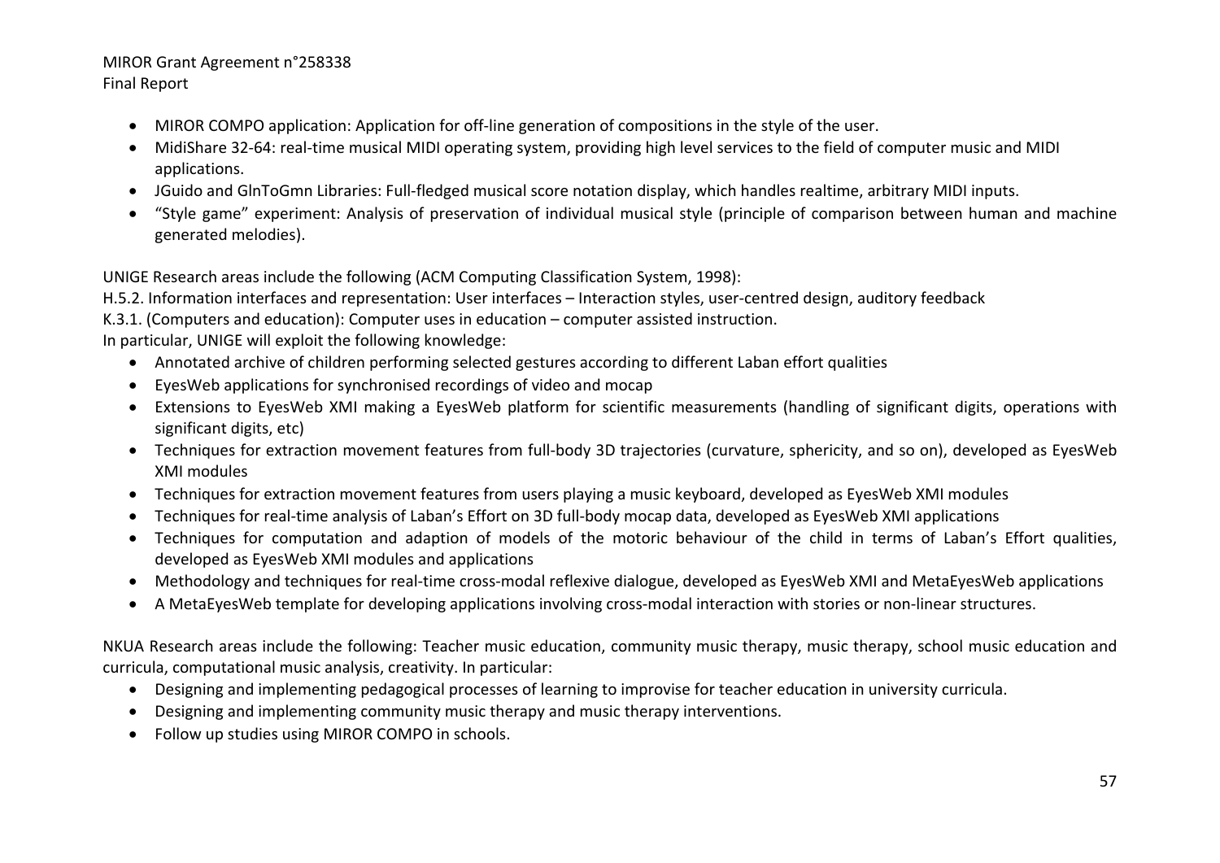- MIROR COMPO application: Application for off-line generation of compositions in the style of the user.
- MidiShare 32-64: real-time musical MIDI operating system, providing high level services to the field of computer music and MIDI applications.
- JGuido and GlnToGmn Libraries: Full-fledged musical score notation display, which handles realtime, arbitrary MIDI inputs.
- "Style game" experiment: Analysis of preservation of individual musical style (principle of comparison between human and machine generated melodies).

UNIGE Research areas include the following (ACM Computing Classification System, 1998):

H.5.2. Information interfaces and representation: User interfaces – Interaction styles, user-centred design, auditory feedback

K.3.1. (Computers and education): Computer uses in education – computer assisted instruction.

In particular, UNIGE will exploit the following knowledge:

- Annotated archive of children performing selected gestures according to different Laban effort qualities
- EyesWeb applications for synchronised recordings of video and mocap
- Extensions to EyesWeb XMI making a EyesWeb platform for scientific measurements (handling of significant digits, operations with significant digits, etc)
- Techniques for extraction movement features from full-body 3D trajectories (curvature, sphericity, and so on), developed as EyesWeb XMI modules
- Techniques for extraction movement features from users playing a music keyboard, developed as EyesWeb XMI modules
- Techniques for real-time analysis of Laban's Effort on 3D full-body mocap data, developed as EyesWeb XMI applications
- Techniques for computation and adaption of models of the motoric behaviour of the child in terms of Laban's Effort qualities, developed as EyesWeb XMI modules and applications
- Methodology and techniques for real-time cross-modal reflexive dialogue, developed as EyesWeb XMI and MetaEyesWeb applications
- A MetaEyesWeb template for developing applications involving cross-modal interaction with stories or non-linear structures.

NKUA Research areas include the following: Teacher music education, community music therapy, music therapy, school music education and curricula, computational music analysis, creativity. In particular:

- Designing and implementing pedagogical processes of learning to improvise for teacher education in university curricula.
- Designing and implementing community music therapy and music therapy interventions.
- Follow up studies using MIROR COMPO in schools.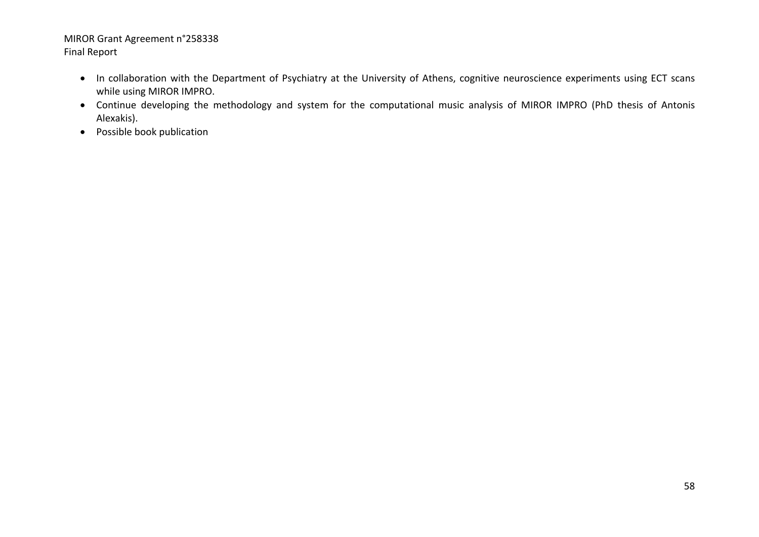- In collaboration with the Department of Psychiatry at the University of Athens, cognitive neuroscience experiments using ECT scans while using MIROR IMPRO.
- Continue developing the methodology and system for the computational music analysis of MIROR IMPRO (PhD thesis of Antonis Alexakis).
- Possible book publication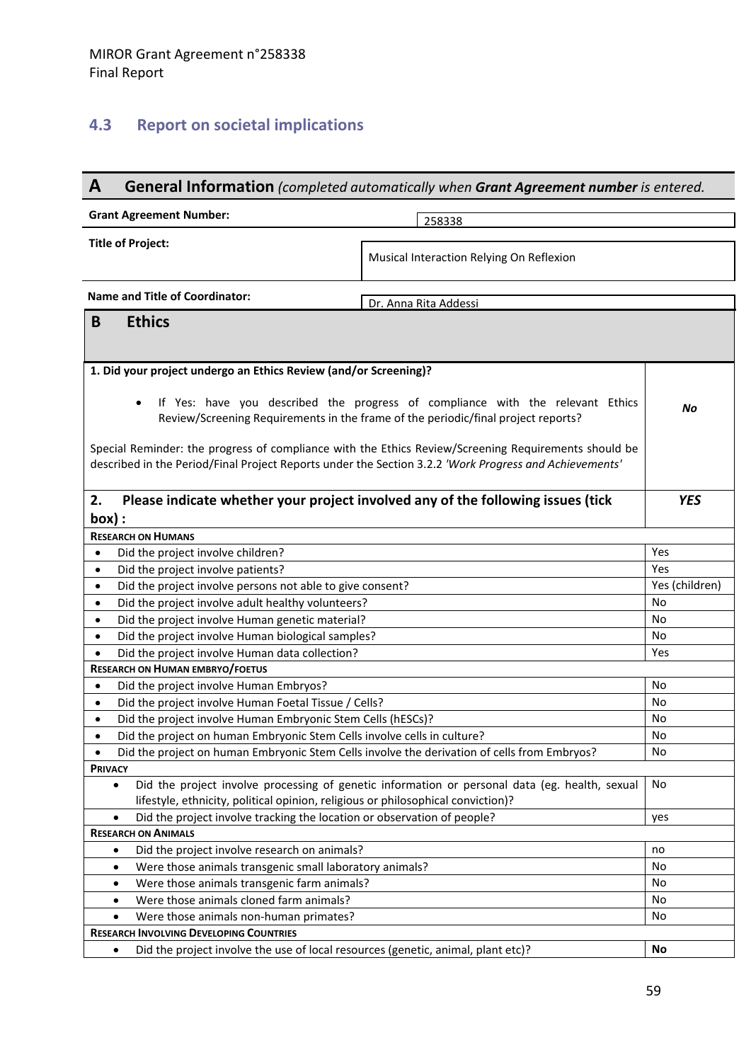## 4.3 Report on societal implications

| **A General Information** *(completed automatically when* ***Grant Agreement number*** *is entered.* | |
|---|---|
| **Grant Agreement Number:** | 258338 |
| **Title of Project:** | Musical Interaction Relying On Reflexion |
| **Name and Title of Coordinator:** | Dr. Anna Rita Addessi |

| **B Ethics** | |
|---|---|
| **1. Did your project undergo an Ethics Review (and/or Screening)?**<br><br>• If Yes: have you described the progress of compliance with the relevant Ethics Review/Screening Requirements in the frame of the periodic/final project reports?<br><br>Special Reminder: the progress of compliance with the Ethics Review/Screening Requirements should be described in the Period/Final Project Reports under the Section 3.2.2 *'Work Progress and Achievements'* | ***No*** |
| **2. Please indicate whether your project involved any of the following issues (tick box) :** | ***YES*** |
| **RESEARCH ON HUMANS** | |
| • Did the project involve children? | Yes |
| • Did the project involve patients? | Yes |
| • Did the project involve persons not able to give consent? | Yes (children) |
| • Did the project involve adult healthy volunteers? | No |
| • Did the project involve Human genetic material? | No |
| • Did the project involve Human biological samples? | No |
| • Did the project involve Human data collection? | Yes |
| **RESEARCH ON HUMAN EMBRYO/FOETUS** | |
| • Did the project involve Human Embryos? | No |
| • Did the project involve Human Foetal Tissue / Cells? | No |
| • Did the project involve Human Embryonic Stem Cells (hESCs)? | No |
| • Did the project on human Embryonic Stem Cells involve cells in culture? | No |
| • Did the project on human Embryonic Stem Cells involve the derivation of cells from Embryos? | No |
| **PRIVACY** | |
| • Did the project involve processing of genetic information or personal data (eg. health, sexual lifestyle, ethnicity, political opinion, religious or philosophical conviction)? | No |
| • Did the project involve tracking the location or observation of people? | yes |
| **RESEARCH ON ANIMALS** | |
| • Did the project involve research on animals? | no |
| • Were those animals transgenic small laboratory animals? | No |
| • Were those animals transgenic farm animals? | No |
| • Were those animals cloned farm animals? | No |
| • Were those animals non-human primates? | No |
| **RESEARCH INVOLVING DEVELOPING COUNTRIES** | |
| • Did the project involve the use of local resources (genetic, animal, plant etc)? | **No** |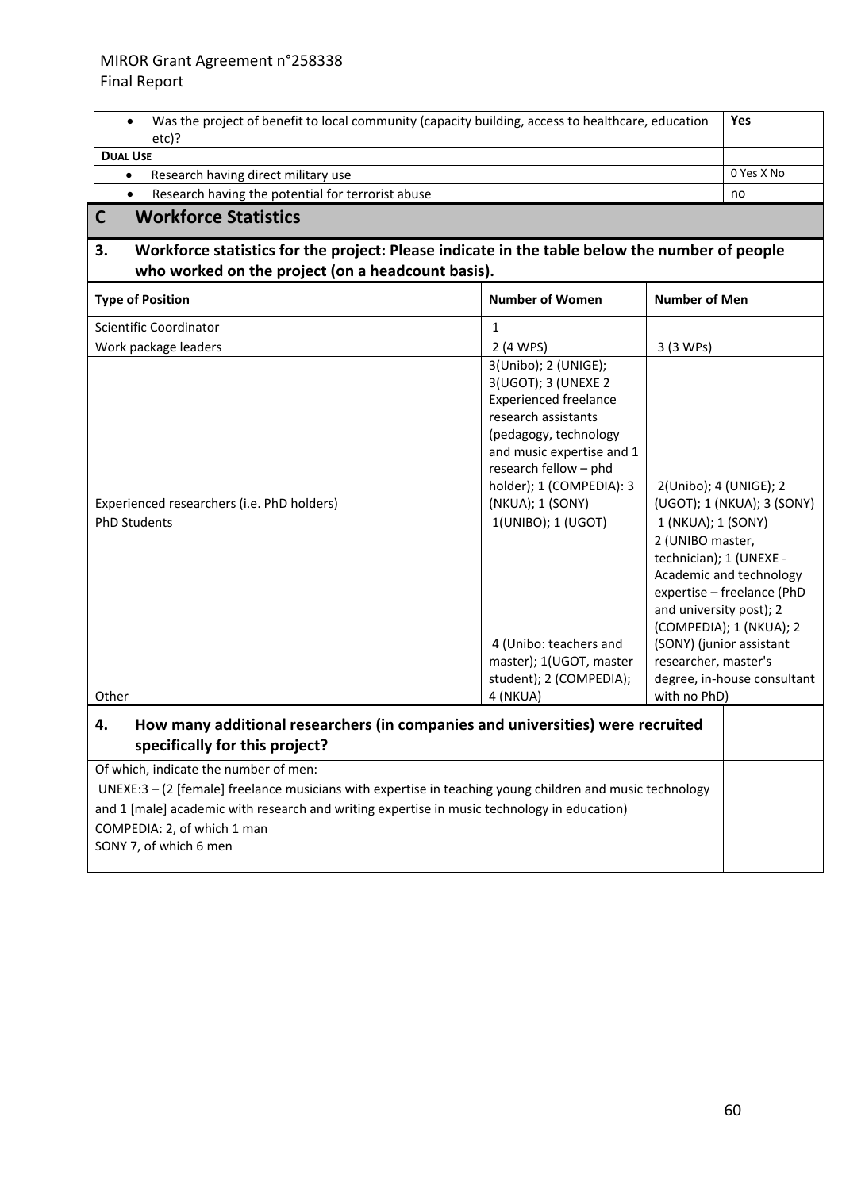| | |
|---|---|
| • Was the project of benefit to local community (capacity building, access to healthcare, education etc)? | **Yes** |
| **DUAL USE** | |
| • Research having direct military use | 0 Yes X No |
| • Research having the potential for terrorist abuse | no |

## C Workforce Statistics

### 3. Workforce statistics for the project: Please indicate in the table below the number of people who worked on the project (on a headcount basis).

| Type of Position | Number of Women | Number of Men |
|---|---|---|
| Scientific Coordinator | 1 | |
| Work package leaders | 2 (4 WPS) | 3 (3 WPs) |
| Experienced researchers (i.e. PhD holders) | 3(Unibo); 2 (UNIGE); 3(UGOT); 3 (UNEXE 2 Experienced freelance research assistants (pedagogy, technology and music expertise and 1 research fellow – phd holder); 1 (COMPEDIA): 3 (NKUA); 1 (SONY) | 2(Unibo); 4 (UNIGE); 2 (UGOT); 1 (NKUA); 3 (SONY) |
| PhD Students | 1(UNIBO); 1 (UGOT) | 1 (NKUA); 1 (SONY) |
| Other | 4 (Unibo: teachers and master); 1(UGOT, master student); 2 (COMPEDIA); 4 (NKUA) | 2 (UNIBO master, technician); 1 (UNEXE - Academic and technology expertise – freelance (PhD and university post); 2 (COMPEDIA); 1 (NKUA); 2 (SONY) (junior assistant researcher, master's degree, in-house consultant with no PhD) |

### 4. How many additional researchers (in companies and universities) were recruited specifically for this project?

| | |
|---|---|
| Of which, indicate the number of men:<br>UNEXE:3 – (2 [female] freelance musicians with expertise in teaching young children and music technology and 1 [male] academic with research and writing expertise in music technology in education)<br>COMPEDIA: 2, of which 1 man<br>SONY 7, of which 6 men | |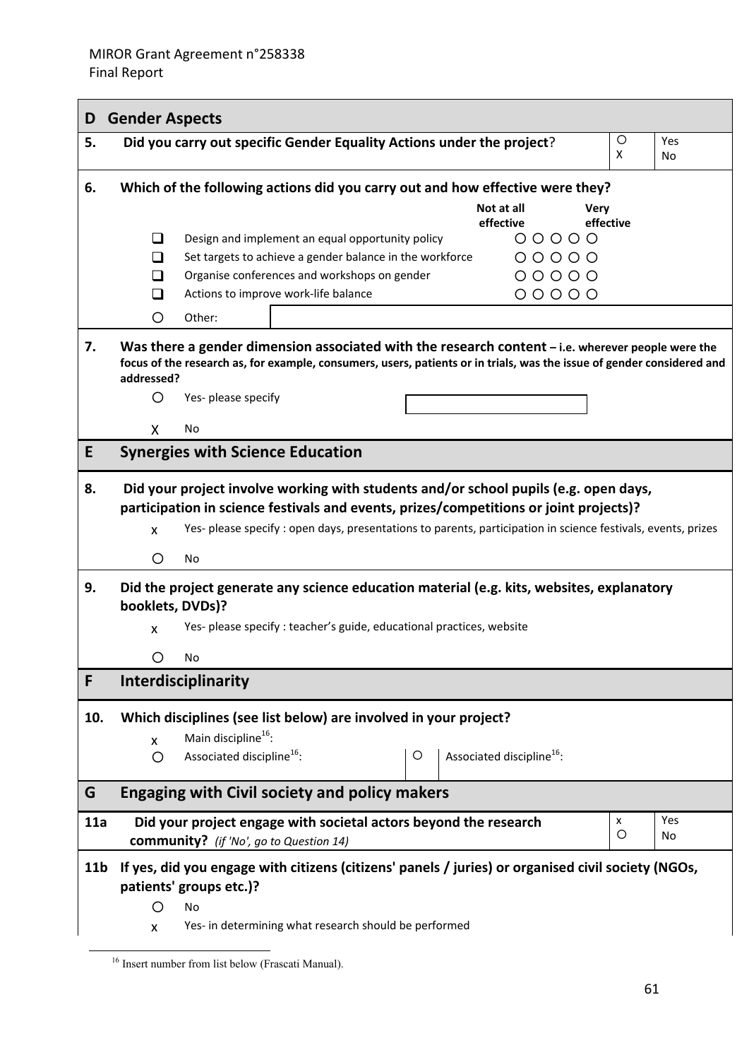MIROR Grant Agreement n°258338
Final Report

## D Gender Aspects

**5. Did you carry out specific Gender Equality Actions under the project?**

| | |
|---|---|
| O | Yes |
| X | No |

**6. Which of the following actions did you carry out and how effective were they?**

| | | Not at all effective … Very effective |
|---|---|---|
| ❑ | Design and implement an equal opportunity policy | O O O O O |
| ❑ | Set targets to achieve a gender balance in the workforce | O O O O O |
| ❑ | Organise conferences and workshops on gender | O O O O O |
| ❑ | Actions to improve work-life balance | O O O O O |
| O | Other: | |

**7. Was there a gender dimension associated with the research content** – **i.e. wherever people were the focus of the research as, for example, consumers, users, patients or in trials, was the issue of gender considered and addressed?**

- O Yes- please specify
- X No

## E Synergies with Science Education

**8. Did your project involve working with students and/or school pupils (e.g. open days, participation in science festivals and events, prizes/competitions or joint projects)?**

- x Yes- please specify : open days, presentations to parents, participation in science festivals, events, prizes
- O No

**9. Did the project generate any science education material (e.g. kits, websites, explanatory booklets, DVDs)?**

- x Yes- please specify : teacher's guide, educational practices, website
- O No

## F Interdisciplinarity

**10. Which disciplines (see list below) are involved in your project?**

- x Main discipline[16]:
- O Associated discipline[16]:
- O Associated discipline[16]:

## G Engaging with Civil society and policy makers

**11a Did your project engage with societal actors beyond the research community?** *(if 'No', go to Question 14)*

| | |
|---|---|
| x | Yes |
| O | No |

**11b If yes, did you engage with citizens (citizens' panels / juries) or organised civil society (NGOs, patients' groups etc.)?**

- O No
- x Yes- in determining what research should be performed

[16] Insert number from list below (Frascati Manual).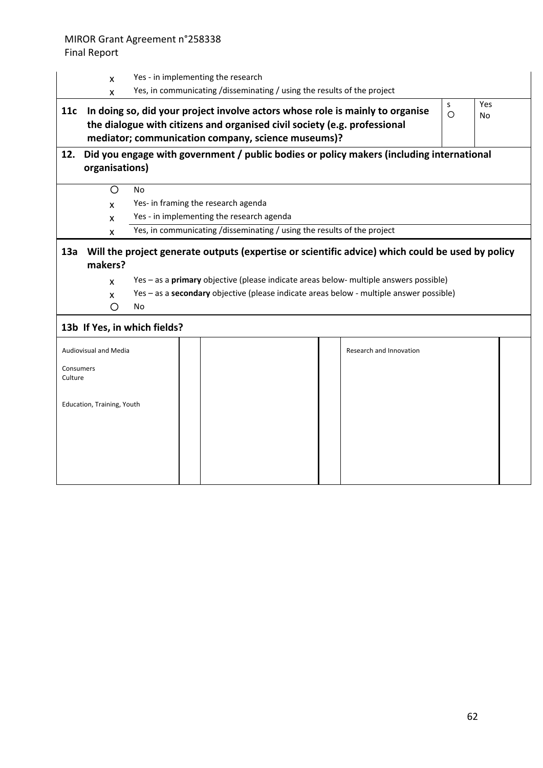| | |
|---|---|
| x | Yes - in implementing the research |
| x | Yes, in communicating /disseminating / using the results of the project |

| | | |
|---|---|---|
| **11c In doing so, did your project involve actors whose role is mainly to organise the dialogue with citizens and organised civil society (e.g. professional mediator; communication company, science museums)?** | s ○ | Yes No |

**12. Did you engage with government / public bodies or policy makers (including international organisations)**

| | |
|---|---|
| ○ | No |
| x | Yes- in framing the research agenda |
| x | Yes - in implementing the research agenda |
| x | Yes, in communicating /disseminating / using the results of the project |

**13a Will the project generate outputs (expertise or scientific advice) which could be used by policy makers?**

| | |
|---|---|
| x | Yes – as a **primary** objective (please indicate areas below- multiple answers possible) |
| x | Yes – as a **secondary** objective (please indicate areas below - multiple answer possible) |
| ○ | No |

**13b If Yes, in which fields?**

| | | | | | |
|---|---|---|---|---|---|
| Audiovisual and Media<br>Consumers<br>Culture<br>Education, Training, Youth | | | | Research and Innovation | |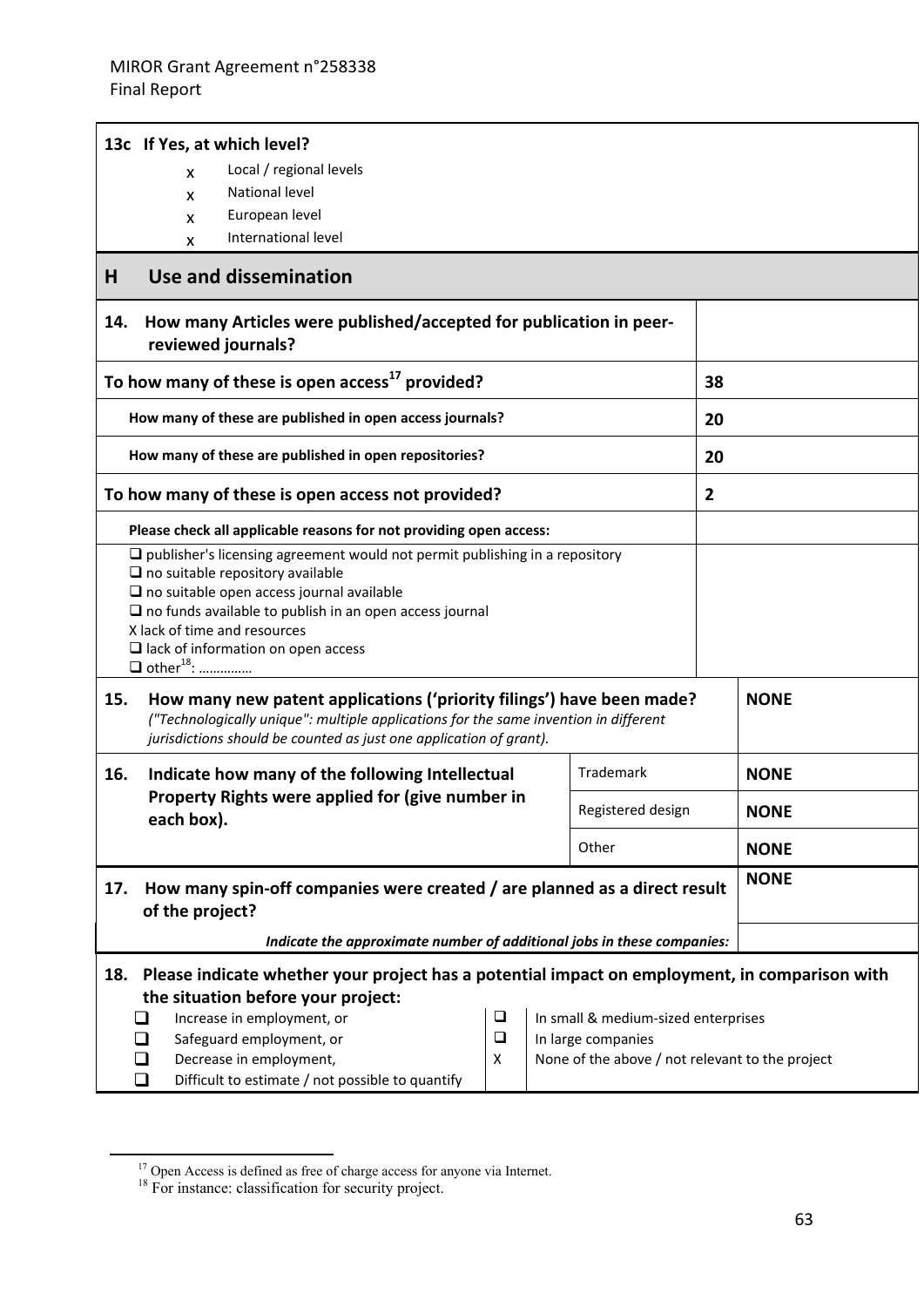**13c If Yes, at which level?**

- x Local / regional levels
- x National level
- x European level
- x International level

## H Use and dissemination

| | |
|---|---|
| **14. How many Articles were published/accepted for publication in peer-reviewed journals?** | |
| **To how many of these is open access[17] provided?** | **38** |
| **How many of these are published in open access journals?** | **20** |
| **How many of these are published in open repositories?** | **20** |
| **To how many of these is open access not provided?** | **2** |
| **Please check all applicable reasons for not providing open access:** | |
| ❑ publisher's licensing agreement would not permit publishing in a repository<br>❑ no suitable repository available<br>❑ no suitable open access journal available<br>❑ no funds available to publish in an open access journal<br>X lack of time and resources<br>❑ lack of information on open access<br>❑ other[18]: …………… | |

| | |
|---|---|
| **15. How many new patent applications ('priority filings') have been made?**<br>*("Technologically unique": multiple applications for the same invention in different jurisdictions should be counted as just one application of grant).* | **NONE** |

| | | |
|---|---|---|
| **16. Indicate how many of the following Intellectual Property Rights were applied for (give number in each box).** | Trademark | **NONE** |
| | Registered design | **NONE** |
| | Other | **NONE** |

| | |
|---|---|
| **17. How many spin-off companies were created / are planned as a direct result of the project?** | **NONE** |
| ***Indicate the approximate number of additional jobs in these companies:*** | |

**18. Please indicate whether your project has a potential impact on employment, in comparison with the situation before your project:**

| | | | |
|---|---|---|---|
| ❑ | Increase in employment, or | ❑ | In small & medium-sized enterprises |
| ❑ | Safeguard employment, or | ❑ | In large companies |
| ❑ | Decrease in employment, | X | None of the above / not relevant to the project |
| ❑ | Difficult to estimate / not possible to quantify | | |

[17] Open Access is defined as free of charge access for anyone via Internet.

[18] For instance: classification for security project.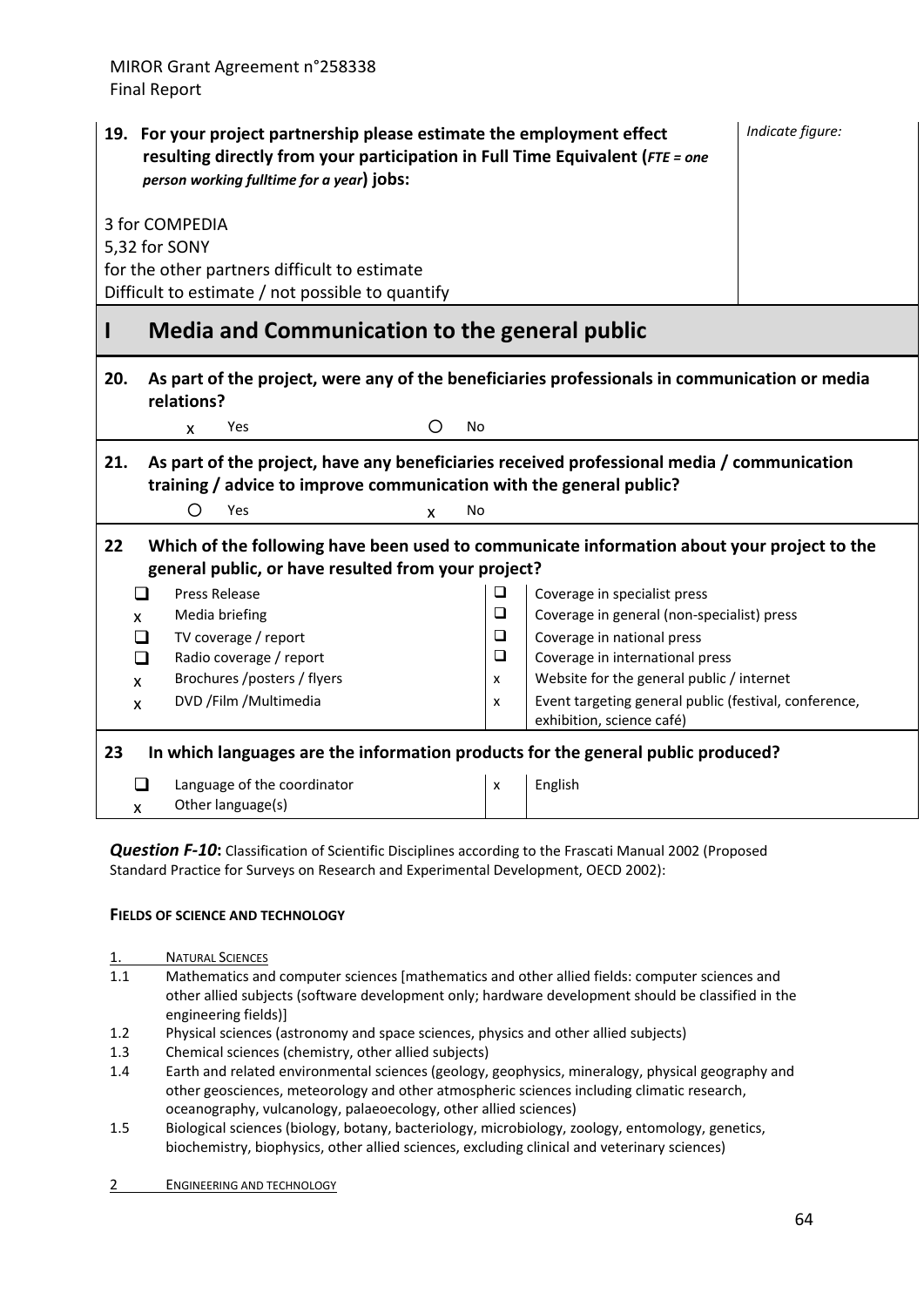| **19. For your project partnership please estimate the employment effect resulting directly from your participation in Full Time Equivalent (*FTE = one person working fulltime for a year*) jobs:**<br><br>3 for COMPEDIA<br>5,32 for SONY<br>for the other partners difficult to estimate<br>Difficult to estimate / not possible to quantify | *Indicate figure:* |
|---|---|

## I Media and Communication to the general public

**20. As part of the project, were any of the beneficiaries professionals in communication or media relations?**

x Yes ○ No

**21. As part of the project, have any beneficiaries received professional media / communication training / advice to improve communication with the general public?**

○ Yes x No

**22 Which of the following have been used to communicate information about your project to the general public, or have resulted from your project?**

| | | | |
|---|---|---|---|
| ❑ | Press Release | ❑ | Coverage in specialist press |
| x | Media briefing | ❑ | Coverage in general (non-specialist) press |
| ❑ | TV coverage / report | ❑ | Coverage in national press |
| ❑ | Radio coverage / report | ❑ | Coverage in international press |
| x | Brochures /posters / flyers | x | Website for the general public / internet |
| x | DVD /Film /Multimedia | x | Event targeting general public (festival, conference, exhibition, science café) |

**23 In which languages are the information products for the general public produced?**

| | | | |
|---|---|---|---|
| ❑ | Language of the coordinator | x | English |
| x | Other language(s) | | |

***Question F-10*:** Classification of Scientific Disciplines according to the Frascati Manual 2002 (Proposed Standard Practice for Surveys on Research and Experimental Development, OECD 2002):

**FIELDS OF SCIENCE AND TECHNOLOGY**

1. NATURAL SCIENCES

1.1 Mathematics and computer sciences [mathematics and other allied fields: computer sciences and other allied subjects (software development only; hardware development should be classified in the engineering fields)]

1.2 Physical sciences (astronomy and space sciences, physics and other allied subjects)

1.3 Chemical sciences (chemistry, other allied subjects)

1.4 Earth and related environmental sciences (geology, geophysics, mineralogy, physical geography and other geosciences, meteorology and other atmospheric sciences including climatic research, oceanography, vulcanology, palaeoecology, other allied sciences)

1.5 Biological sciences (biology, botany, bacteriology, microbiology, zoology, entomology, genetics, biochemistry, biophysics, other allied sciences, excluding clinical and veterinary sciences)

2 ENGINEERING AND TECHNOLOGY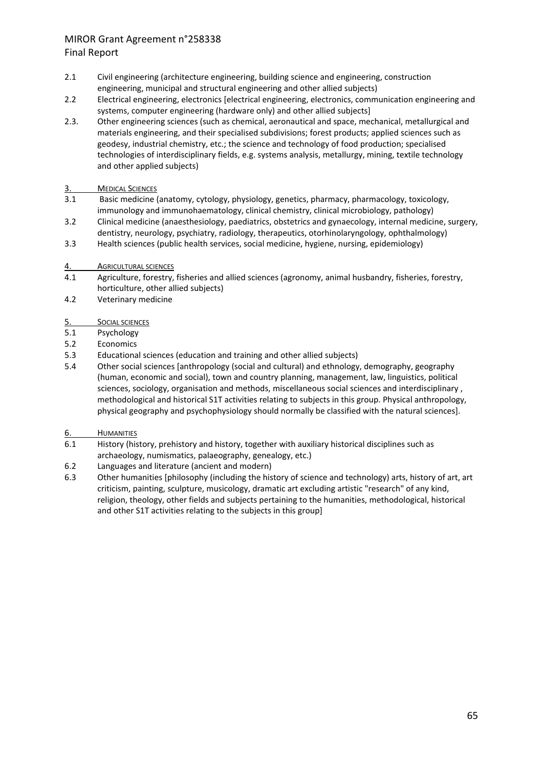2.1 Civil engineering (architecture engineering, building science and engineering, construction engineering, municipal and structural engineering and other allied subjects)

2.2 Electrical engineering, electronics [electrical engineering, electronics, communication engineering and systems, computer engineering (hardware only) and other allied subjects]

2.3. Other engineering sciences (such as chemical, aeronautical and space, mechanical, metallurgical and materials engineering, and their specialised subdivisions; forest products; applied sciences such as geodesy, industrial chemistry, etc.; the science and technology of food production; specialised technologies of interdisciplinary fields, e.g. systems analysis, metallurgy, mining, textile technology and other applied subjects)

3. MEDICAL SCIENCES

3.1 Basic medicine (anatomy, cytology, physiology, genetics, pharmacy, pharmacology, toxicology, immunology and immunohaematology, clinical chemistry, clinical microbiology, pathology)

3.2 Clinical medicine (anaesthesiology, paediatrics, obstetrics and gynaecology, internal medicine, surgery, dentistry, neurology, psychiatry, radiology, therapeutics, otorhinolaryngology, ophthalmology)

3.3 Health sciences (public health services, social medicine, hygiene, nursing, epidemiology)

4. AGRICULTURAL SCIENCES

4.1 Agriculture, forestry, fisheries and allied sciences (agronomy, animal husbandry, fisheries, forestry, horticulture, other allied subjects)

4.2 Veterinary medicine

5. SOCIAL SCIENCES

5.1 Psychology

5.2 Economics

5.3 Educational sciences (education and training and other allied subjects)

5.4 Other social sciences [anthropology (social and cultural) and ethnology, demography, geography (human, economic and social), town and country planning, management, law, linguistics, political sciences, sociology, organisation and methods, miscellaneous social sciences and interdisciplinary , methodological and historical S1T activities relating to subjects in this group. Physical anthropology, physical geography and psychophysiology should normally be classified with the natural sciences].

6. HUMANITIES

6.1 History (history, prehistory and history, together with auxiliary historical disciplines such as archaeology, numismatics, palaeography, genealogy, etc.)

6.2 Languages and literature (ancient and modern)

6.3 Other humanities [philosophy (including the history of science and technology) arts, history of art, art criticism, painting, sculpture, musicology, dramatic art excluding artistic "research" of any kind, religion, theology, other fields and subjects pertaining to the humanities, methodological, historical and other S1T activities relating to the subjects in this group]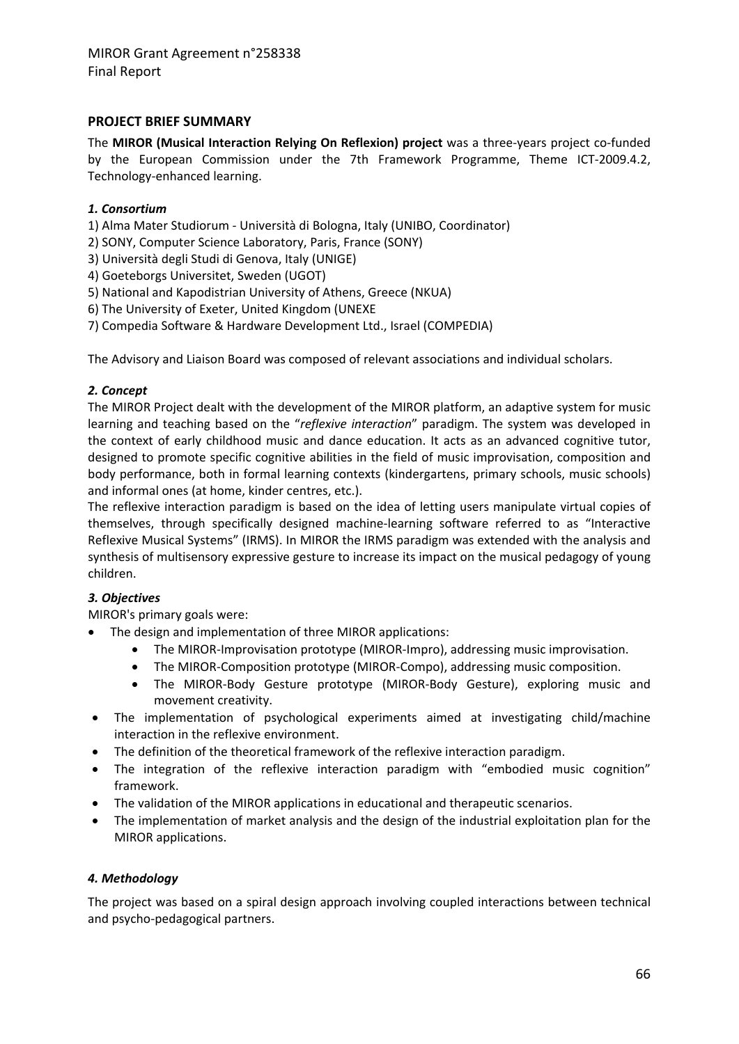## PROJECT BRIEF SUMMARY

The **MIROR (Musical Interaction Relying On Reflexion) project** was a three-years project co-funded by the European Commission under the 7th Framework Programme, Theme ICT-2009.4.2, Technology-enhanced learning.

### *1. Consortium*

1) Alma Mater Studiorum - Università di Bologna, Italy (UNIBO, Coordinator)
2) SONY, Computer Science Laboratory, Paris, France (SONY)
3) Università degli Studi di Genova, Italy (UNIGE)
4) Goeteborgs Universitet, Sweden (UGOT)
5) National and Kapodistrian University of Athens, Greece (NKUA)
6) The University of Exeter, United Kingdom (UNEXE
7) Compedia Software & Hardware Development Ltd., Israel (COMPEDIA)

The Advisory and Liaison Board was composed of relevant associations and individual scholars.

### *2. Concept*

The MIROR Project dealt with the development of the MIROR platform, an adaptive system for music learning and teaching based on the "*reflexive interaction*" paradigm. The system was developed in the context of early childhood music and dance education. It acts as an advanced cognitive tutor, designed to promote specific cognitive abilities in the field of music improvisation, composition and body performance, both in formal learning contexts (kindergartens, primary schools, music schools) and informal ones (at home, kinder centres, etc.).
The reflexive interaction paradigm is based on the idea of letting users manipulate virtual copies of themselves, through specifically designed machine-learning software referred to as "Interactive Reflexive Musical Systems" (IRMS). In MIROR the IRMS paradigm was extended with the analysis and synthesis of multisensory expressive gesture to increase its impact on the musical pedagogy of young children.

### *3. Objectives*

MIROR's primary goals were:

- The design and implementation of three MIROR applications:
  - The MIROR-Improvisation prototype (MIROR-Impro), addressing music improvisation.
  - The MIROR-Composition prototype (MIROR-Compo), addressing music composition.
  - The MIROR-Body Gesture prototype (MIROR-Body Gesture), exploring music and movement creativity.
- The implementation of psychological experiments aimed at investigating child/machine interaction in the reflexive environment.
- The definition of the theoretical framework of the reflexive interaction paradigm.
- The integration of the reflexive interaction paradigm with "embodied music cognition" framework.
- The validation of the MIROR applications in educational and therapeutic scenarios.
- The implementation of market analysis and the design of the industrial exploitation plan for the MIROR applications.

### *4. Methodology*

The project was based on a spiral design approach involving coupled interactions between technical and psycho-pedagogical partners.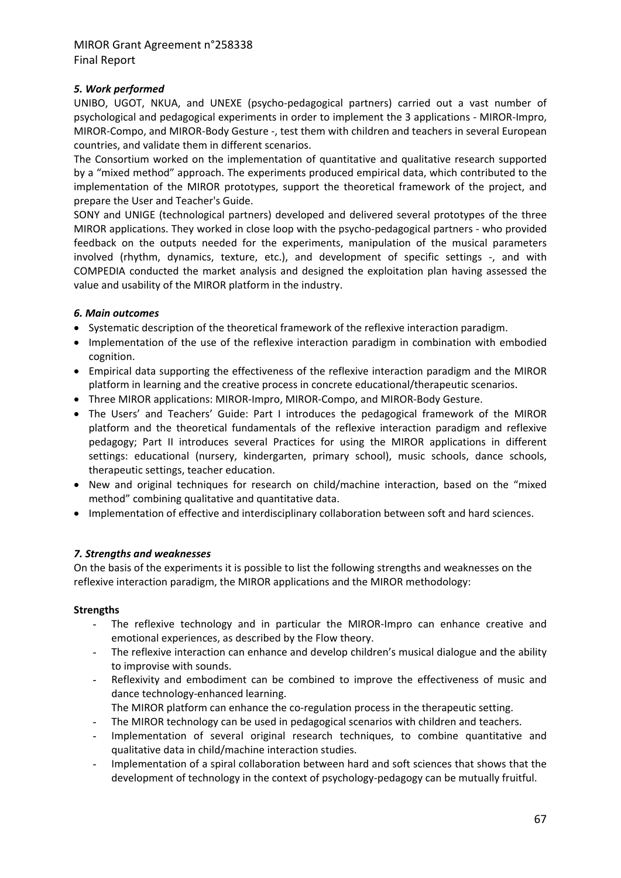### *5. Work performed*

UNIBO, UGOT, NKUA, and UNEXE (psycho-pedagogical partners) carried out a vast number of psychological and pedagogical experiments in order to implement the 3 applications - MIROR-Impro, MIROR-Compo, and MIROR-Body Gesture -, test them with children and teachers in several European countries, and validate them in different scenarios.

The Consortium worked on the implementation of quantitative and qualitative research supported by a "mixed method" approach. The experiments produced empirical data, which contributed to the implementation of the MIROR prototypes, support the theoretical framework of the project, and prepare the User and Teacher's Guide.

SONY and UNIGE (technological partners) developed and delivered several prototypes of the three MIROR applications. They worked in close loop with the psycho-pedagogical partners - who provided feedback on the outputs needed for the experiments, manipulation of the musical parameters involved (rhythm, dynamics, texture, etc.), and development of specific settings -, and with COMPEDIA conducted the market analysis and designed the exploitation plan having assessed the value and usability of the MIROR platform in the industry.

### *6. Main outcomes*

- Systematic description of the theoretical framework of the reflexive interaction paradigm.
- Implementation of the use of the reflexive interaction paradigm in combination with embodied cognition.
- Empirical data supporting the effectiveness of the reflexive interaction paradigm and the MIROR platform in learning and the creative process in concrete educational/therapeutic scenarios.
- Three MIROR applications: MIROR-Impro, MIROR-Compo, and MIROR-Body Gesture.
- The Users' and Teachers' Guide: Part I introduces the pedagogical framework of the MIROR platform and the theoretical fundamentals of the reflexive interaction paradigm and reflexive pedagogy; Part II introduces several Practices for using the MIROR applications in different settings: educational (nursery, kindergarten, primary school), music schools, dance schools, therapeutic settings, teacher education.
- New and original techniques for research on child/machine interaction, based on the "mixed method" combining qualitative and quantitative data.
- Implementation of effective and interdisciplinary collaboration between soft and hard sciences.

### *7. Strengths and weaknesses*

On the basis of the experiments it is possible to list the following strengths and weaknesses on the reflexive interaction paradigm, the MIROR applications and the MIROR methodology:

**Strengths**

- The reflexive technology and in particular the MIROR-Impro can enhance creative and emotional experiences, as described by the Flow theory.
- The reflexive interaction can enhance and develop children's musical dialogue and the ability to improvise with sounds.
- Reflexivity and embodiment can be combined to improve the effectiveness of music and dance technology-enhanced learning.
  The MIROR platform can enhance the co-regulation process in the therapeutic setting.
- The MIROR technology can be used in pedagogical scenarios with children and teachers.
- Implementation of several original research techniques, to combine quantitative and qualitative data in child/machine interaction studies.
- Implementation of a spiral collaboration between hard and soft sciences that shows that the development of technology in the context of psychology-pedagogy can be mutually fruitful.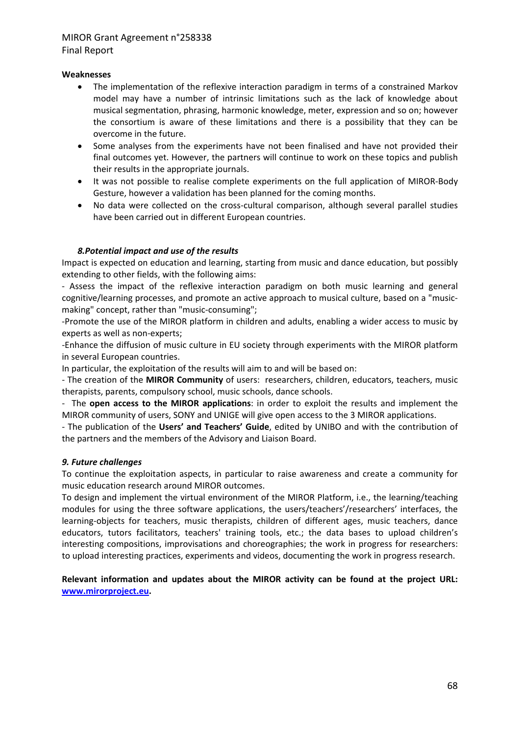**Weaknesses**

- The implementation of the reflexive interaction paradigm in terms of a constrained Markov model may have a number of intrinsic limitations such as the lack of knowledge about musical segmentation, phrasing, harmonic knowledge, meter, expression and so on; however the consortium is aware of these limitations and there is a possibility that they can be overcome in the future.
- Some analyses from the experiments have not been finalised and have not provided their final outcomes yet. However, the partners will continue to work on these topics and publish their results in the appropriate journals.
- It was not possible to realise complete experiments on the full application of MIROR-Body Gesture, however a validation has been planned for the coming months.
- No data were collected on the cross-cultural comparison, although several parallel studies have been carried out in different European countries.

### *8.Potential impact and use of the results*

Impact is expected on education and learning, starting from music and dance education, but possibly extending to other fields, with the following aims:

- Assess the impact of the reflexive interaction paradigm on both music learning and general cognitive/learning processes, and promote an active approach to musical culture, based on a "music-making" concept, rather than "music-consuming";

-Promote the use of the MIROR platform in children and adults, enabling a wider access to music by experts as well as non-experts;

-Enhance the diffusion of music culture in EU society through experiments with the MIROR platform in several European countries.

In particular, the exploitation of the results will aim to and will be based on:

- The creation of the **MIROR Community** of users: researchers, children, educators, teachers, music therapists, parents, compulsory school, music schools, dance schools.

- The **open access to the MIROR applications**: in order to exploit the results and implement the MIROR community of users, SONY and UNIGE will give open access to the 3 MIROR applications.

- The publication of the **Users' and Teachers' Guide**, edited by UNIBO and with the contribution of the partners and the members of the Advisory and Liaison Board.

### *9. Future challenges*

To continue the exploitation aspects, in particular to raise awareness and create a community for music education research around MIROR outcomes.

To design and implement the virtual environment of the MIROR Platform, i.e., the learning/teaching modules for using the three software applications, the users/teachers'/researchers' interfaces, the learning-objects for teachers, music therapists, children of different ages, music teachers, dance educators, tutors facilitators, teachers' training tools, etc.; the data bases to upload children's interesting compositions, improvisations and choreographies; the work in progress for researchers: to upload interesting practices, experiments and videos, documenting the work in progress research.

**Relevant information and updates about the MIROR activity can be found at the project URL: www.mirorproject.eu.**